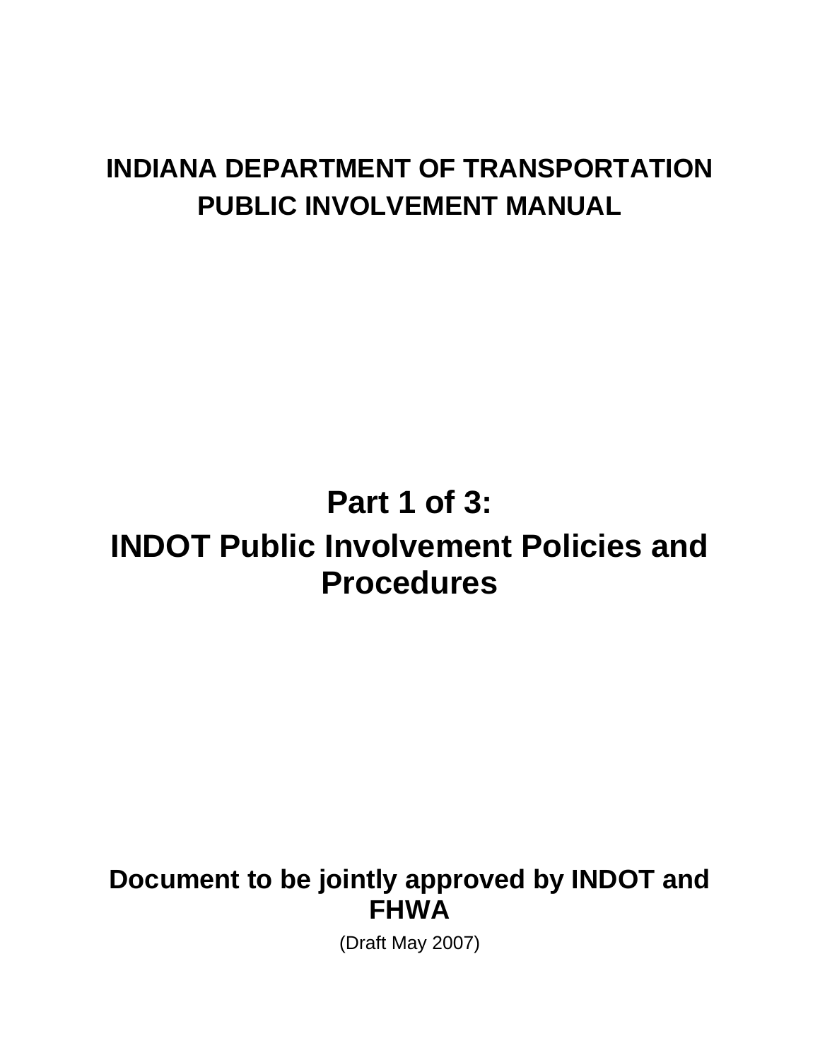# INDIANA DEPARTMENT OF TRANSPORTATION
# PUBLIC INVOLVEMENT MANUAL

## Part 1 of 3:
## INDOT Public Involvement Policies and Procedures

**Document to be jointly approved by INDOT and FHWA**

(Draft May 2007)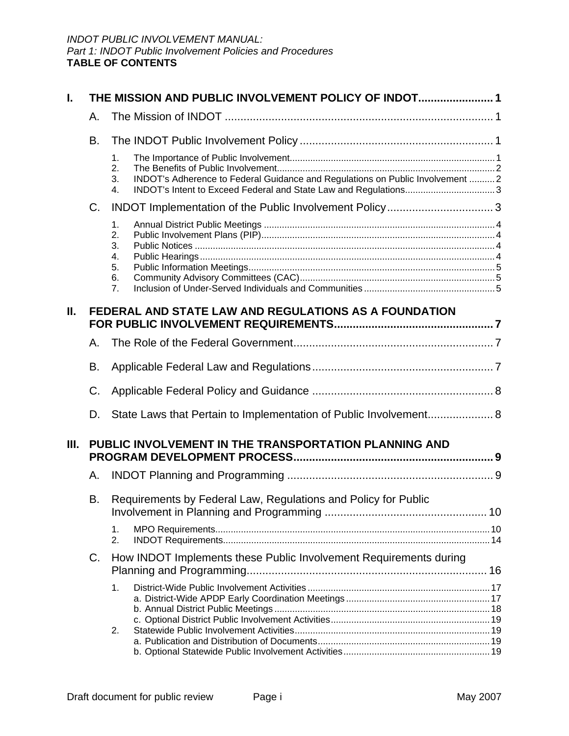*INDOT PUBLIC INVOLVEMENT MANUAL:*
*Part 1: INDOT Public Involvement Policies and Procedures*
**TABLE OF CONTENTS**

**I. THE MISSION AND PUBLIC INVOLVEMENT POLICY OF INDOT........................ 1**

- A. The Mission of INDOT ....................................................................................... 1
- B. The INDOT Public Involvement Policy .............................................................. 1
  1. The Importance of Public Involvement................................................................................ 1
  2. The Benefits of Public Involvement..................................................................................... 2
  3. INDOT's Adherence to Federal Guidance and Regulations on Public Involvement .......... 2
  4. INDOT's Intent to Exceed Federal and State Law and Regulations................................... 3
- C. INDOT Implementation of the Public Involvement Policy.................................. 3
  1. Annual District Public Meetings .......................................................................................... 4
  2. Public Involvement Plans (PIP)........................................................................................... 4
  3. Public Notices ..................................................................................................................... 4
  4. Public Hearings ................................................................................................................... 4
  5. Public Information Meetings................................................................................................ 5
  6. Community Advisory Committees (CAC)............................................................................ 5
  7. Inclusion of Under-Served Individuals and Communities ................................................... 5

**II. FEDERAL AND STATE LAW AND REGULATIONS AS A FOUNDATION FOR PUBLIC INVOLVEMENT REQUIREMENTS.................................................. 7**

- A. The Role of the Federal Government................................................................ 7
- B. Applicable Federal Law and Regulations.......................................................... 7
- C. Applicable Federal Policy and Guidance .......................................................... 8
- D. State Laws that Pertain to Implementation of Public Involvement..................... 8

**III. PUBLIC INVOLVEMENT IN THE TRANSPORTATION PLANNING AND PROGRAM DEVELOPMENT PROCESS................................................................ 9**

- A. INDOT Planning and Programming .................................................................. 9
- B. Requirements by Federal Law, Regulations and Policy for Public Involvement in Planning and Programming .................................................... 10
  1. MPO Requirements........................................................................................................... 10
  2. INDOT Requirements........................................................................................................ 14
- C. How INDOT Implements these Public Involvement Requirements during Planning and Programming............................................................................ 16
  1. District-Wide Public Involvement Activities ....................................................................... 17
     - a. District-Wide APDP Early Coordination Meetings ........................................................ 17
     - b. Annual District Public Meetings .................................................................................... 18
     - c. Optional District Public Involvement Activities.............................................................. 19
  2. Statewide Public Involvement Activities............................................................................ 19
     - a. Publication and Distribution of Documents................................................................... 19
     - b. Optional Statewide Public Involvement Activities......................................................... 19

Draft document for public review    Page i    May 2007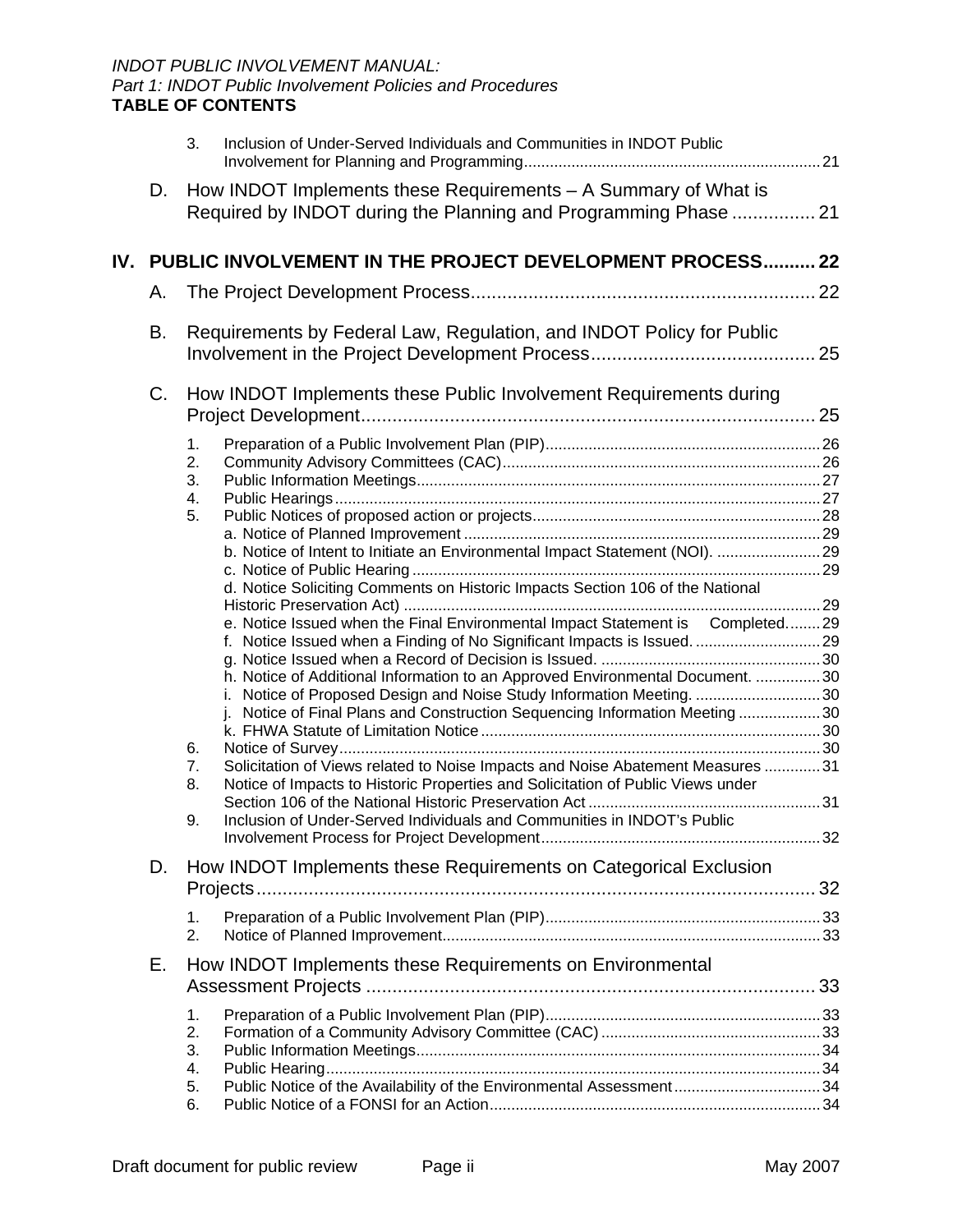3. Inclusion of Under-Served Individuals and Communities in INDOT Public Involvement for Planning and Programming .......... 21

D. How INDOT Implements these Requirements – A Summary of What is Required by INDOT during the Planning and Programming Phase .......... 21

**IV. PUBLIC INVOLVEMENT IN THE PROJECT DEVELOPMENT PROCESS .......... 22**

A. The Project Development Process .......... 22

B. Requirements by Federal Law, Regulation, and INDOT Policy for Public Involvement in the Project Development Process .......... 25

C. How INDOT Implements these Public Involvement Requirements during Project Development .......... 25

1. Preparation of a Public Involvement Plan (PIP) .......... 26
2. Community Advisory Committees (CAC) .......... 26
3. Public Information Meetings .......... 27
4. Public Hearings .......... 27
5. Public Notices of proposed action or projects .......... 28
   a. Notice of Planned Improvement .......... 29
   b. Notice of Intent to Initiate an Environmental Impact Statement (NOI). .......... 29
   c. Notice of Public Hearing .......... 29
   d. Notice Soliciting Comments on Historic Impacts Section 106 of the National Historic Preservation Act) .......... 29
   e. Notice Issued when the Final Environmental Impact Statement is Completed .......... 29
   f. Notice Issued when a Finding of No Significant Impacts is Issued. .......... 29
   g. Notice Issued when a Record of Decision is Issued. .......... 30
   h. Notice of Additional Information to an Approved Environmental Document. .......... 30
   i. Notice of Proposed Design and Noise Study Information Meeting. .......... 30
   j. Notice of Final Plans and Construction Sequencing Information Meeting .......... 30
   k. FHWA Statute of Limitation Notice .......... 30
6. Notice of Survey .......... 30
7. Solicitation of Views related to Noise Impacts and Noise Abatement Measures .......... 31
8. Notice of Impacts to Historic Properties and Solicitation of Public Views under Section 106 of the National Historic Preservation Act .......... 31
9. Inclusion of Under-Served Individuals and Communities in INDOT's Public Involvement Process for Project Development .......... 32

D. How INDOT Implements these Requirements on Categorical Exclusion Projects .......... 32

1. Preparation of a Public Involvement Plan (PIP) .......... 33
2. Notice of Planned Improvement .......... 33

E. How INDOT Implements these Requirements on Environmental Assessment Projects .......... 33

1. Preparation of a Public Involvement Plan (PIP) .......... 33
2. Formation of a Community Advisory Committee (CAC) .......... 33
3. Public Information Meetings .......... 34
4. Public Hearing .......... 34
5. Public Notice of the Availability of the Environmental Assessment .......... 34
6. Public Notice of a FONSI for an Action .......... 34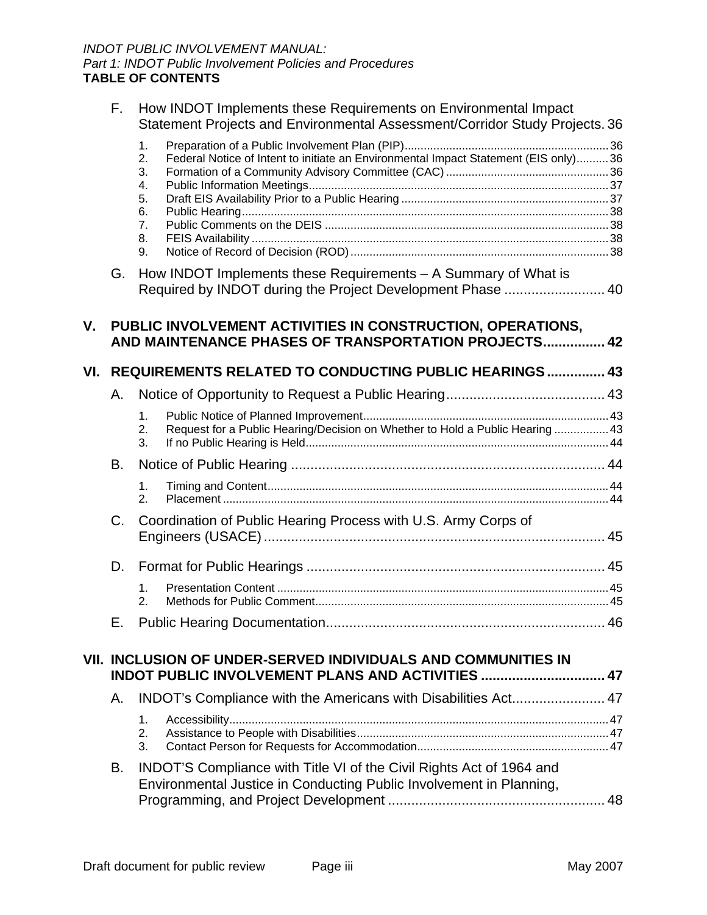F. How INDOT Implements these Requirements on Environmental Impact Statement Projects and Environmental Assessment/Corridor Study Projects. 36

1. Preparation of a Public Involvement Plan (PIP) ... 36
2. Federal Notice of Intent to initiate an Environmental Impact Statement (EIS only) ... 36
3. Formation of a Community Advisory Committee (CAC) ... 36
4. Public Information Meetings ... 37
5. Draft EIS Availability Prior to a Public Hearing ... 37
6. Public Hearing ... 38
7. Public Comments on the DEIS ... 38
8. FEIS Availability ... 38
9. Notice of Record of Decision (ROD) ... 38

G. How INDOT Implements these Requirements – A Summary of What is Required by INDOT during the Project Development Phase ... 40

**V. PUBLIC INVOLVEMENT ACTIVITIES IN CONSTRUCTION, OPERATIONS, AND MAINTENANCE PHASES OF TRANSPORTATION PROJECTS ... 42**

**VI. REQUIREMENTS RELATED TO CONDUCTING PUBLIC HEARINGS ... 43**

A. Notice of Opportunity to Request a Public Hearing ... 43

1. Public Notice of Planned Improvement ... 43
2. Request for a Public Hearing/Decision on Whether to Hold a Public Hearing ... 43
3. If no Public Hearing is Held ... 44

B. Notice of Public Hearing ... 44

1. Timing and Content ... 44
2. Placement ... 44

C. Coordination of Public Hearing Process with U.S. Army Corps of Engineers (USACE) ... 45

D. Format for Public Hearings ... 45

1. Presentation Content ... 45
2. Methods for Public Comment ... 45

E. Public Hearing Documentation ... 46

**VII. INCLUSION OF UNDER-SERVED INDIVIDUALS AND COMMUNITIES IN INDOT PUBLIC INVOLVEMENT PLANS AND ACTIVITIES ... 47**

A. INDOT's Compliance with the Americans with Disabilities Act ... 47

1. Accessibility ... 47
2. Assistance to People with Disabilities ... 47
3. Contact Person for Requests for Accommodation ... 47

B. INDOT'S Compliance with Title VI of the Civil Rights Act of 1964 and Environmental Justice in Conducting Public Involvement in Planning, Programming, and Project Development ... 48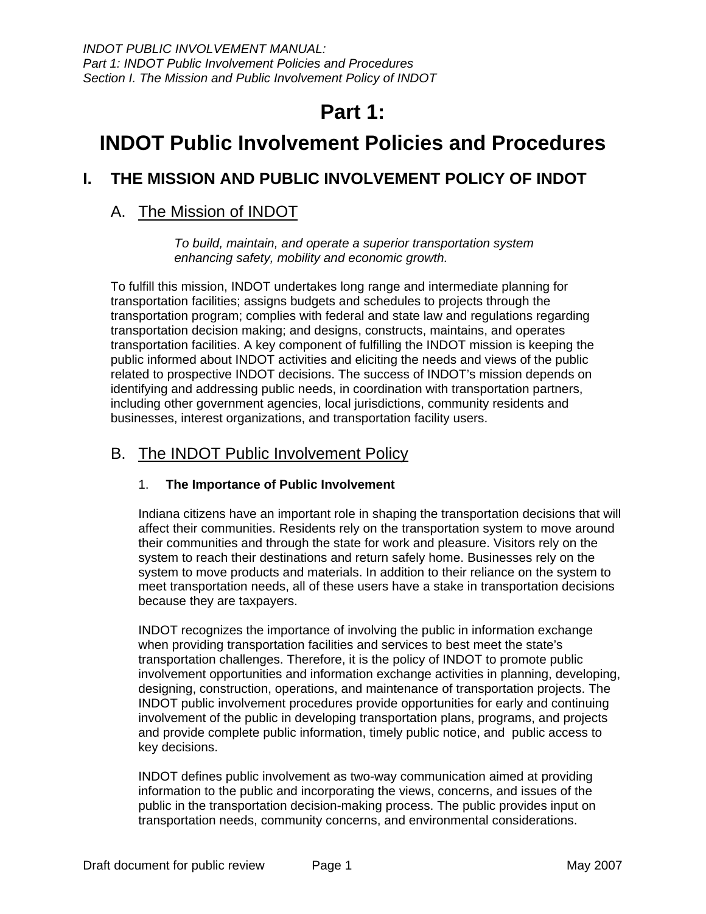# Part 1:

# INDOT Public Involvement Policies and Procedures

## I. THE MISSION AND PUBLIC INVOLVEMENT POLICY OF INDOT

### A. The Mission of INDOT

*To build, maintain, and operate a superior transportation system enhancing safety, mobility and economic growth.*

To fulfill this mission, INDOT undertakes long range and intermediate planning for transportation facilities; assigns budgets and schedules to projects through the transportation program; complies with federal and state law and regulations regarding transportation decision making; and designs, constructs, maintains, and operates transportation facilities. A key component of fulfilling the INDOT mission is keeping the public informed about INDOT activities and eliciting the needs and views of the public related to prospective INDOT decisions. The success of INDOT's mission depends on identifying and addressing public needs, in coordination with transportation partners, including other government agencies, local jurisdictions, community residents and businesses, interest organizations, and transportation facility users.

### B. The INDOT Public Involvement Policy

#### 1. The Importance of Public Involvement

Indiana citizens have an important role in shaping the transportation decisions that will affect their communities. Residents rely on the transportation system to move around their communities and through the state for work and pleasure. Visitors rely on the system to reach their destinations and return safely home. Businesses rely on the system to move products and materials. In addition to their reliance on the system to meet transportation needs, all of these users have a stake in transportation decisions because they are taxpayers.

INDOT recognizes the importance of involving the public in information exchange when providing transportation facilities and services to best meet the state's transportation challenges. Therefore, it is the policy of INDOT to promote public involvement opportunities and information exchange activities in planning, developing, designing, construction, operations, and maintenance of transportation projects. The INDOT public involvement procedures provide opportunities for early and continuing involvement of the public in developing transportation plans, programs, and projects and provide complete public information, timely public notice, and public access to key decisions.

INDOT defines public involvement as two-way communication aimed at providing information to the public and incorporating the views, concerns, and issues of the public in the transportation decision-making process. The public provides input on transportation needs, community concerns, and environmental considerations.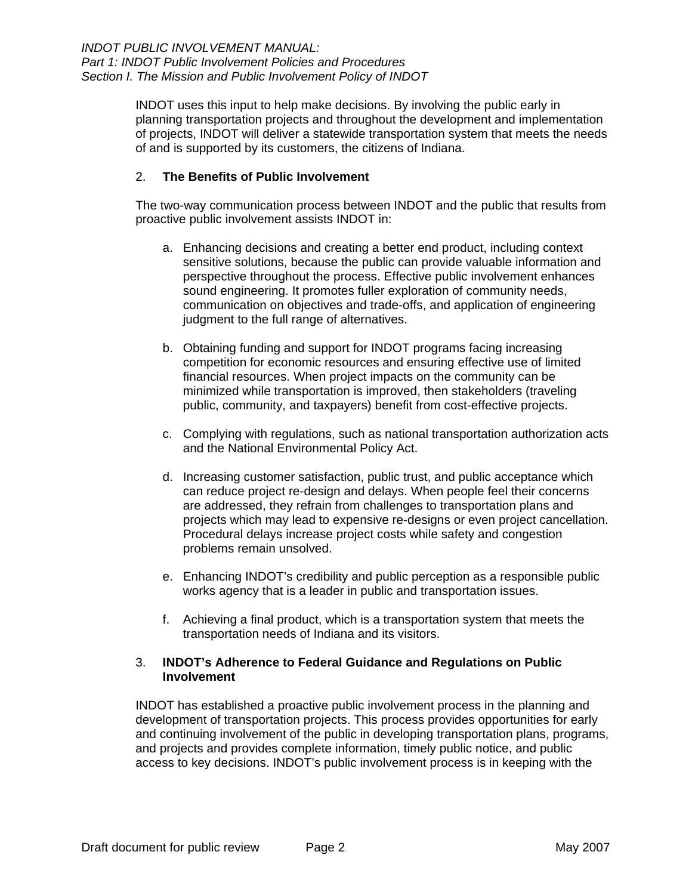INDOT uses this input to help make decisions. By involving the public early in planning transportation projects and throughout the development and implementation of projects, INDOT will deliver a statewide transportation system that meets the needs of and is supported by its customers, the citizens of Indiana.

2. **The Benefits of Public Involvement**

The two-way communication process between INDOT and the public that results from proactive public involvement assists INDOT in:

a. Enhancing decisions and creating a better end product, including context sensitive solutions, because the public can provide valuable information and perspective throughout the process. Effective public involvement enhances sound engineering. It promotes fuller exploration of community needs, communication on objectives and trade-offs, and application of engineering judgment to the full range of alternatives.

b. Obtaining funding and support for INDOT programs facing increasing competition for economic resources and ensuring effective use of limited financial resources. When project impacts on the community can be minimized while transportation is improved, then stakeholders (traveling public, community, and taxpayers) benefit from cost-effective projects.

c. Complying with regulations, such as national transportation authorization acts and the National Environmental Policy Act.

d. Increasing customer satisfaction, public trust, and public acceptance which can reduce project re-design and delays. When people feel their concerns are addressed, they refrain from challenges to transportation plans and projects which may lead to expensive re-designs or even project cancellation. Procedural delays increase project costs while safety and congestion problems remain unsolved.

e. Enhancing INDOT's credibility and public perception as a responsible public works agency that is a leader in public and transportation issues.

f. Achieving a final product, which is a transportation system that meets the transportation needs of Indiana and its visitors.

3. **INDOT's Adherence to Federal Guidance and Regulations on Public Involvement**

INDOT has established a proactive public involvement process in the planning and development of transportation projects. This process provides opportunities for early and continuing involvement of the public in developing transportation plans, programs, and projects and provides complete information, timely public notice, and public access to key decisions. INDOT's public involvement process is in keeping with the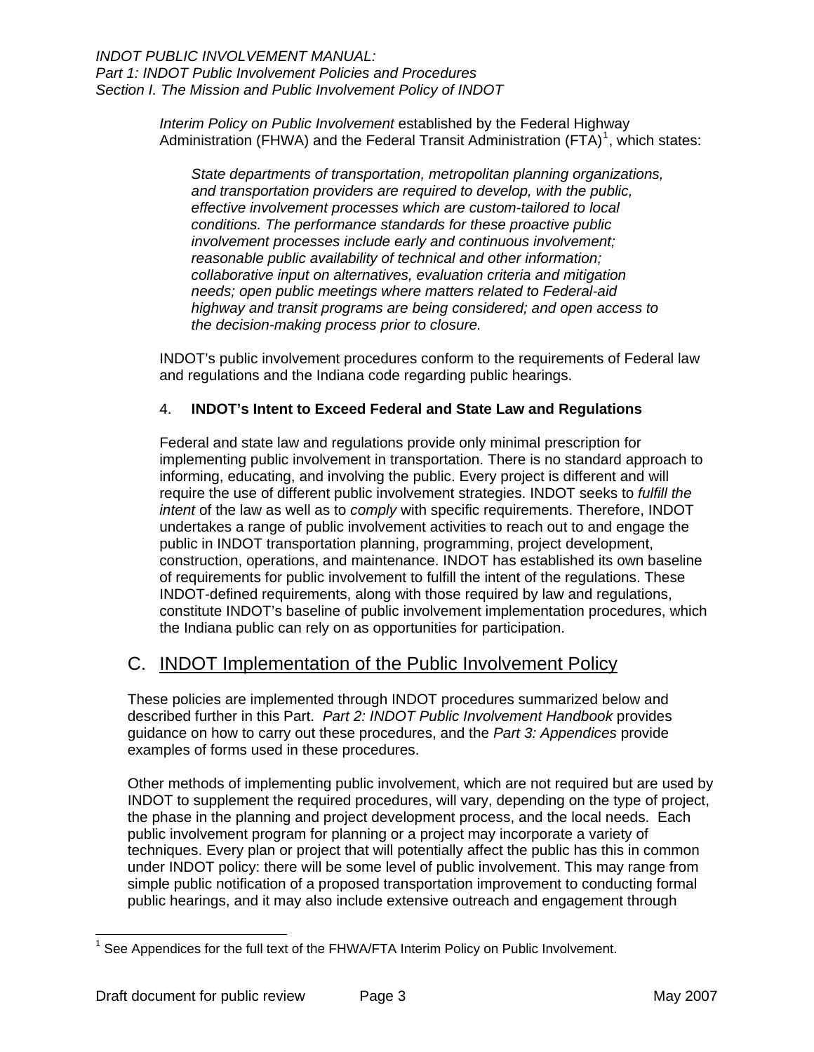*Interim Policy on Public Involvement* established by the Federal Highway Administration (FHWA) and the Federal Transit Administration (FTA)[1], which states:

> *State departments of transportation, metropolitan planning organizations, and transportation providers are required to develop, with the public, effective involvement processes which are custom-tailored to local conditions. The performance standards for these proactive public involvement processes include early and continuous involvement; reasonable public availability of technical and other information; collaborative input on alternatives, evaluation criteria and mitigation needs; open public meetings where matters related to Federal-aid highway and transit programs are being considered; and open access to the decision-making process prior to closure.*

INDOT's public involvement procedures conform to the requirements of Federal law and regulations and the Indiana code regarding public hearings.

### 4. **INDOT's Intent to Exceed Federal and State Law and Regulations**

Federal and state law and regulations provide only minimal prescription for implementing public involvement in transportation. There is no standard approach to informing, educating, and involving the public. Every project is different and will require the use of different public involvement strategies. INDOT seeks to *fulfill the intent* of the law as well as to *comply* with specific requirements. Therefore, INDOT undertakes a range of public involvement activities to reach out to and engage the public in INDOT transportation planning, programming, project development, construction, operations, and maintenance. INDOT has established its own baseline of requirements for public involvement to fulfill the intent of the regulations. These INDOT-defined requirements, along with those required by law and regulations, constitute INDOT's baseline of public involvement implementation procedures, which the Indiana public can rely on as opportunities for participation.

## C. INDOT Implementation of the Public Involvement Policy

These policies are implemented through INDOT procedures summarized below and described further in this Part. *Part 2: INDOT Public Involvement Handbook* provides guidance on how to carry out these procedures, and the *Part 3: Appendices* provide examples of forms used in these procedures.

Other methods of implementing public involvement, which are not required but are used by INDOT to supplement the required procedures, will vary, depending on the type of project, the phase in the planning and project development process, and the local needs. Each public involvement program for planning or a project may incorporate a variety of techniques. Every plan or project that will potentially affect the public has this in common under INDOT policy: there will be some level of public involvement. This may range from simple public notification of a proposed transportation improvement to conducting formal public hearings, and it may also include extensive outreach and engagement through

[1] See Appendices for the full text of the FHWA/FTA Interim Policy on Public Involvement.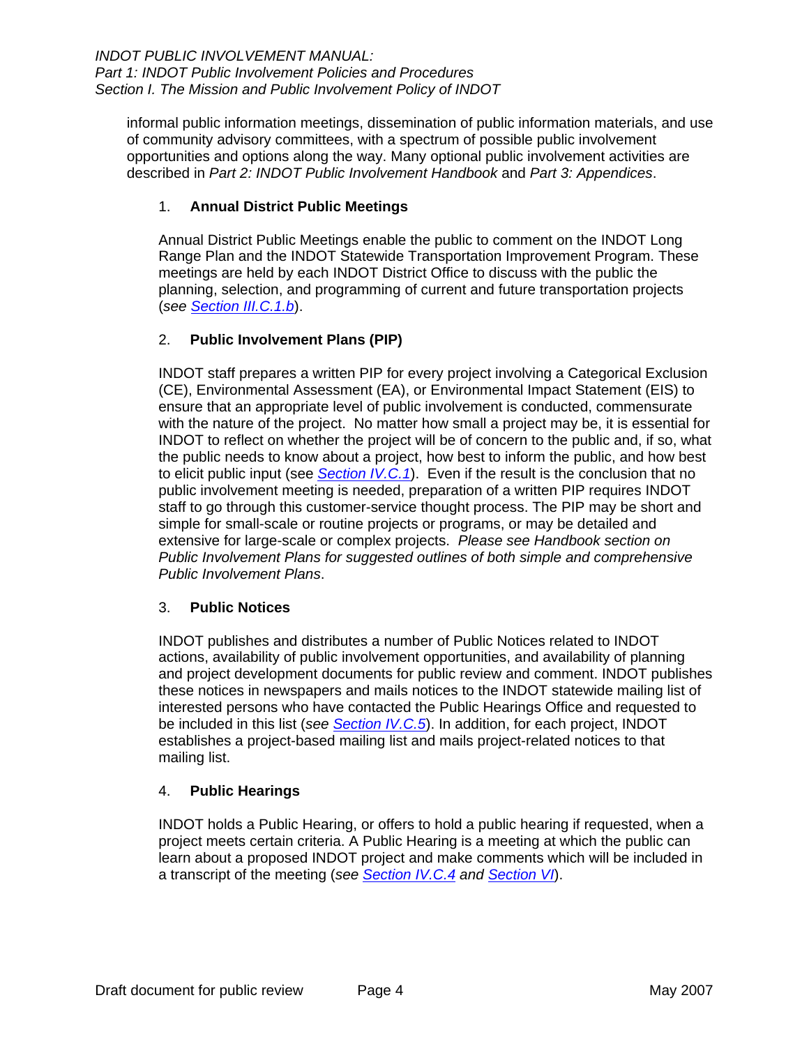informal public information meetings, dissemination of public information materials, and use of community advisory committees, with a spectrum of possible public involvement opportunities and options along the way. Many optional public involvement activities are described in *Part 2: INDOT Public Involvement Handbook* and *Part 3: Appendices*.

### 1. Annual District Public Meetings

Annual District Public Meetings enable the public to comment on the INDOT Long Range Plan and the INDOT Statewide Transportation Improvement Program. These meetings are held by each INDOT District Office to discuss with the public the planning, selection, and programming of current and future transportation projects (*see Section III.C.1.b*).

### 2. Public Involvement Plans (PIP)

INDOT staff prepares a written PIP for every project involving a Categorical Exclusion (CE), Environmental Assessment (EA), or Environmental Impact Statement (EIS) to ensure that an appropriate level of public involvement is conducted, commensurate with the nature of the project. No matter how small a project may be, it is essential for INDOT to reflect on whether the project will be of concern to the public and, if so, what the public needs to know about a project, how best to inform the public, and how best to elicit public input (see *Section IV.C.1*). Even if the result is the conclusion that no public involvement meeting is needed, preparation of a written PIP requires INDOT staff to go through this customer-service thought process. The PIP may be short and simple for small-scale or routine projects or programs, or may be detailed and extensive for large-scale or complex projects. *Please see Handbook section on Public Involvement Plans for suggested outlines of both simple and comprehensive Public Involvement Plans*.

### 3. Public Notices

INDOT publishes and distributes a number of Public Notices related to INDOT actions, availability of public involvement opportunities, and availability of planning and project development documents for public review and comment. INDOT publishes these notices in newspapers and mails notices to the INDOT statewide mailing list of interested persons who have contacted the Public Hearings Office and requested to be included in this list (*see Section IV.C.5*). In addition, for each project, INDOT establishes a project-based mailing list and mails project-related notices to that mailing list.

### 4. Public Hearings

INDOT holds a Public Hearing, or offers to hold a public hearing if requested, when a project meets certain criteria. A Public Hearing is a meeting at which the public can learn about a proposed INDOT project and make comments which will be included in a transcript of the meeting (*see Section IV.C.4 and Section VI*).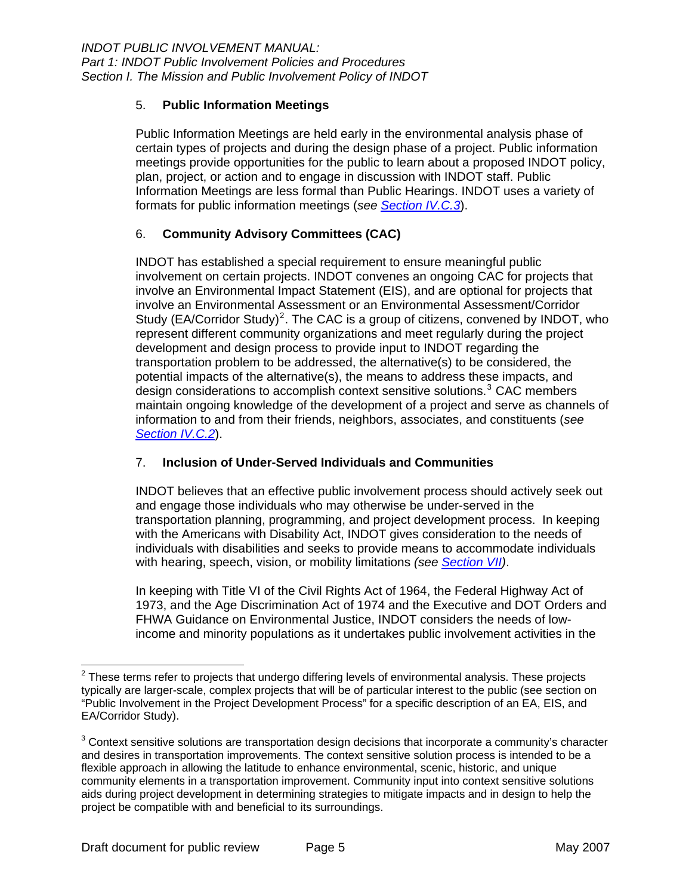### 5. **Public Information Meetings**

Public Information Meetings are held early in the environmental analysis phase of certain types of projects and during the design phase of a project. Public information meetings provide opportunities for the public to learn about a proposed INDOT policy, plan, project, or action and to engage in discussion with INDOT staff. Public Information Meetings are less formal than Public Hearings. INDOT uses a variety of formats for public information meetings (*see Section IV.C.3*).

### 6. **Community Advisory Committees (CAC)**

INDOT has established a special requirement to ensure meaningful public involvement on certain projects. INDOT convenes an ongoing CAC for projects that involve an Environmental Impact Statement (EIS), and are optional for projects that involve an Environmental Assessment or an Environmental Assessment/Corridor Study (EA/Corridor Study)[2]. The CAC is a group of citizens, convened by INDOT, who represent different community organizations and meet regularly during the project development and design process to provide input to INDOT regarding the transportation problem to be addressed, the alternative(s) to be considered, the potential impacts of the alternative(s), the means to address these impacts, and design considerations to accomplish context sensitive solutions.[3] CAC members maintain ongoing knowledge of the development of a project and serve as channels of information to and from their friends, neighbors, associates, and constituents (*see Section IV.C.2*).

### 7. **Inclusion of Under-Served Individuals and Communities**

INDOT believes that an effective public involvement process should actively seek out and engage those individuals who may otherwise be under-served in the transportation planning, programming, and project development process. In keeping with the Americans with Disability Act, INDOT gives consideration to the needs of individuals with disabilities and seeks to provide means to accommodate individuals with hearing, speech, vision, or mobility limitations *(see Section VII)*.

In keeping with Title VI of the Civil Rights Act of 1964, the Federal Highway Act of 1973, the Age Discrimination Act of 1974 and the Executive and DOT Orders and FHWA Guidance on Environmental Justice, INDOT considers the needs of low-income and minority populations as it undertakes public involvement activities in the

---

[2] These terms refer to projects that undergo differing levels of environmental analysis. These projects typically are larger-scale, complex projects that will be of particular interest to the public (see section on "Public Involvement in the Project Development Process" for a specific description of an EA, EIS, and EA/Corridor Study).

[3] Context sensitive solutions are transportation design decisions that incorporate a community's character and desires in transportation improvements. The context sensitive solution process is intended to be a flexible approach in allowing the latitude to enhance environmental, scenic, historic, and unique community elements in a transportation improvement. Community input into context sensitive solutions aids during project development in determining strategies to mitigate impacts and in design to help the project be compatible with and beneficial to its surroundings.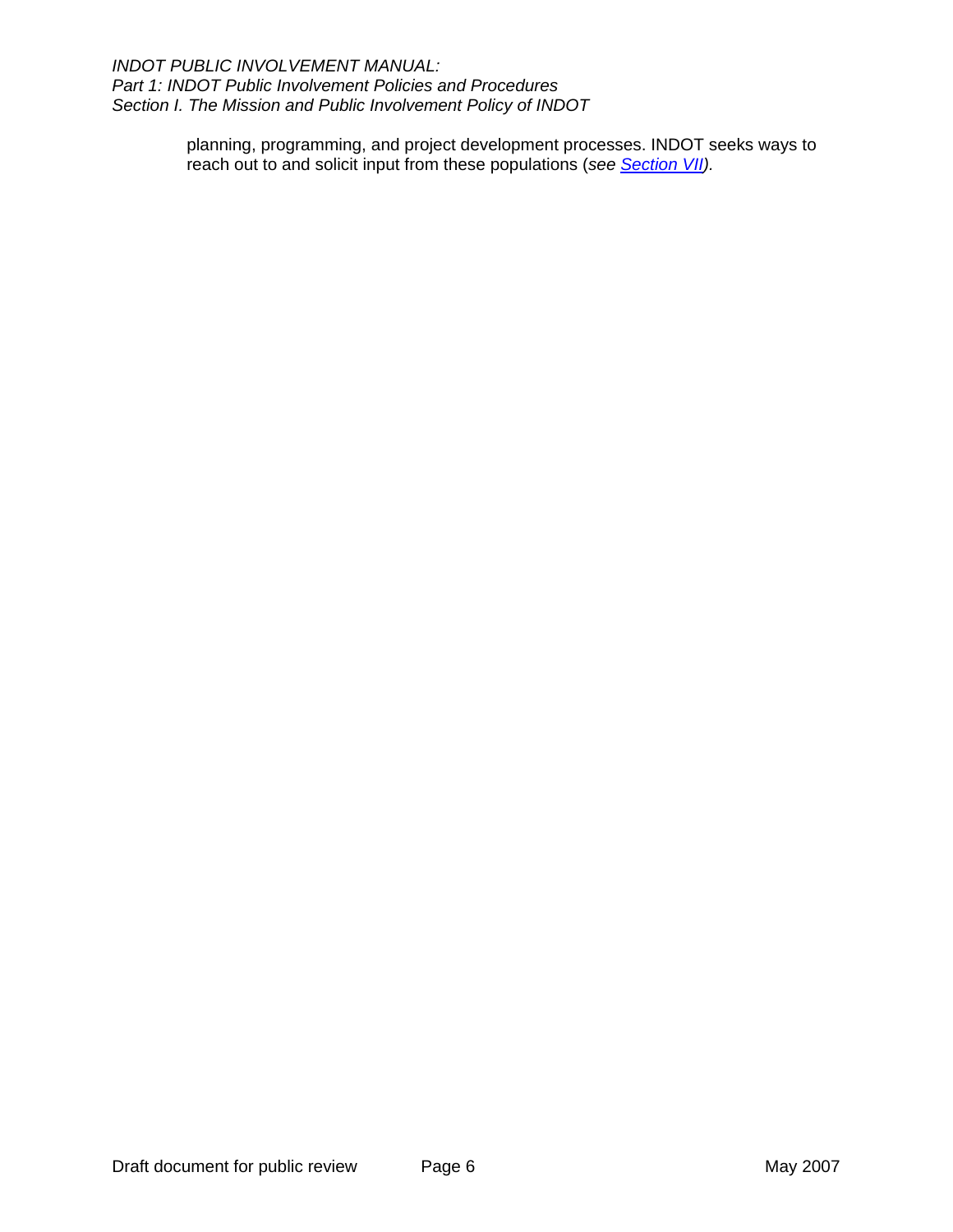planning, programming, and project development processes. INDOT seeks ways to reach out to and solicit input from these populations (*see Section VII*).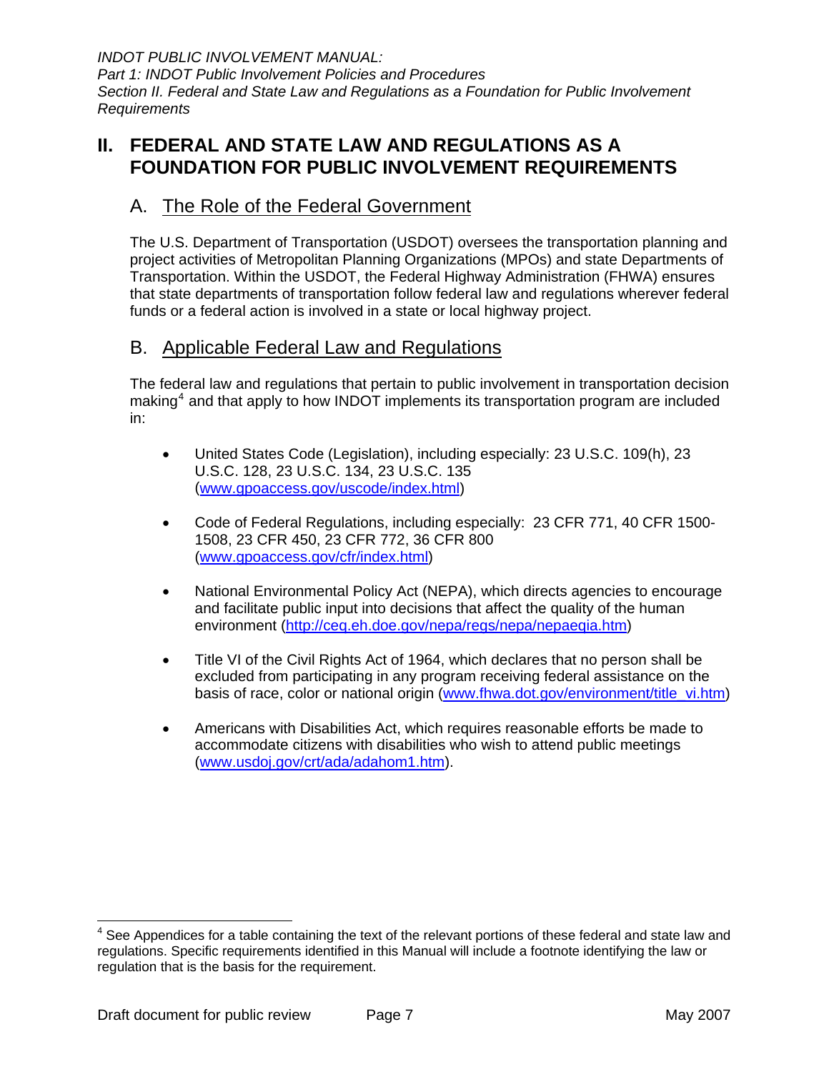## II. FEDERAL AND STATE LAW AND REGULATIONS AS A FOUNDATION FOR PUBLIC INVOLVEMENT REQUIREMENTS

### A. The Role of the Federal Government

The U.S. Department of Transportation (USDOT) oversees the transportation planning and project activities of Metropolitan Planning Organizations (MPOs) and state Departments of Transportation. Within the USDOT, the Federal Highway Administration (FHWA) ensures that state departments of transportation follow federal law and regulations wherever federal funds or a federal action is involved in a state or local highway project.

### B. Applicable Federal Law and Regulations

The federal law and regulations that pertain to public involvement in transportation decision making[4] and that apply to how INDOT implements its transportation program are included in:

- United States Code (Legislation), including especially: 23 U.S.C. 109(h), 23 U.S.C. 128, 23 U.S.C. 134, 23 U.S.C. 135 (www.gpoaccess.gov/uscode/index.html)
- Code of Federal Regulations, including especially: 23 CFR 771, 40 CFR 1500-1508, 23 CFR 450, 23 CFR 772, 36 CFR 800 (www.gpoaccess.gov/cfr/index.html)
- National Environmental Policy Act (NEPA), which directs agencies to encourage and facilitate public input into decisions that affect the quality of the human environment (http://ceq.eh.doe.gov/nepa/regs/nepa/nepaeqia.htm)
- Title VI of the Civil Rights Act of 1964, which declares that no person shall be excluded from participating in any program receiving federal assistance on the basis of race, color or national origin (www.fhwa.dot.gov/environment/title_vi.htm)
- Americans with Disabilities Act, which requires reasonable efforts be made to accommodate citizens with disabilities who wish to attend public meetings (www.usdoj.gov/crt/ada/adahom1.htm).

[4] See Appendices for a table containing the text of the relevant portions of these federal and state law and regulations. Specific requirements identified in this Manual will include a footnote identifying the law or regulation that is the basis for the requirement.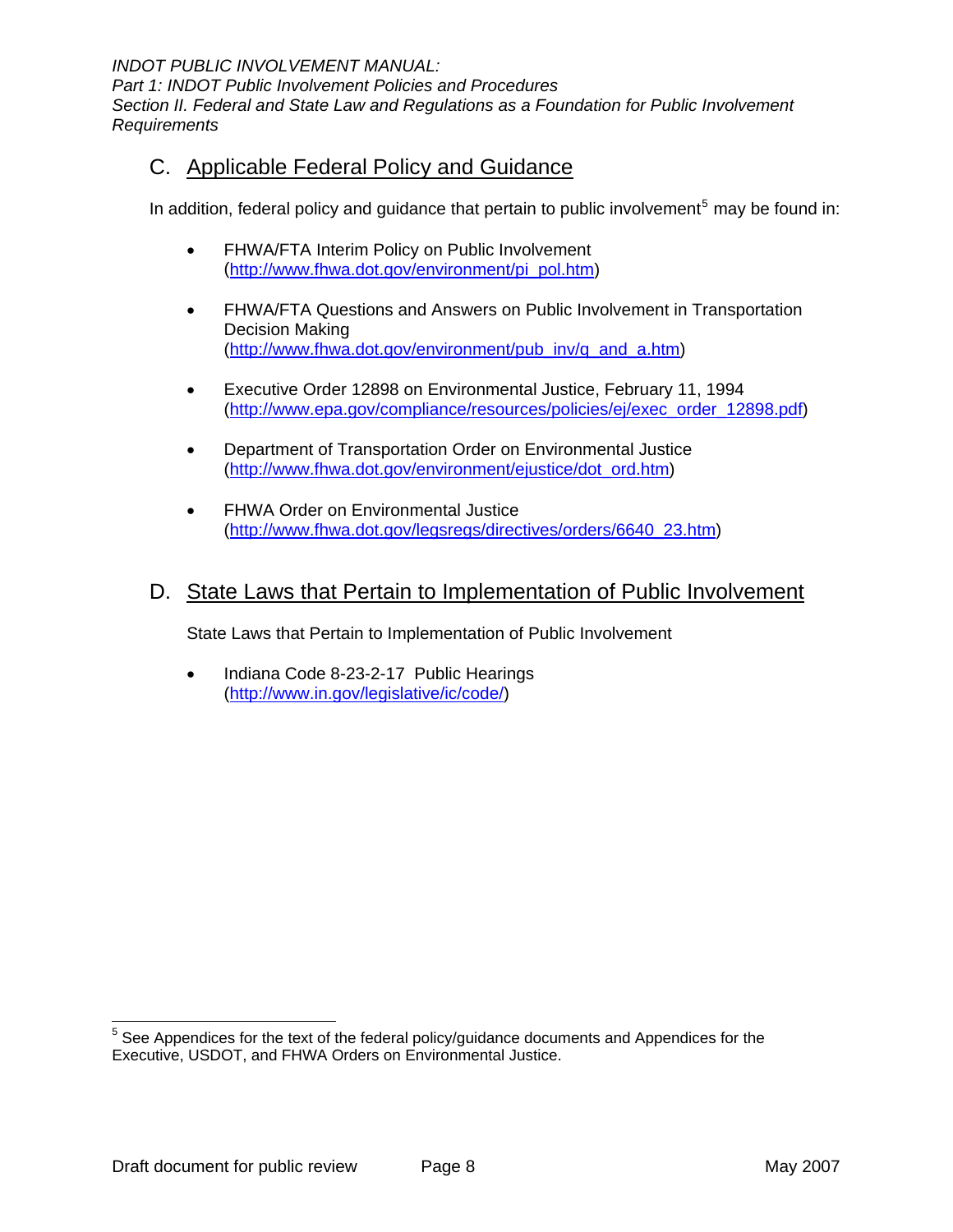## C. Applicable Federal Policy and Guidance

In addition, federal policy and guidance that pertain to public involvement[5] may be found in:

- FHWA/FTA Interim Policy on Public Involvement (http://www.fhwa.dot.gov/environment/pi_pol.htm)
- FHWA/FTA Questions and Answers on Public Involvement in Transportation Decision Making (http://www.fhwa.dot.gov/environment/pub_inv/q_and_a.htm)
- Executive Order 12898 on Environmental Justice, February 11, 1994 (http://www.epa.gov/compliance/resources/policies/ej/exec_order_12898.pdf)
- Department of Transportation Order on Environmental Justice (http://www.fhwa.dot.gov/environment/ejustice/dot_ord.htm)
- FHWA Order on Environmental Justice (http://www.fhwa.dot.gov/legsregs/directives/orders/6640_23.htm)

## D. State Laws that Pertain to Implementation of Public Involvement

State Laws that Pertain to Implementation of Public Involvement

- Indiana Code 8-23-2-17 Public Hearings (http://www.in.gov/legislative/ic/code/)

---

[5] See Appendices for the text of the federal policy/guidance documents and Appendices for the Executive, USDOT, and FHWA Orders on Environmental Justice.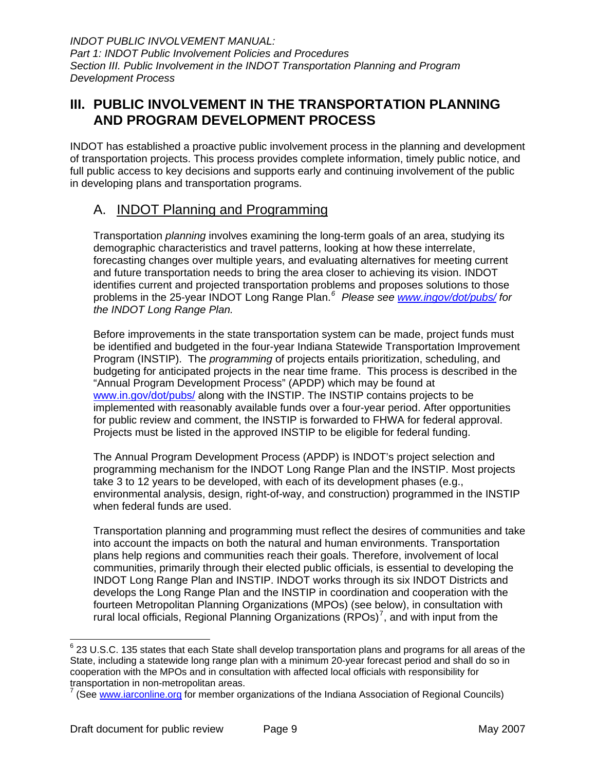# III. PUBLIC INVOLVEMENT IN THE TRANSPORTATION PLANNING AND PROGRAM DEVELOPMENT PROCESS

INDOT has established a proactive public involvement process in the planning and development of transportation projects. This process provides complete information, timely public notice, and full public access to key decisions and supports early and continuing involvement of the public in developing plans and transportation programs.

## A. INDOT Planning and Programming

Transportation *planning* involves examining the long-term goals of an area, studying its demographic characteristics and travel patterns, looking at how these interrelate, forecasting changes over multiple years, and evaluating alternatives for meeting current and future transportation needs to bring the area closer to achieving its vision. INDOT identifies current and projected transportation problems and proposes solutions to those problems in the 25-year INDOT Long Range Plan.[6] *Please see www.ingov/dot/pubs/ for the INDOT Long Range Plan.*

Before improvements in the state transportation system can be made, project funds must be identified and budgeted in the four-year Indiana Statewide Transportation Improvement Program (INSTIP). The *programming* of projects entails prioritization, scheduling, and budgeting for anticipated projects in the near time frame. This process is described in the "Annual Program Development Process" (APDP) which may be found at www.in.gov/dot/pubs/ along with the INSTIP. The INSTIP contains projects to be implemented with reasonably available funds over a four-year period. After opportunities for public review and comment, the INSTIP is forwarded to FHWA for federal approval. Projects must be listed in the approved INSTIP to be eligible for federal funding.

The Annual Program Development Process (APDP) is INDOT's project selection and programming mechanism for the INDOT Long Range Plan and the INSTIP. Most projects take 3 to 12 years to be developed, with each of its development phases (e.g., environmental analysis, design, right-of-way, and construction) programmed in the INSTIP when federal funds are used.

Transportation planning and programming must reflect the desires of communities and take into account the impacts on both the natural and human environments. Transportation plans help regions and communities reach their goals. Therefore, involvement of local communities, primarily through their elected public officials, is essential to developing the INDOT Long Range Plan and INSTIP. INDOT works through its six INDOT Districts and develops the Long Range Plan and the INSTIP in coordination and cooperation with the fourteen Metropolitan Planning Organizations (MPOs) (see below), in consultation with rural local officials, Regional Planning Organizations (RPOs)[7], and with input from the

---

[6] 23 U.S.C. 135 states that each State shall develop transportation plans and programs for all areas of the State, including a statewide long range plan with a minimum 20-year forecast period and shall do so in cooperation with the MPOs and in consultation with affected local officials with responsibility for transportation in non-metropolitan areas.

[7] (See www.iarconline.org for member organizations of the Indiana Association of Regional Councils)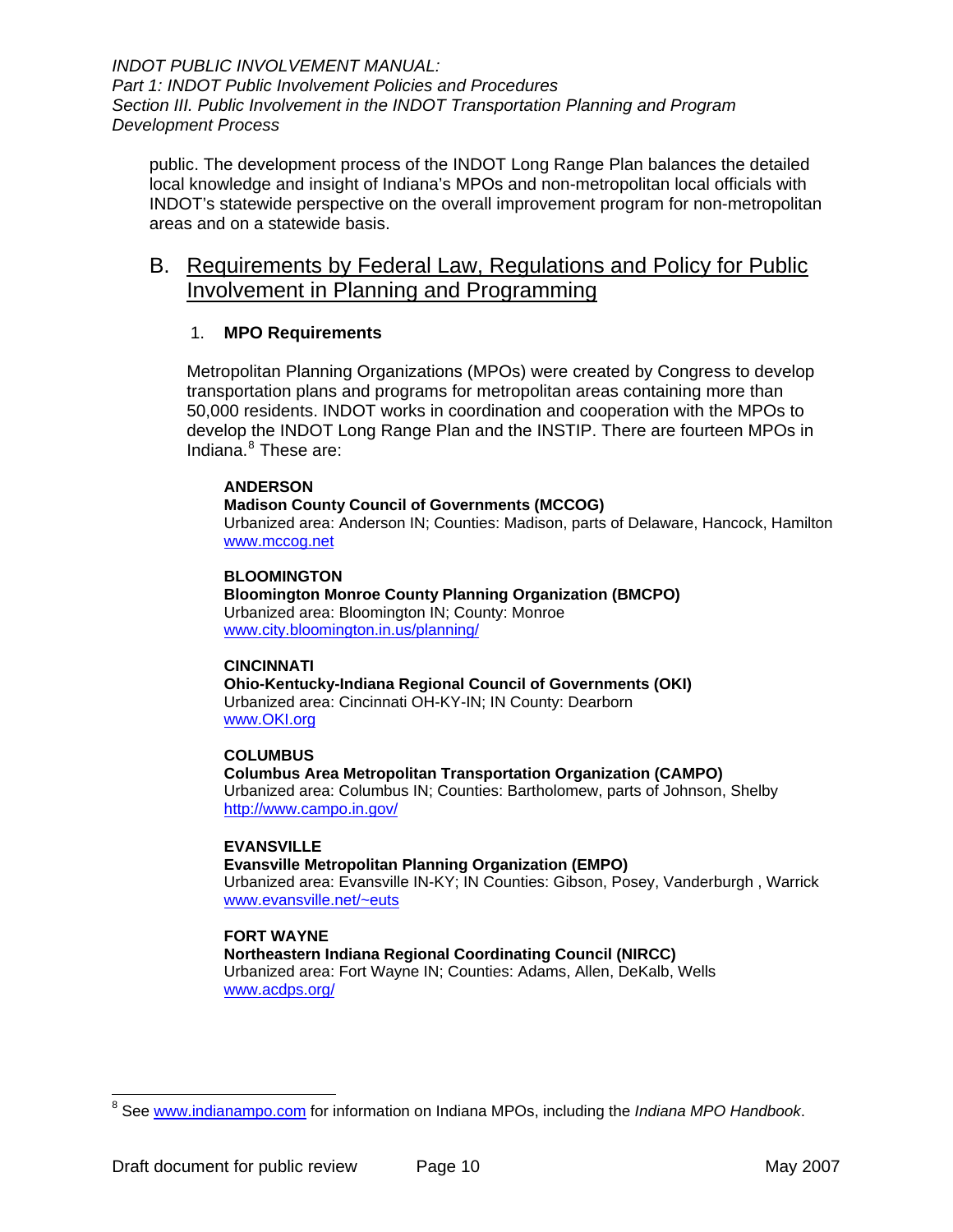public. The development process of the INDOT Long Range Plan balances the detailed local knowledge and insight of Indiana's MPOs and non-metropolitan local officials with INDOT's statewide perspective on the overall improvement program for non-metropolitan areas and on a statewide basis.

## B. Requirements by Federal Law, Regulations and Policy for Public Involvement in Planning and Programming

### 1. MPO Requirements

Metropolitan Planning Organizations (MPOs) were created by Congress to develop transportation plans and programs for metropolitan areas containing more than 50,000 residents. INDOT works in coordination and cooperation with the MPOs to develop the INDOT Long Range Plan and the INSTIP. There are fourteen MPOs in Indiana.[8] These are:

**ANDERSON**
**Madison County Council of Governments (MCCOG)**
Urbanized area: Anderson IN; Counties: Madison, parts of Delaware, Hancock, Hamilton
www.mccog.net

**BLOOMINGTON**
**Bloomington Monroe County Planning Organization (BMCPO)**
Urbanized area: Bloomington IN; County: Monroe
www.city.bloomington.in.us/planning/

**CINCINNATI**
**Ohio-Kentucky-Indiana Regional Council of Governments (OKI)**
Urbanized area: Cincinnati OH-KY-IN; IN County: Dearborn
www.OKI.org

**COLUMBUS**
**Columbus Area Metropolitan Transportation Organization (CAMPO)**
Urbanized area: Columbus IN; Counties: Bartholomew, parts of Johnson, Shelby
http://www.campo.in.gov/

**EVANSVILLE**
**Evansville Metropolitan Planning Organization (EMPO)**
Urbanized area: Evansville IN-KY; IN Counties: Gibson, Posey, Vanderburgh , Warrick
www.evansville.net/~euts

**FORT WAYNE**
**Northeastern Indiana Regional Coordinating Council (NIRCC)**
Urbanized area: Fort Wayne IN; Counties: Adams, Allen, DeKalb, Wells
www.acdps.org/

---

[8] See www.indianampo.com for information on Indiana MPOs, including the *Indiana MPO Handbook*.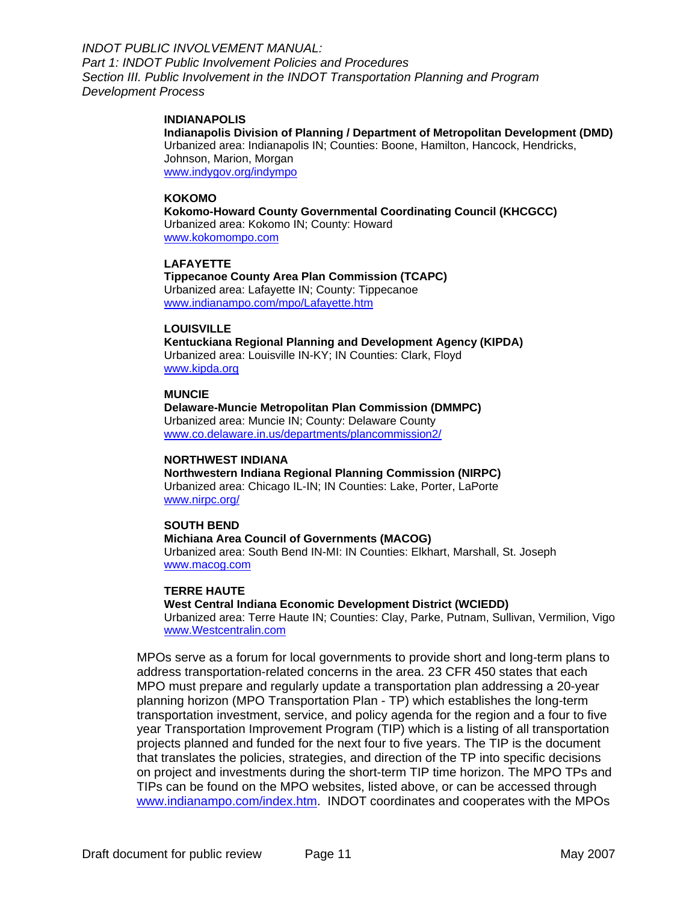**INDIANAPOLIS**
**Indianapolis Division of Planning / Department of Metropolitan Development (DMD)**
Urbanized area: Indianapolis IN; Counties: Boone, Hamilton, Hancock, Hendricks, Johnson, Marion, Morgan
www.indygov.org/indympo

**KOKOMO**
**Kokomo-Howard County Governmental Coordinating Council (KHCGCC)**
Urbanized area: Kokomo IN; County: Howard
www.kokomompo.com

**LAFAYETTE**
**Tippecanoe County Area Plan Commission (TCAPC)**
Urbanized area: Lafayette IN; County: Tippecanoe
www.indianampo.com/mpo/Lafayette.htm

**LOUISVILLE**
**Kentuckiana Regional Planning and Development Agency (KIPDA)**
Urbanized area: Louisville IN-KY; IN Counties: Clark, Floyd
www.kipda.org

**MUNCIE**
**Delaware-Muncie Metropolitan Plan Commission (DMMPC)**
Urbanized area: Muncie IN; County: Delaware County
www.co.delaware.in.us/departments/plancommission2/

**NORTHWEST INDIANA**
**Northwestern Indiana Regional Planning Commission (NIRPC)**
Urbanized area: Chicago IL-IN; IN Counties: Lake, Porter, LaPorte
www.nirpc.org/

**SOUTH BEND**
**Michiana Area Council of Governments (MACOG)**
Urbanized area: South Bend IN-MI: IN Counties: Elkhart, Marshall, St. Joseph
www.macog.com

**TERRE HAUTE**
**West Central Indiana Economic Development District (WCIEDD)**
Urbanized area: Terre Haute IN; Counties: Clay, Parke, Putnam, Sullivan, Vermilion, Vigo
www.Westcentralin.com

MPOs serve as a forum for local governments to provide short and long-term plans to address transportation-related concerns in the area. 23 CFR 450 states that each MPO must prepare and regularly update a transportation plan addressing a 20-year planning horizon (MPO Transportation Plan - TP) which establishes the long-term transportation investment, service, and policy agenda for the region and a four to five year Transportation Improvement Program (TIP) which is a listing of all transportation projects planned and funded for the next four to five years. The TIP is the document that translates the policies, strategies, and direction of the TP into specific decisions on project and investments during the short-term TIP time horizon. The MPO TPs and TIPs can be found on the MPO websites, listed above, or can be accessed through www.indianampo.com/index.htm. INDOT coordinates and cooperates with the MPOs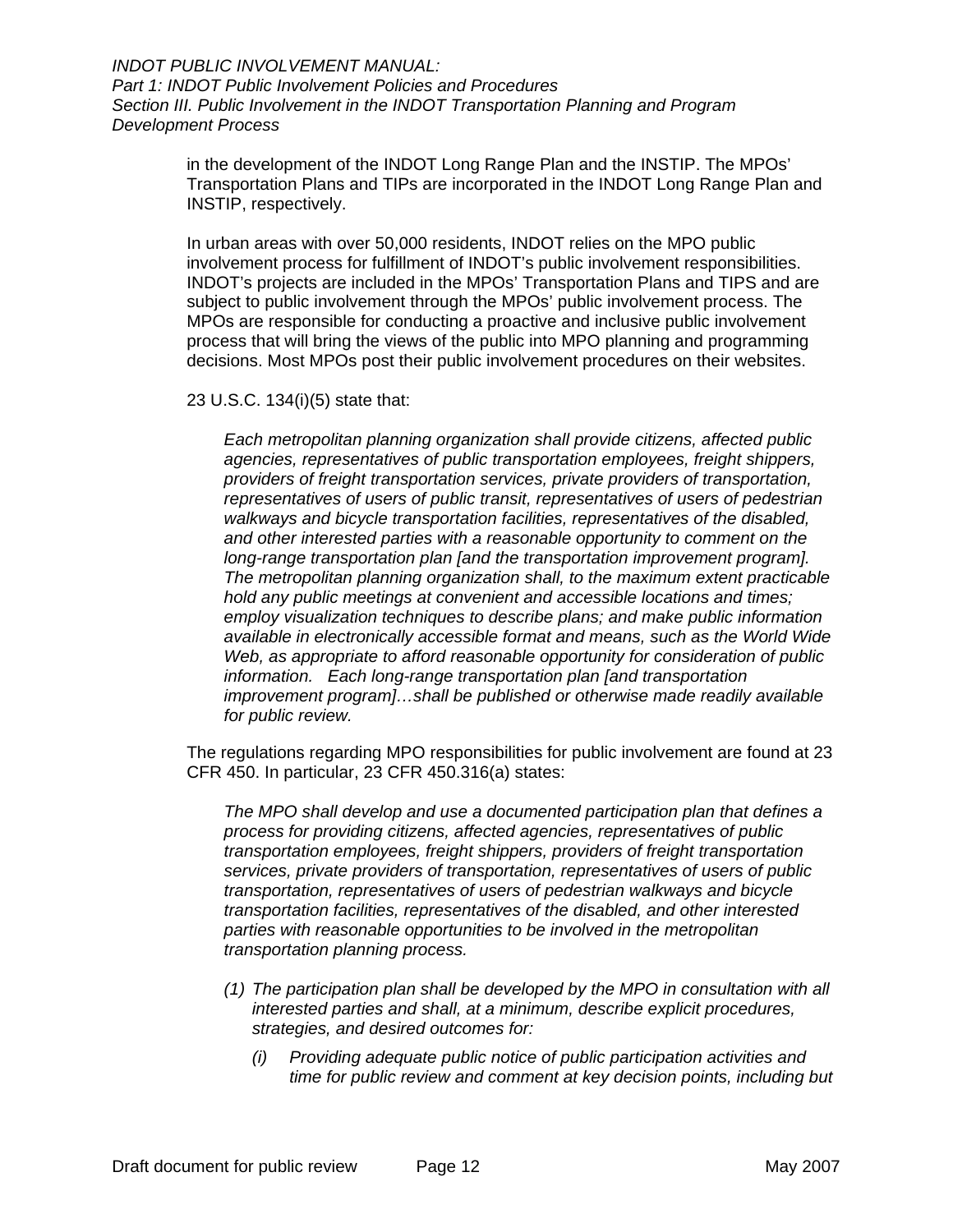in the development of the INDOT Long Range Plan and the INSTIP. The MPOs' Transportation Plans and TIPs are incorporated in the INDOT Long Range Plan and INSTIP, respectively.

In urban areas with over 50,000 residents, INDOT relies on the MPO public involvement process for fulfillment of INDOT's public involvement responsibilities. INDOT's projects are included in the MPOs' Transportation Plans and TIPS and are subject to public involvement through the MPOs' public involvement process. The MPOs are responsible for conducting a proactive and inclusive public involvement process that will bring the views of the public into MPO planning and programming decisions. Most MPOs post their public involvement procedures on their websites.

23 U.S.C. 134(i)(5) state that:

> *Each metropolitan planning organization shall provide citizens, affected public agencies, representatives of public transportation employees, freight shippers, providers of freight transportation services, private providers of transportation, representatives of users of public transit, representatives of users of pedestrian walkways and bicycle transportation facilities, representatives of the disabled, and other interested parties with a reasonable opportunity to comment on the long-range transportation plan [and the transportation improvement program]. The metropolitan planning organization shall, to the maximum extent practicable hold any public meetings at convenient and accessible locations and times; employ visualization techniques to describe plans; and make public information available in electronically accessible format and means, such as the World Wide Web, as appropriate to afford reasonable opportunity for consideration of public information. Each long-range transportation plan [and transportation improvement program]…shall be published or otherwise made readily available for public review.*

The regulations regarding MPO responsibilities for public involvement are found at 23 CFR 450. In particular, 23 CFR 450.316(a) states:

> *The MPO shall develop and use a documented participation plan that defines a process for providing citizens, affected agencies, representatives of public transportation employees, freight shippers, providers of freight transportation services, private providers of transportation, representatives of users of public transportation, representatives of users of pedestrian walkways and bicycle transportation facilities, representatives of the disabled, and other interested parties with reasonable opportunities to be involved in the metropolitan transportation planning process.*
>
> *(1) The participation plan shall be developed by the MPO in consultation with all interested parties and shall, at a minimum, describe explicit procedures, strategies, and desired outcomes for:*
>
> *(i) Providing adequate public notice of public participation activities and time for public review and comment at key decision points, including but*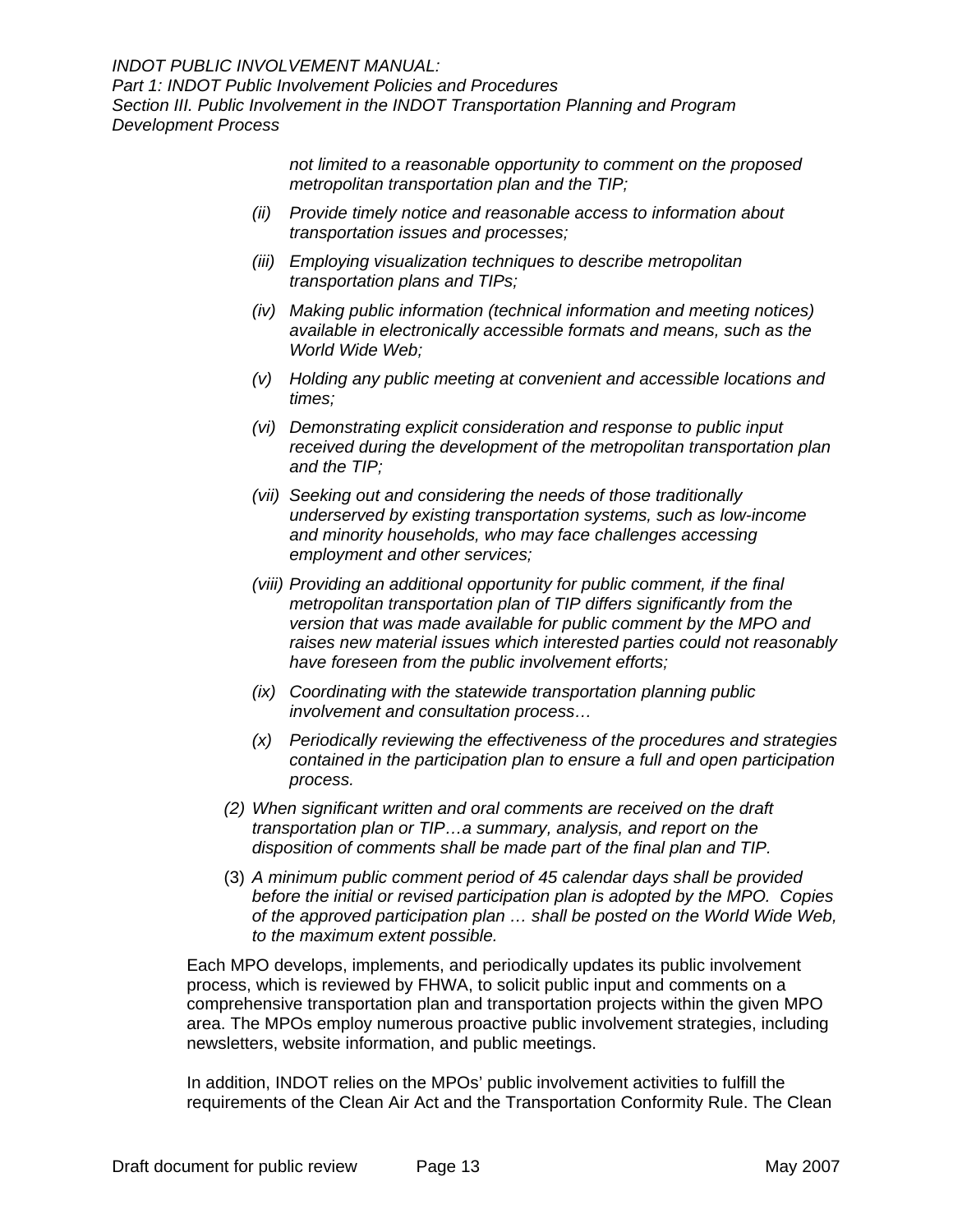*not limited to a reasonable opportunity to comment on the proposed metropolitan transportation plan and the TIP;*

*(ii) Provide timely notice and reasonable access to information about transportation issues and processes;*

*(iii) Employing visualization techniques to describe metropolitan transportation plans and TIPs;*

*(iv) Making public information (technical information and meeting notices) available in electronically accessible formats and means, such as the World Wide Web;*

*(v) Holding any public meeting at convenient and accessible locations and times;*

*(vi) Demonstrating explicit consideration and response to public input received during the development of the metropolitan transportation plan and the TIP;*

*(vii) Seeking out and considering the needs of those traditionally underserved by existing transportation systems, such as low-income and minority households, who may face challenges accessing employment and other services;*

*(viii) Providing an additional opportunity for public comment, if the final metropolitan transportation plan of TIP differs significantly from the version that was made available for public comment by the MPO and raises new material issues which interested parties could not reasonably have foreseen from the public involvement efforts;*

*(ix) Coordinating with the statewide transportation planning public involvement and consultation process…*

*(x) Periodically reviewing the effectiveness of the procedures and strategies contained in the participation plan to ensure a full and open participation process.*

*(2) When significant written and oral comments are received on the draft transportation plan or TIP…a summary, analysis, and report on the disposition of comments shall be made part of the final plan and TIP.*

(3) *A minimum public comment period of 45 calendar days shall be provided before the initial or revised participation plan is adopted by the MPO. Copies of the approved participation plan … shall be posted on the World Wide Web, to the maximum extent possible.*

Each MPO develops, implements, and periodically updates its public involvement process, which is reviewed by FHWA, to solicit public input and comments on a comprehensive transportation plan and transportation projects within the given MPO area. The MPOs employ numerous proactive public involvement strategies, including newsletters, website information, and public meetings.

In addition, INDOT relies on the MPOs' public involvement activities to fulfill the requirements of the Clean Air Act and the Transportation Conformity Rule. The Clean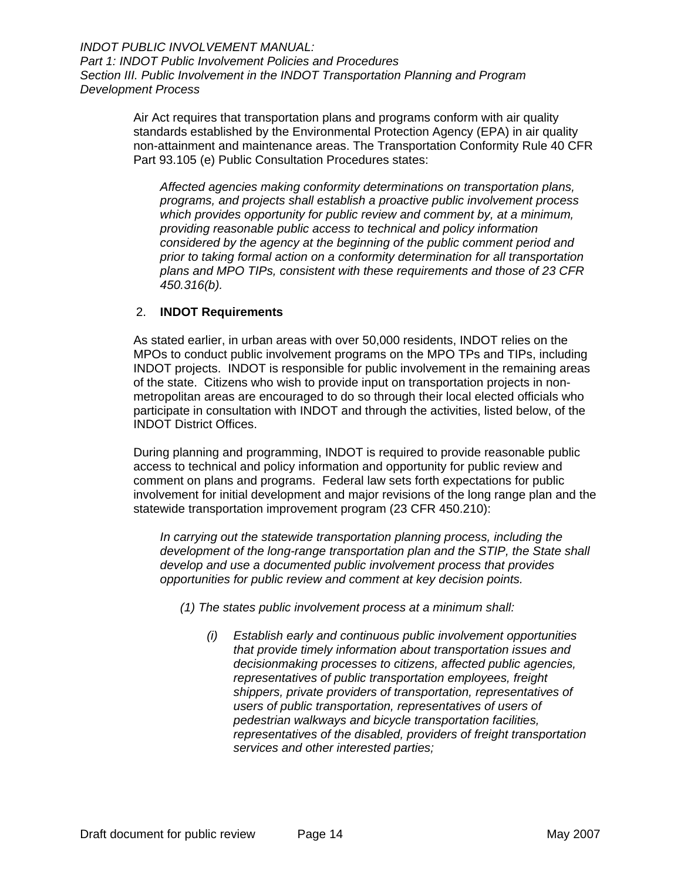Air Act requires that transportation plans and programs conform with air quality standards established by the Environmental Protection Agency (EPA) in air quality non-attainment and maintenance areas. The Transportation Conformity Rule 40 CFR Part 93.105 (e) Public Consultation Procedures states:

> *Affected agencies making conformity determinations on transportation plans, programs, and projects shall establish a proactive public involvement process which provides opportunity for public review and comment by, at a minimum, providing reasonable public access to technical and policy information considered by the agency at the beginning of the public comment period and prior to taking formal action on a conformity determination for all transportation plans and MPO TIPs, consistent with these requirements and those of 23 CFR 450.316(b).*

2. **INDOT Requirements**

As stated earlier, in urban areas with over 50,000 residents, INDOT relies on the MPOs to conduct public involvement programs on the MPO TPs and TIPs, including INDOT projects. INDOT is responsible for public involvement in the remaining areas of the state. Citizens who wish to provide input on transportation projects in non-metropolitan areas are encouraged to do so through their local elected officials who participate in consultation with INDOT and through the activities, listed below, of the INDOT District Offices.

During planning and programming, INDOT is required to provide reasonable public access to technical and policy information and opportunity for public review and comment on plans and programs. Federal law sets forth expectations for public involvement for initial development and major revisions of the long range plan and the statewide transportation improvement program (23 CFR 450.210):

> *In carrying out the statewide transportation planning process, including the development of the long-range transportation plan and the STIP, the State shall develop and use a documented public involvement process that provides opportunities for public review and comment at key decision points.*
>
> *(1) The states public involvement process at a minimum shall:*
>
> *(i) Establish early and continuous public involvement opportunities that provide timely information about transportation issues and decisionmaking processes to citizens, affected public agencies, representatives of public transportation employees, freight shippers, private providers of transportation, representatives of users of public transportation, representatives of users of pedestrian walkways and bicycle transportation facilities, representatives of the disabled, providers of freight transportation services and other interested parties;*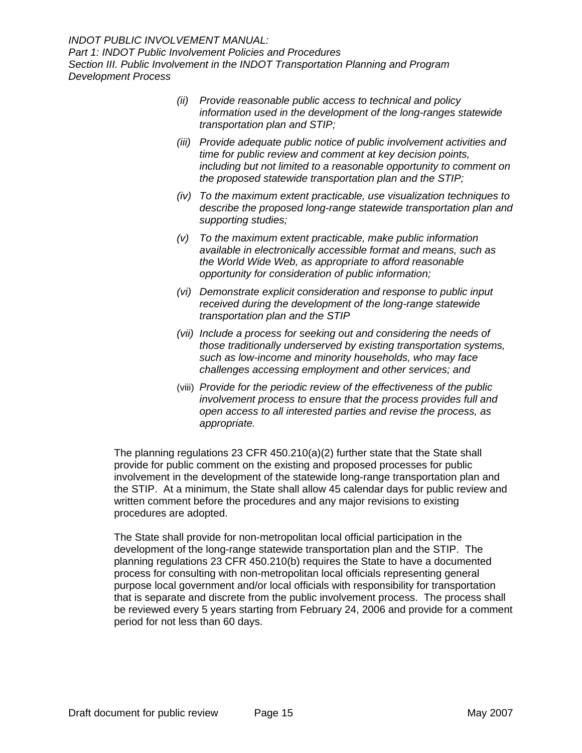*(ii) Provide reasonable public access to technical and policy information used in the development of the long-ranges statewide transportation plan and STIP;*

*(iii) Provide adequate public notice of public involvement activities and time for public review and comment at key decision points, including but not limited to a reasonable opportunity to comment on the proposed statewide transportation plan and the STIP;*

*(iv) To the maximum extent practicable, use visualization techniques to describe the proposed long-range statewide transportation plan and supporting studies;*

*(v) To the maximum extent practicable, make public information available in electronically accessible format and means, such as the World Wide Web, as appropriate to afford reasonable opportunity for consideration of public information;*

*(vi) Demonstrate explicit consideration and response to public input received during the development of the long-range statewide transportation plan and the STIP*

*(vii) Include a process for seeking out and considering the needs of those traditionally underserved by existing transportation systems, such as low-income and minority households, who may face challenges accessing employment and other services; and*

(viii) *Provide for the periodic review of the effectiveness of the public involvement process to ensure that the process provides full and open access to all interested parties and revise the process, as appropriate.*

The planning regulations 23 CFR 450.210(a)(2) further state that the State shall provide for public comment on the existing and proposed processes for public involvement in the development of the statewide long-range transportation plan and the STIP. At a minimum, the State shall allow 45 calendar days for public review and written comment before the procedures and any major revisions to existing procedures are adopted.

The State shall provide for non-metropolitan local official participation in the development of the long-range statewide transportation plan and the STIP. The planning regulations 23 CFR 450.210(b) requires the State to have a documented process for consulting with non-metropolitan local officials representing general purpose local government and/or local officials with responsibility for transportation that is separate and discrete from the public involvement process. The process shall be reviewed every 5 years starting from February 24, 2006 and provide for a comment period for not less than 60 days.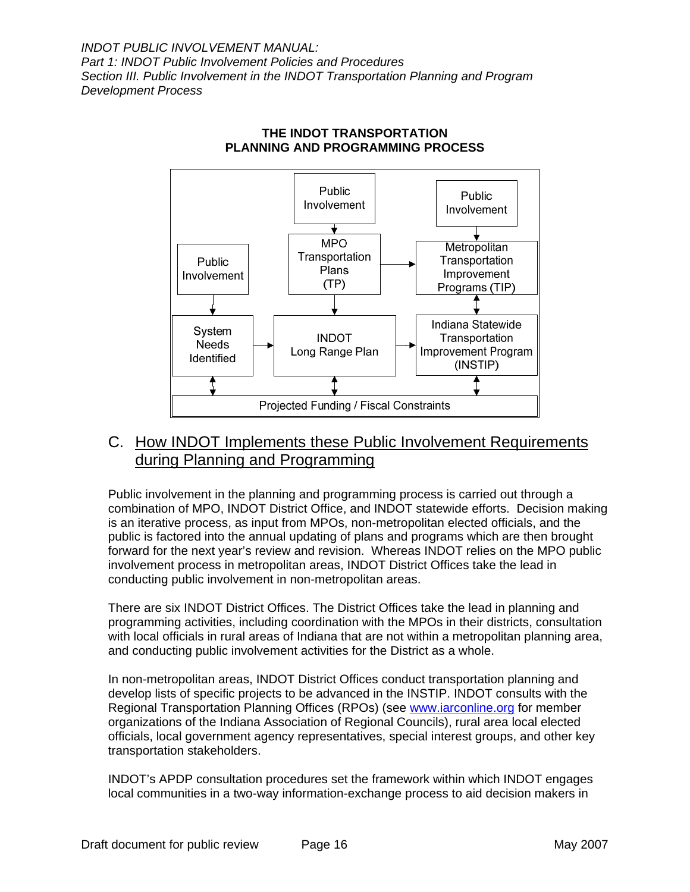**THE INDOT TRANSPORTATION PLANNING AND PROGRAMMING PROCESS**

Public Involvement

MPO Transportation Plans (TP)

Public Involvement

Metropolitan Transportation Improvement Programs (TIP)

Public Involvement

System Needs Identified

INDOT Long Range Plan

Indiana Statewide Transportation Improvement Program (INSTIP)

Projected Funding / Fiscal Constraints

## C. How INDOT Implements these Public Involvement Requirements during Planning and Programming

Public involvement in the planning and programming process is carried out through a combination of MPO, INDOT District Office, and INDOT statewide efforts. Decision making is an iterative process, as input from MPOs, non-metropolitan elected officials, and the public is factored into the annual updating of plans and programs which are then brought forward for the next year's review and revision. Whereas INDOT relies on the MPO public involvement process in metropolitan areas, INDOT District Offices take the lead in conducting public involvement in non-metropolitan areas.

There are six INDOT District Offices. The District Offices take the lead in planning and programming activities, including coordination with the MPOs in their districts, consultation with local officials in rural areas of Indiana that are not within a metropolitan planning area, and conducting public involvement activities for the District as a whole.

In non-metropolitan areas, INDOT District Offices conduct transportation planning and develop lists of specific projects to be advanced in the INSTIP. INDOT consults with the Regional Transportation Planning Offices (RPOs) (see www.iarconline.org for member organizations of the Indiana Association of Regional Councils), rural area local elected officials, local government agency representatives, special interest groups, and other key transportation stakeholders.

INDOT's APDP consultation procedures set the framework within which INDOT engages local communities in a two-way information-exchange process to aid decision makers in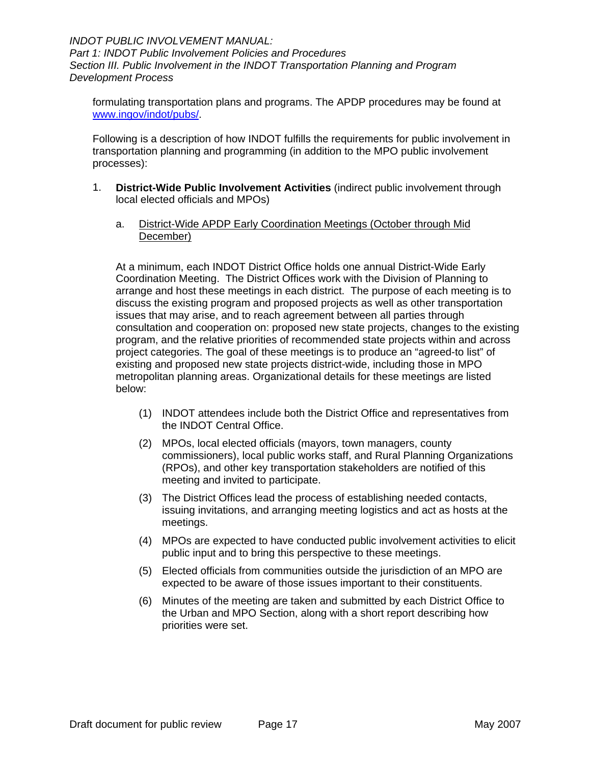formulating transportation plans and programs. The APDP procedures may be found at [www.ingov/indot/pubs/](www.ingov/indot/pubs/).

Following is a description of how INDOT fulfills the requirements for public involvement in transportation planning and programming (in addition to the MPO public involvement processes):

1. **District-Wide Public Involvement Activities** (indirect public involvement through local elected officials and MPOs)

   a. District-Wide APDP Early Coordination Meetings (October through Mid December)

   At a minimum, each INDOT District Office holds one annual District-Wide Early Coordination Meeting. The District Offices work with the Division of Planning to arrange and host these meetings in each district. The purpose of each meeting is to discuss the existing program and proposed projects as well as other transportation issues that may arise, and to reach agreement between all parties through consultation and cooperation on: proposed new state projects, changes to the existing program, and the relative priorities of recommended state projects within and across project categories. The goal of these meetings is to produce an "agreed-to list" of existing and proposed new state projects district-wide, including those in MPO metropolitan planning areas. Organizational details for these meetings are listed below:

   (1) INDOT attendees include both the District Office and representatives from the INDOT Central Office.

   (2) MPOs, local elected officials (mayors, town managers, county commissioners), local public works staff, and Rural Planning Organizations (RPOs), and other key transportation stakeholders are notified of this meeting and invited to participate.

   (3) The District Offices lead the process of establishing needed contacts, issuing invitations, and arranging meeting logistics and act as hosts at the meetings.

   (4) MPOs are expected to have conducted public involvement activities to elicit public input and to bring this perspective to these meetings.

   (5) Elected officials from communities outside the jurisdiction of an MPO are expected to be aware of those issues important to their constituents.

   (6) Minutes of the meeting are taken and submitted by each District Office to the Urban and MPO Section, along with a short report describing how priorities were set.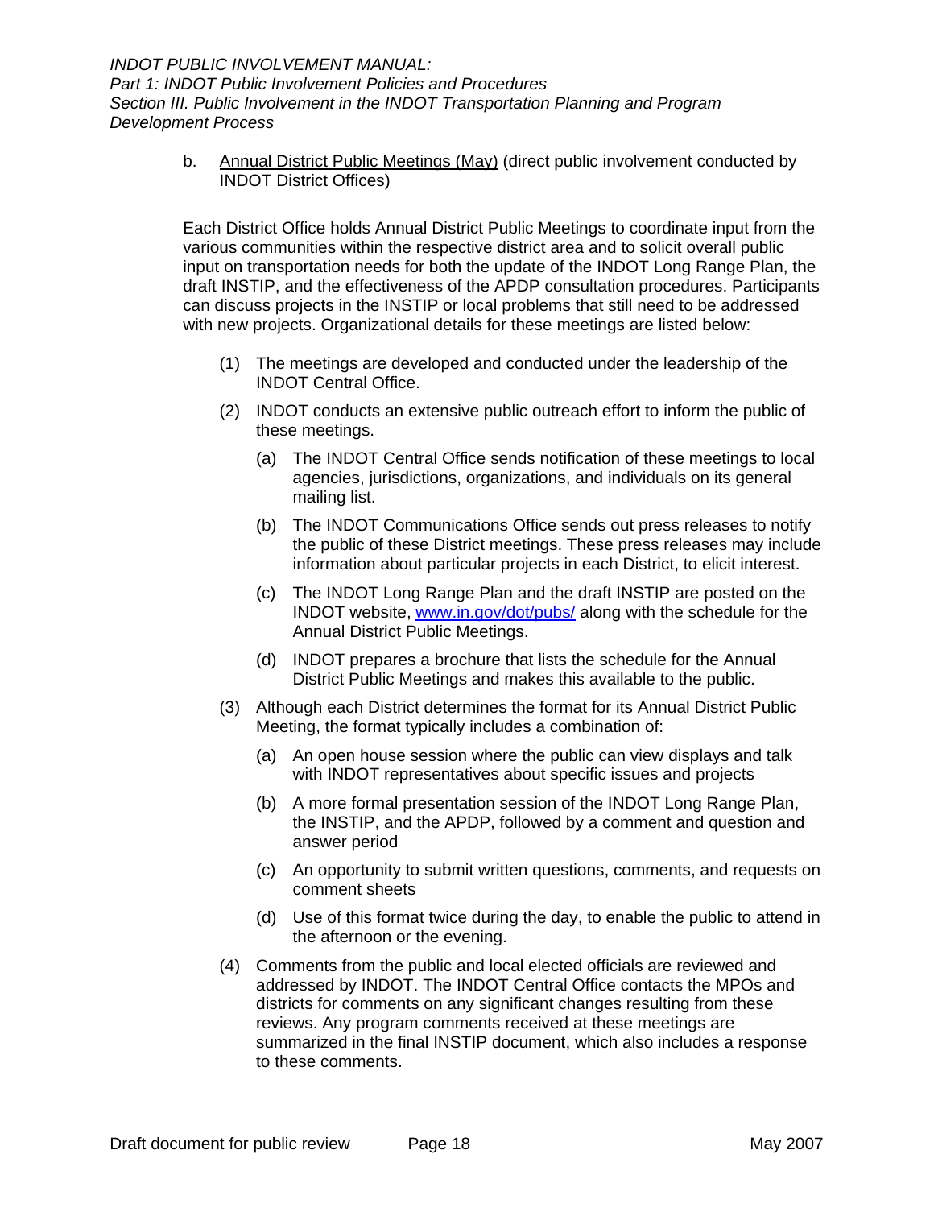b. <u>Annual District Public Meetings (May)</u> (direct public involvement conducted by INDOT District Offices)

Each District Office holds Annual District Public Meetings to coordinate input from the various communities within the respective district area and to solicit overall public input on transportation needs for both the update of the INDOT Long Range Plan, the draft INSTIP, and the effectiveness of the APDP consultation procedures. Participants can discuss projects in the INSTIP or local problems that still need to be addressed with new projects. Organizational details for these meetings are listed below:

(1) The meetings are developed and conducted under the leadership of the INDOT Central Office.

(2) INDOT conducts an extensive public outreach effort to inform the public of these meetings.

  (a) The INDOT Central Office sends notification of these meetings to local agencies, jurisdictions, organizations, and individuals on its general mailing list.

  (b) The INDOT Communications Office sends out press releases to notify the public of these District meetings. These press releases may include information about particular projects in each District, to elicit interest.

  (c) The INDOT Long Range Plan and the draft INSTIP are posted on the INDOT website, [www.in.gov/dot/pubs/](http://www.in.gov/dot/pubs/) along with the schedule for the Annual District Public Meetings.

  (d) INDOT prepares a brochure that lists the schedule for the Annual District Public Meetings and makes this available to the public.

(3) Although each District determines the format for its Annual District Public Meeting, the format typically includes a combination of:

  (a) An open house session where the public can view displays and talk with INDOT representatives about specific issues and projects

  (b) A more formal presentation session of the INDOT Long Range Plan, the INSTIP, and the APDP, followed by a comment and question and answer period

  (c) An opportunity to submit written questions, comments, and requests on comment sheets

  (d) Use of this format twice during the day, to enable the public to attend in the afternoon or the evening.

(4) Comments from the public and local elected officials are reviewed and addressed by INDOT. The INDOT Central Office contacts the MPOs and districts for comments on any significant changes resulting from these reviews. Any program comments received at these meetings are summarized in the final INSTIP document, which also includes a response to these comments.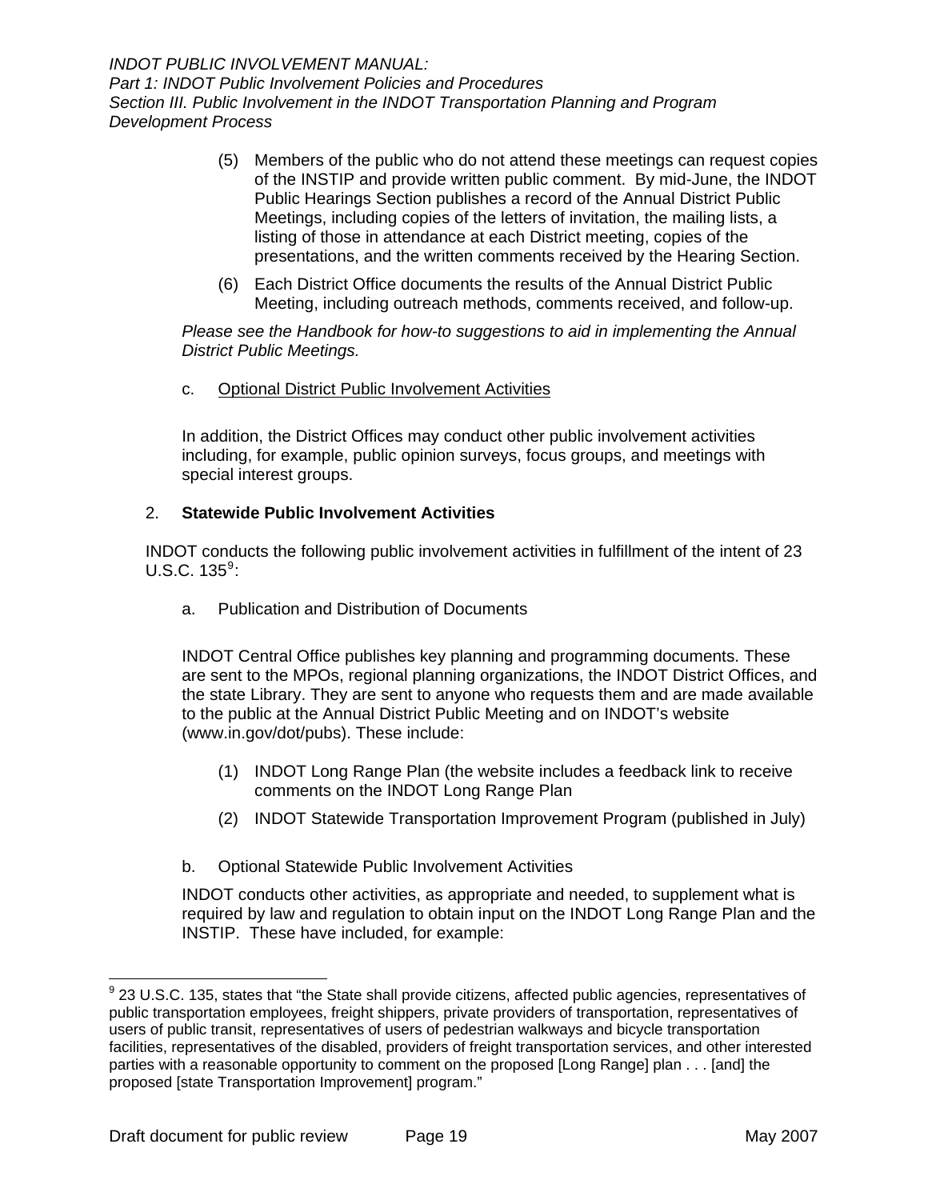(5) Members of the public who do not attend these meetings can request copies of the INSTIP and provide written public comment. By mid-June, the INDOT Public Hearings Section publishes a record of the Annual District Public Meetings, including copies of the letters of invitation, the mailing lists, a listing of those in attendance at each District meeting, copies of the presentations, and the written comments received by the Hearing Section.

(6) Each District Office documents the results of the Annual District Public Meeting, including outreach methods, comments received, and follow-up.

*Please see the Handbook for how-to suggestions to aid in implementing the Annual District Public Meetings.*

c. Optional District Public Involvement Activities

In addition, the District Offices may conduct other public involvement activities including, for example, public opinion surveys, focus groups, and meetings with special interest groups.

2. **Statewide Public Involvement Activities**

INDOT conducts the following public involvement activities in fulfillment of the intent of 23 U.S.C. 135[9]:

a. Publication and Distribution of Documents

INDOT Central Office publishes key planning and programming documents. These are sent to the MPOs, regional planning organizations, the INDOT District Offices, and the state Library. They are sent to anyone who requests them and are made available to the public at the Annual District Public Meeting and on INDOT's website (www.in.gov/dot/pubs). These include:

(1) INDOT Long Range Plan (the website includes a feedback link to receive comments on the INDOT Long Range Plan

(2) INDOT Statewide Transportation Improvement Program (published in July)

b. Optional Statewide Public Involvement Activities

INDOT conducts other activities, as appropriate and needed, to supplement what is required by law and regulation to obtain input on the INDOT Long Range Plan and the INSTIP. These have included, for example:

[9] 23 U.S.C. 135, states that "the State shall provide citizens, affected public agencies, representatives of public transportation employees, freight shippers, private providers of transportation, representatives of users of public transit, representatives of users of pedestrian walkways and bicycle transportation facilities, representatives of the disabled, providers of freight transportation services, and other interested parties with a reasonable opportunity to comment on the proposed [Long Range] plan . . . [and] the proposed [state Transportation Improvement] program."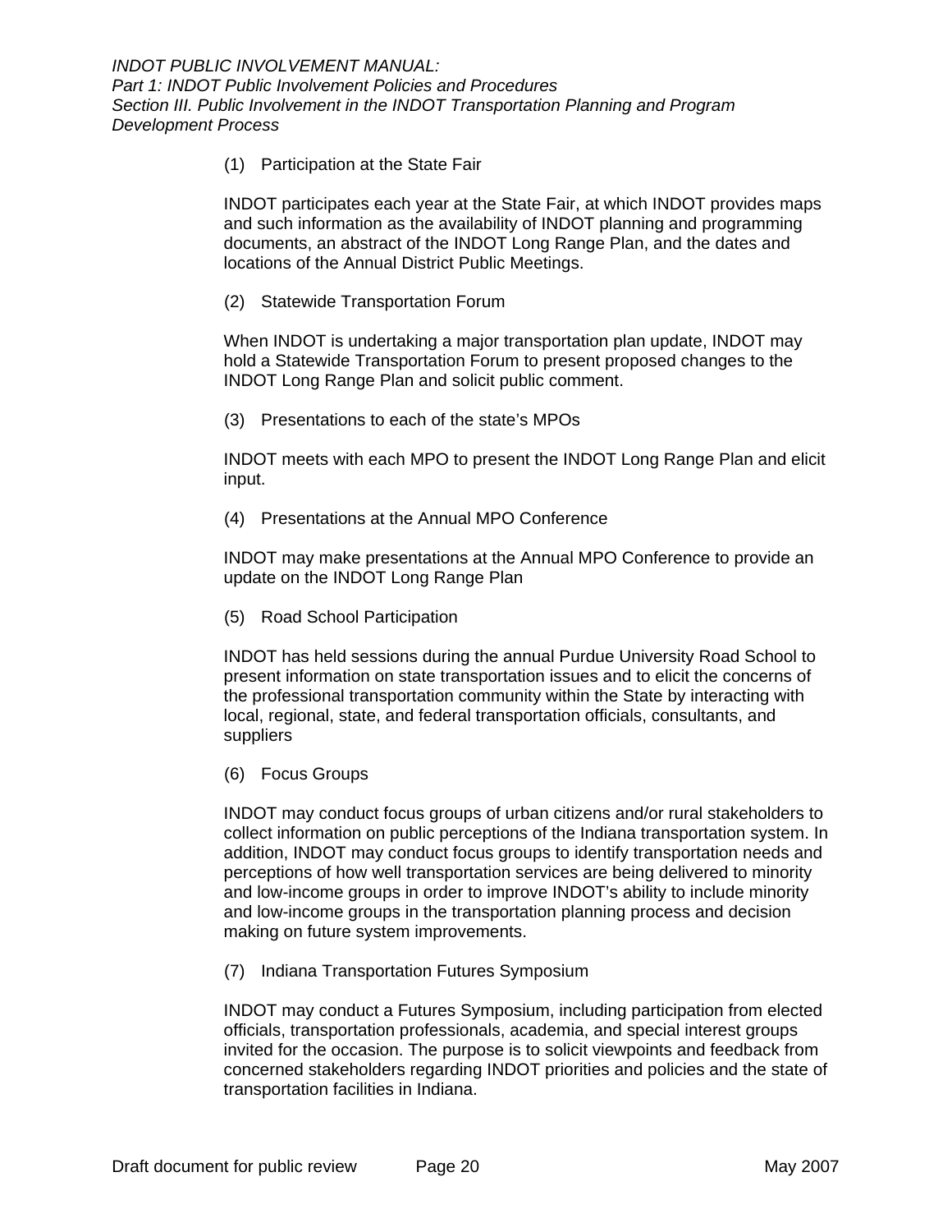(1) Participation at the State Fair

INDOT participates each year at the State Fair, at which INDOT provides maps and such information as the availability of INDOT planning and programming documents, an abstract of the INDOT Long Range Plan, and the dates and locations of the Annual District Public Meetings.

(2) Statewide Transportation Forum

When INDOT is undertaking a major transportation plan update, INDOT may hold a Statewide Transportation Forum to present proposed changes to the INDOT Long Range Plan and solicit public comment.

(3) Presentations to each of the state's MPOs

INDOT meets with each MPO to present the INDOT Long Range Plan and elicit input.

(4) Presentations at the Annual MPO Conference

INDOT may make presentations at the Annual MPO Conference to provide an update on the INDOT Long Range Plan

(5) Road School Participation

INDOT has held sessions during the annual Purdue University Road School to present information on state transportation issues and to elicit the concerns of the professional transportation community within the State by interacting with local, regional, state, and federal transportation officials, consultants, and suppliers

(6) Focus Groups

INDOT may conduct focus groups of urban citizens and/or rural stakeholders to collect information on public perceptions of the Indiana transportation system. In addition, INDOT may conduct focus groups to identify transportation needs and perceptions of how well transportation services are being delivered to minority and low-income groups in order to improve INDOT's ability to include minority and low-income groups in the transportation planning process and decision making on future system improvements.

(7) Indiana Transportation Futures Symposium

INDOT may conduct a Futures Symposium, including participation from elected officials, transportation professionals, academia, and special interest groups invited for the occasion. The purpose is to solicit viewpoints and feedback from concerned stakeholders regarding INDOT priorities and policies and the state of transportation facilities in Indiana.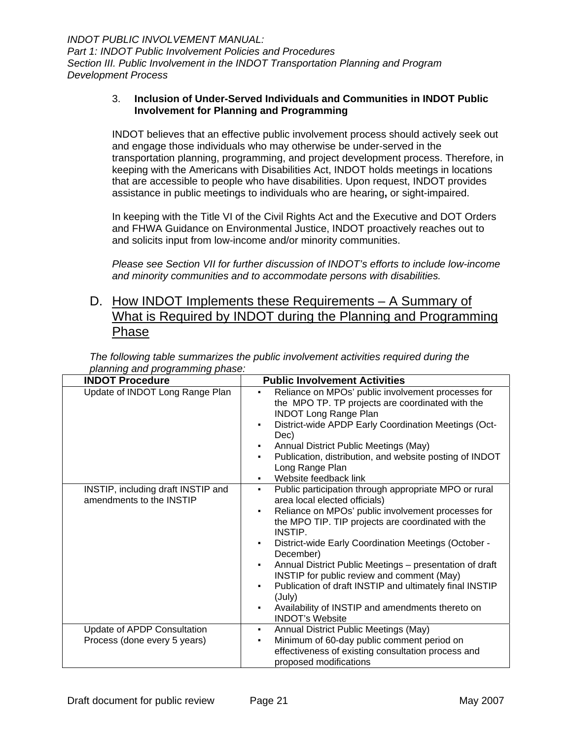3. **Inclusion of Under-Served Individuals and Communities in INDOT Public Involvement for Planning and Programming**

INDOT believes that an effective public involvement process should actively seek out and engage those individuals who may otherwise be under-served in the transportation planning, programming, and project development process. Therefore, in keeping with the Americans with Disabilities Act, INDOT holds meetings in locations that are accessible to people who have disabilities. Upon request, INDOT provides assistance in public meetings to individuals who are hearing**,** or sight-impaired.

In keeping with the Title VI of the Civil Rights Act and the Executive and DOT Orders and FHWA Guidance on Environmental Justice, INDOT proactively reaches out to and solicits input from low-income and/or minority communities.

*Please see Section VII for further discussion of INDOT's efforts to include low-income and minority communities and to accommodate persons with disabilities.*

## D. How INDOT Implements these Requirements – A Summary of What is Required by INDOT during the Planning and Programming Phase

*The following table summarizes the public involvement activities required during the planning and programming phase:*

| INDOT Procedure | Public Involvement Activities |
|---|---|
| Update of INDOT Long Range Plan | ▪ Reliance on MPOs' public involvement processes for the MPO TP. TP projects are coordinated with the INDOT Long Range Plan<br>▪ District-wide APDP Early Coordination Meetings (Oct-Dec)<br>▪ Annual District Public Meetings (May)<br>▪ Publication, distribution, and website posting of INDOT Long Range Plan<br>▪ Website feedback link |
| INSTIP, including draft INSTIP and amendments to the INSTIP | ▪ Public participation through appropriate MPO or rural area local elected officials)<br>▪ Reliance on MPOs' public involvement processes for the MPO TIP. TIP projects are coordinated with the INSTIP.<br>▪ District-wide Early Coordination Meetings (October - December)<br>▪ Annual District Public Meetings – presentation of draft INSTIP for public review and comment (May)<br>▪ Publication of draft INSTIP and ultimately final INSTIP (July)<br>▪ Availability of INSTIP and amendments thereto on INDOT's Website |
| Update of APDP Consultation Process (done every 5 years) | ▪ Annual District Public Meetings (May)<br>▪ Minimum of 60-day public comment period on effectiveness of existing consultation process and proposed modifications |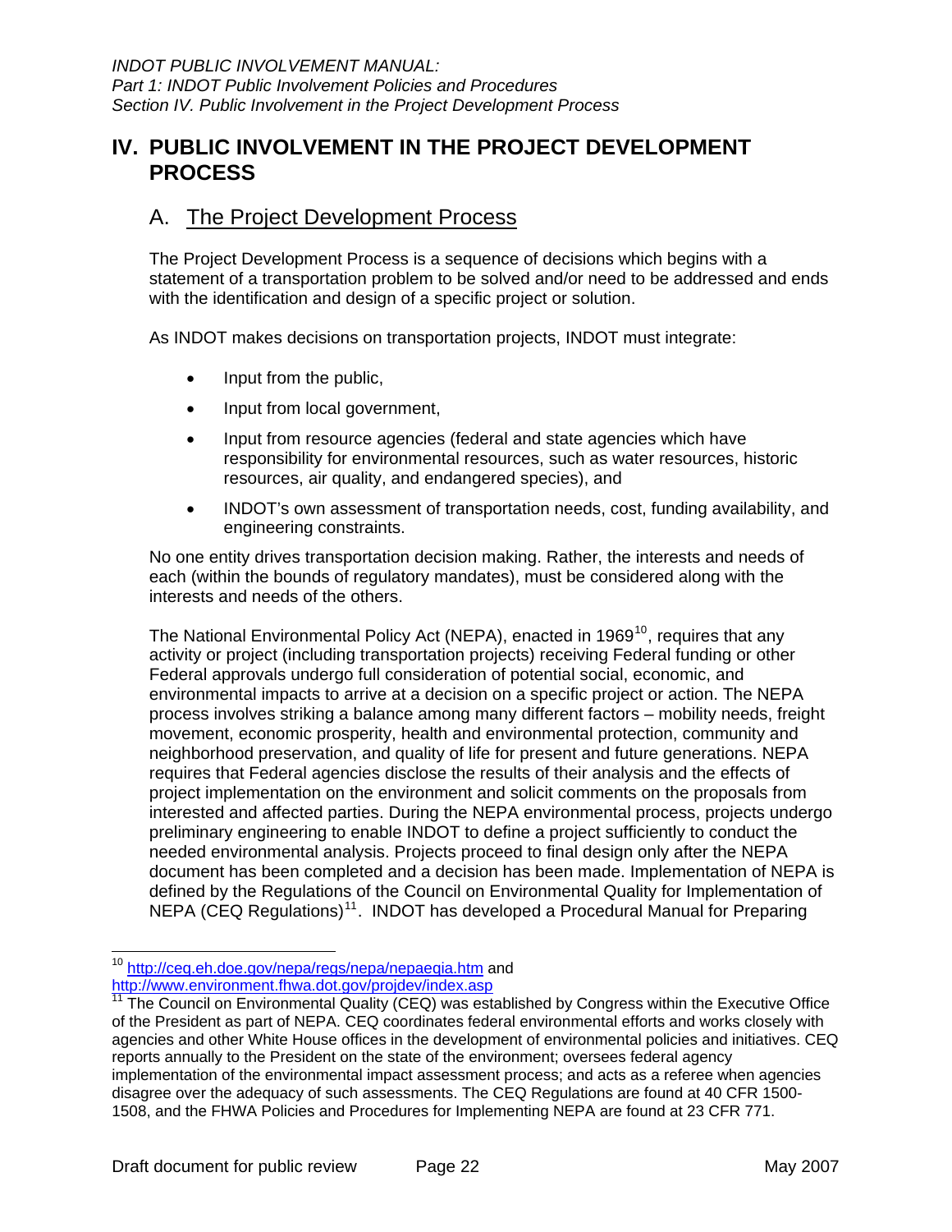# IV. PUBLIC INVOLVEMENT IN THE PROJECT DEVELOPMENT PROCESS

## A. The Project Development Process

The Project Development Process is a sequence of decisions which begins with a statement of a transportation problem to be solved and/or need to be addressed and ends with the identification and design of a specific project or solution.

As INDOT makes decisions on transportation projects, INDOT must integrate:

- Input from the public,
- Input from local government,
- Input from resource agencies (federal and state agencies which have responsibility for environmental resources, such as water resources, historic resources, air quality, and endangered species), and
- INDOT's own assessment of transportation needs, cost, funding availability, and engineering constraints.

No one entity drives transportation decision making. Rather, the interests and needs of each (within the bounds of regulatory mandates), must be considered along with the interests and needs of the others.

The National Environmental Policy Act (NEPA), enacted in 1969[10], requires that any activity or project (including transportation projects) receiving Federal funding or other Federal approvals undergo full consideration of potential social, economic, and environmental impacts to arrive at a decision on a specific project or action. The NEPA process involves striking a balance among many different factors – mobility needs, freight movement, economic prosperity, health and environmental protection, community and neighborhood preservation, and quality of life for present and future generations. NEPA requires that Federal agencies disclose the results of their analysis and the effects of project implementation on the environment and solicit comments on the proposals from interested and affected parties. During the NEPA environmental process, projects undergo preliminary engineering to enable INDOT to define a project sufficiently to conduct the needed environmental analysis. Projects proceed to final design only after the NEPA document has been completed and a decision has been made. Implementation of NEPA is defined by the Regulations of the Council on Environmental Quality for Implementation of NEPA (CEQ Regulations)[11]. INDOT has developed a Procedural Manual for Preparing

---

[10] http://ceq.eh.doe.gov/nepa/regs/nepa/nepaeqia.htm and http://www.environment.fhwa.dot.gov/projdev/index.asp

[11] The Council on Environmental Quality (CEQ) was established by Congress within the Executive Office of the President as part of NEPA. CEQ coordinates federal environmental efforts and works closely with agencies and other White House offices in the development of environmental policies and initiatives. CEQ reports annually to the President on the state of the environment; oversees federal agency implementation of the environmental impact assessment process; and acts as a referee when agencies disagree over the adequacy of such assessments. The CEQ Regulations are found at 40 CFR 1500-1508, and the FHWA Policies and Procedures for Implementing NEPA are found at 23 CFR 771.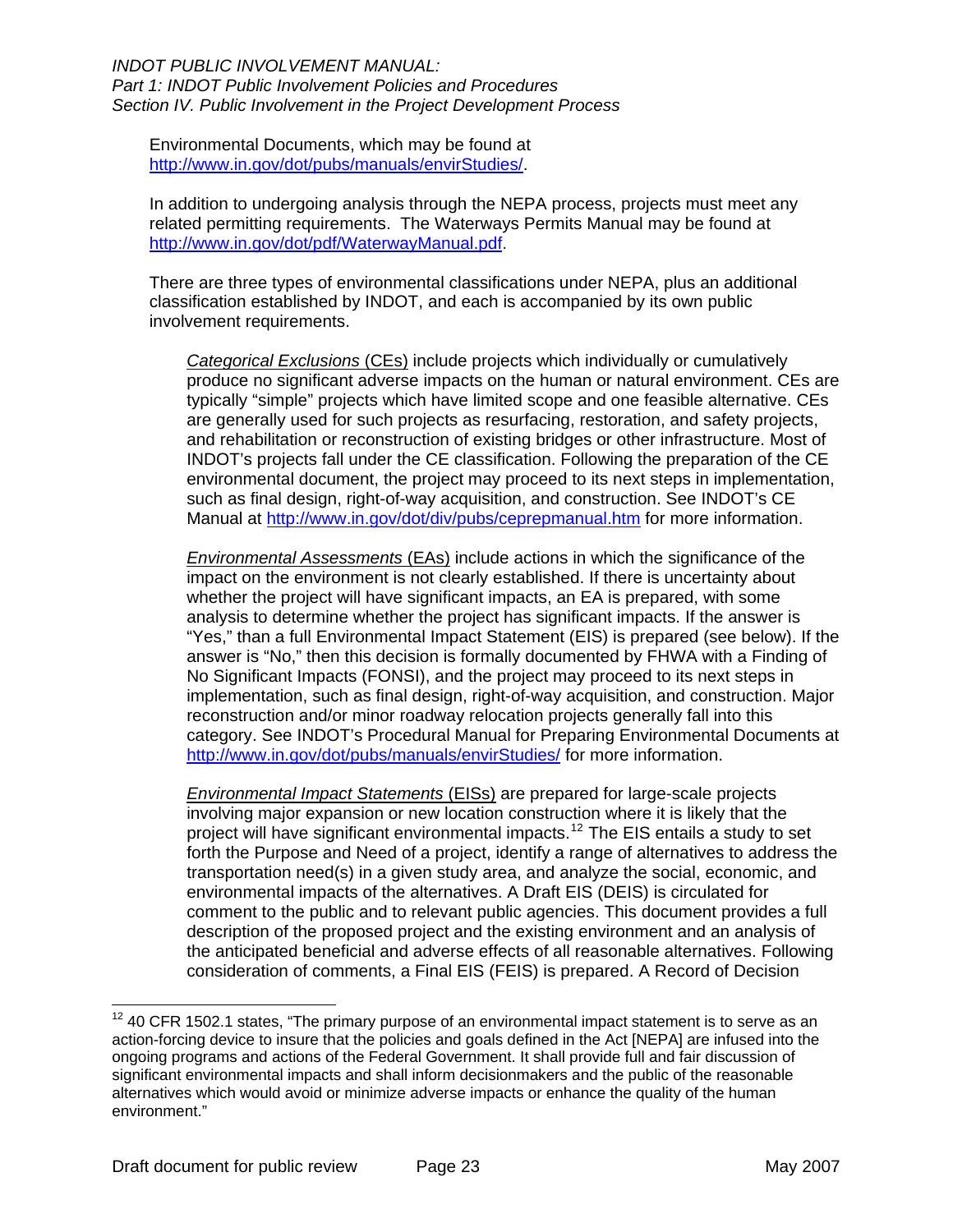Environmental Documents, which may be found at http://www.in.gov/dot/pubs/manuals/envirStudies/.

In addition to undergoing analysis through the NEPA process, projects must meet any related permitting requirements. The Waterways Permits Manual may be found at http://www.in.gov/dot/pdf/WaterwayManual.pdf.

There are three types of environmental classifications under NEPA, plus an additional classification established by INDOT, and each is accompanied by its own public involvement requirements.

*Categorical Exclusions* (CEs) include projects which individually or cumulatively produce no significant adverse impacts on the human or natural environment. CEs are typically "simple" projects which have limited scope and one feasible alternative. CEs are generally used for such projects as resurfacing, restoration, and safety projects, and rehabilitation or reconstruction of existing bridges or other infrastructure. Most of INDOT's projects fall under the CE classification. Following the preparation of the CE environmental document, the project may proceed to its next steps in implementation, such as final design, right-of-way acquisition, and construction. See INDOT's CE Manual at http://www.in.gov/dot/div/pubs/ceprepmanual.htm for more information.

*Environmental Assessments* (EAs) include actions in which the significance of the impact on the environment is not clearly established. If there is uncertainty about whether the project will have significant impacts, an EA is prepared, with some analysis to determine whether the project has significant impacts. If the answer is "Yes," than a full Environmental Impact Statement (EIS) is prepared (see below). If the answer is "No," then this decision is formally documented by FHWA with a Finding of No Significant Impacts (FONSI), and the project may proceed to its next steps in implementation, such as final design, right-of-way acquisition, and construction. Major reconstruction and/or minor roadway relocation projects generally fall into this category. See INDOT's Procedural Manual for Preparing Environmental Documents at http://www.in.gov/dot/pubs/manuals/envirStudies/ for more information.

*Environmental Impact Statements* (EISs) are prepared for large-scale projects involving major expansion or new location construction where it is likely that the project will have significant environmental impacts.[12] The EIS entails a study to set forth the Purpose and Need of a project, identify a range of alternatives to address the transportation need(s) in a given study area, and analyze the social, economic, and environmental impacts of the alternatives. A Draft EIS (DEIS) is circulated for comment to the public and to relevant public agencies. This document provides a full description of the proposed project and the existing environment and an analysis of the anticipated beneficial and adverse effects of all reasonable alternatives. Following consideration of comments, a Final EIS (FEIS) is prepared. A Record of Decision

---

[12] 40 CFR 1502.1 states, "The primary purpose of an environmental impact statement is to serve as an action-forcing device to insure that the policies and goals defined in the Act [NEPA] are infused into the ongoing programs and actions of the Federal Government. It shall provide full and fair discussion of significant environmental impacts and shall inform decisionmakers and the public of the reasonable alternatives which would avoid or minimize adverse impacts or enhance the quality of the human environment."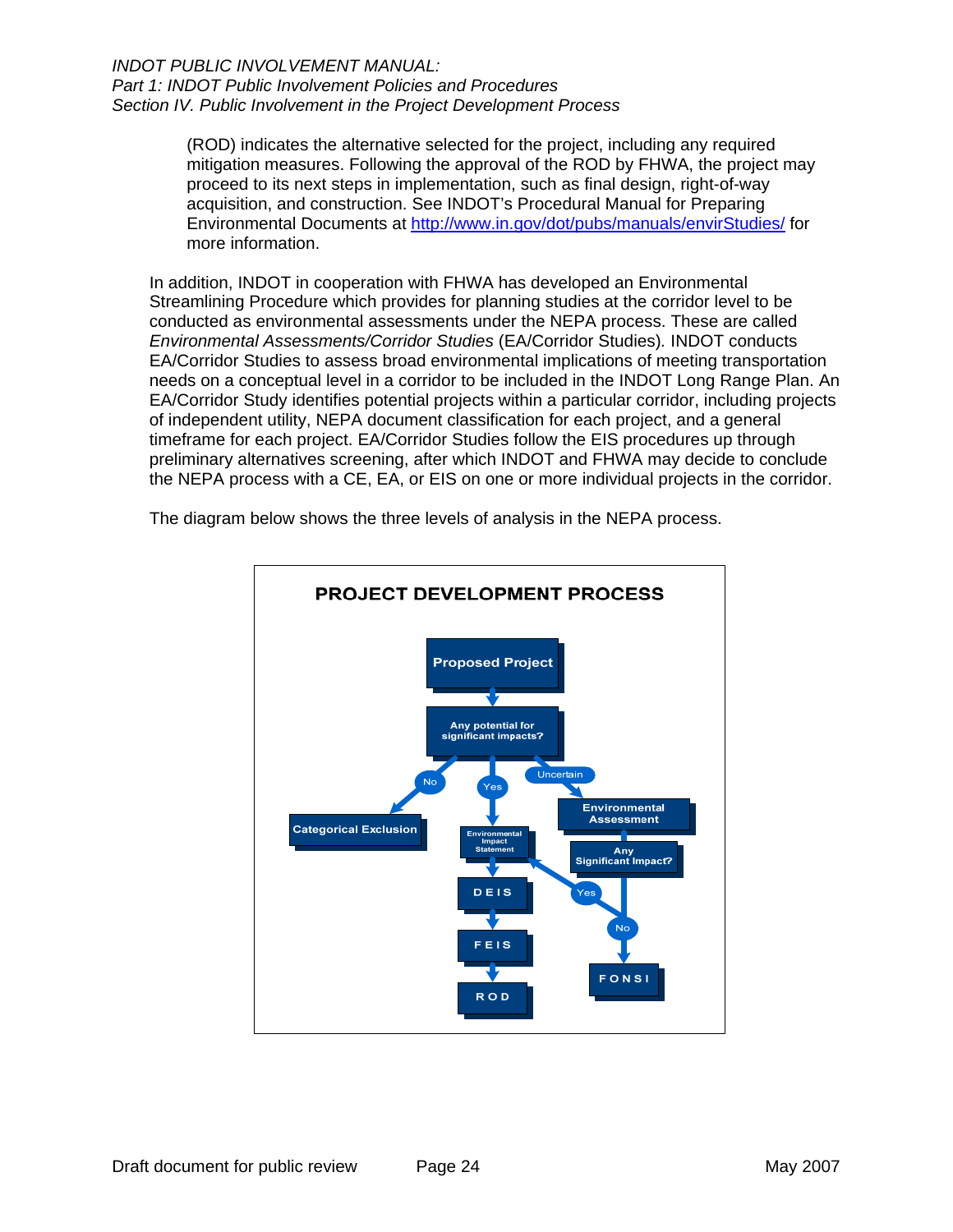(ROD) indicates the alternative selected for the project, including any required mitigation measures. Following the approval of the ROD by FHWA, the project may proceed to its next steps in implementation, such as final design, right-of-way acquisition, and construction. See INDOT's Procedural Manual for Preparing Environmental Documents at http://www.in.gov/dot/pubs/manuals/envirStudies/ for more information.

In addition, INDOT in cooperation with FHWA has developed an Environmental Streamlining Procedure which provides for planning studies at the corridor level to be conducted as environmental assessments under the NEPA process. These are called *Environmental Assessments/Corridor Studies* (EA/Corridor Studies). INDOT conducts EA/Corridor Studies to assess broad environmental implications of meeting transportation needs on a conceptual level in a corridor to be included in the INDOT Long Range Plan. An EA/Corridor Study identifies potential projects within a particular corridor, including projects of independent utility, NEPA document classification for each project, and a general timeframe for each project. EA/Corridor Studies follow the EIS procedures up through preliminary alternatives screening, after which INDOT and FHWA may decide to conclude the NEPA process with a CE, EA, or EIS on one or more individual projects in the corridor.

The diagram below shows the three levels of analysis in the NEPA process.

**PROJECT DEVELOPMENT PROCESS**

- Proposed Project
  - Any potential for significant impacts?
    - No → Categorical Exclusion
    - Yes → Environmental Impact Statement → DEIS → FEIS → ROD
    - Uncertain → Environmental Assessment → Any Significant Impact?
      - Yes → Environmental Impact Statement
      - No → FONSI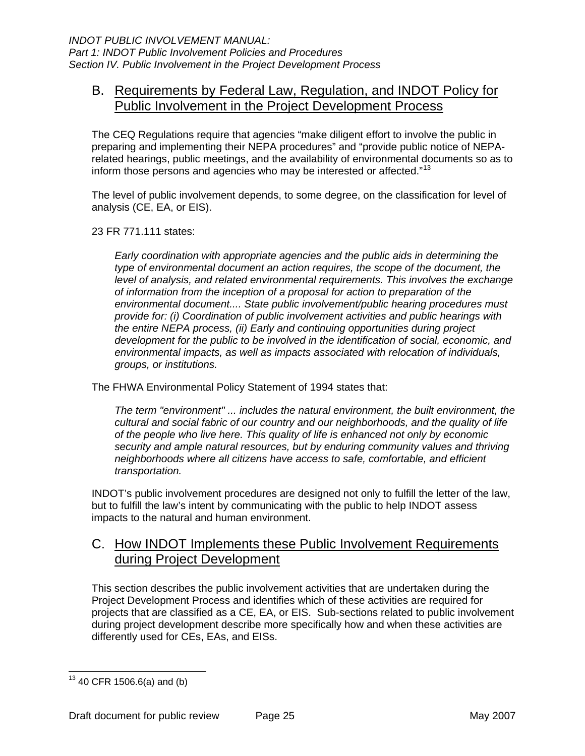## B. Requirements by Federal Law, Regulation, and INDOT Policy for Public Involvement in the Project Development Process

The CEQ Regulations require that agencies "make diligent effort to involve the public in preparing and implementing their NEPA procedures" and "provide public notice of NEPA-related hearings, public meetings, and the availability of environmental documents so as to inform those persons and agencies who may be interested or affected."[13]

The level of public involvement depends, to some degree, on the classification for level of analysis (CE, EA, or EIS).

23 FR 771.111 states:

> *Early coordination with appropriate agencies and the public aids in determining the type of environmental document an action requires, the scope of the document, the level of analysis, and related environmental requirements. This involves the exchange of information from the inception of a proposal for action to preparation of the environmental document.... State public involvement/public hearing procedures must provide for: (i) Coordination of public involvement activities and public hearings with the entire NEPA process, (ii) Early and continuing opportunities during project development for the public to be involved in the identification of social, economic, and environmental impacts, as well as impacts associated with relocation of individuals, groups, or institutions.*

The FHWA Environmental Policy Statement of 1994 states that:

> *The term "environment" ... includes the natural environment, the built environment, the cultural and social fabric of our country and our neighborhoods, and the quality of life of the people who live here. This quality of life is enhanced not only by economic security and ample natural resources, but by enduring community values and thriving neighborhoods where all citizens have access to safe, comfortable, and efficient transportation.*

INDOT's public involvement procedures are designed not only to fulfill the letter of the law, but to fulfill the law's intent by communicating with the public to help INDOT assess impacts to the natural and human environment.

## C. How INDOT Implements these Public Involvement Requirements during Project Development

This section describes the public involvement activities that are undertaken during the Project Development Process and identifies which of these activities are required for projects that are classified as a CE, EA, or EIS. Sub-sections related to public involvement during project development describe more specifically how and when these activities are differently used for CEs, EAs, and EISs.

---

[13] 40 CFR 1506.6(a) and (b)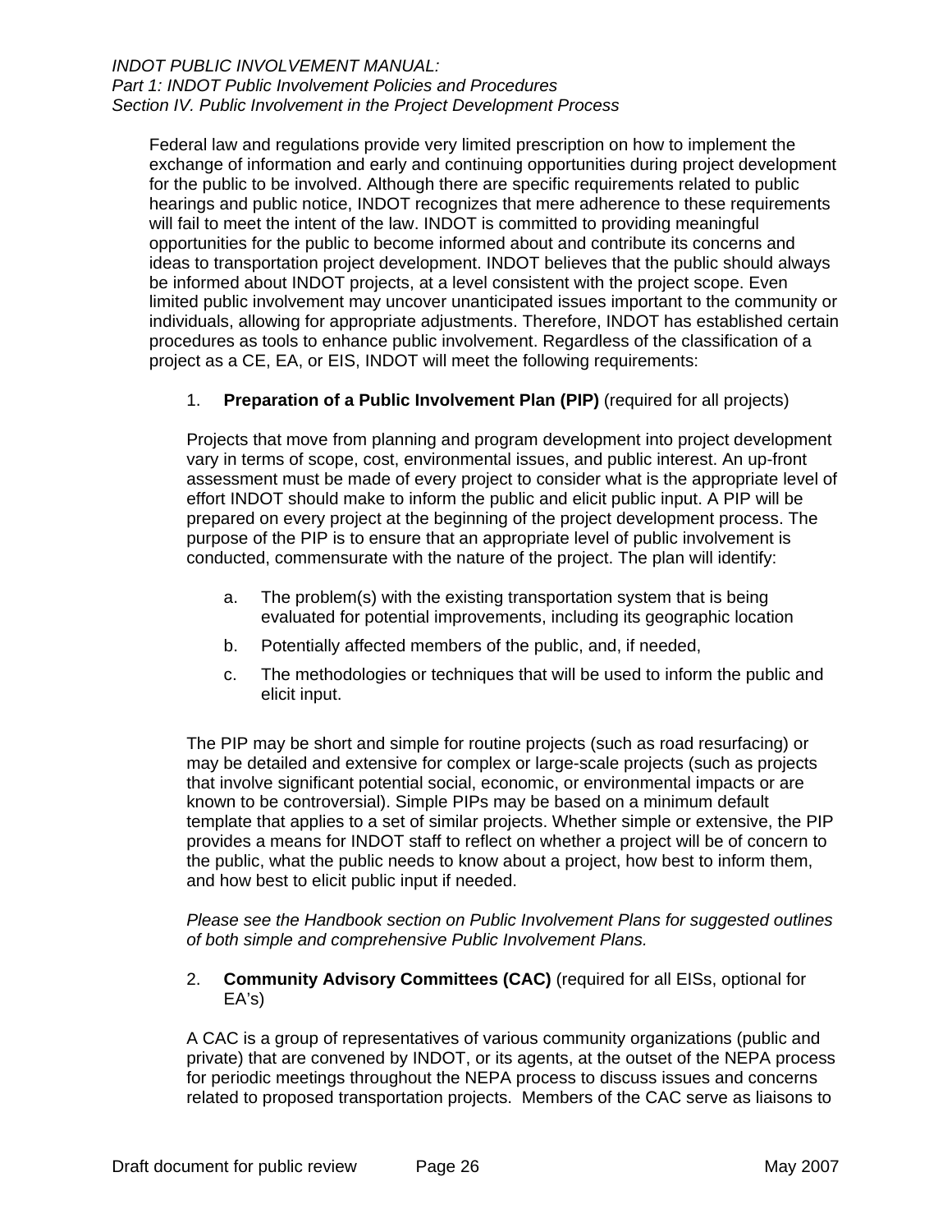Federal law and regulations provide very limited prescription on how to implement the exchange of information and early and continuing opportunities during project development for the public to be involved. Although there are specific requirements related to public hearings and public notice, INDOT recognizes that mere adherence to these requirements will fail to meet the intent of the law. INDOT is committed to providing meaningful opportunities for the public to become informed about and contribute its concerns and ideas to transportation project development. INDOT believes that the public should always be informed about INDOT projects, at a level consistent with the project scope. Even limited public involvement may uncover unanticipated issues important to the community or individuals, allowing for appropriate adjustments. Therefore, INDOT has established certain procedures as tools to enhance public involvement. Regardless of the classification of a project as a CE, EA, or EIS, INDOT will meet the following requirements:

1. **Preparation of a Public Involvement Plan (PIP)** (required for all projects)

   Projects that move from planning and program development into project development vary in terms of scope, cost, environmental issues, and public interest. An up-front assessment must be made of every project to consider what is the appropriate level of effort INDOT should make to inform the public and elicit public input. A PIP will be prepared on every project at the beginning of the project development process. The purpose of the PIP is to ensure that an appropriate level of public involvement is conducted, commensurate with the nature of the project. The plan will identify:

   a. The problem(s) with the existing transportation system that is being evaluated for potential improvements, including its geographic location
   b. Potentially affected members of the public, and, if needed,
   c. The methodologies or techniques that will be used to inform the public and elicit input.

   The PIP may be short and simple for routine projects (such as road resurfacing) or may be detailed and extensive for complex or large-scale projects (such as projects that involve significant potential social, economic, or environmental impacts or are known to be controversial). Simple PIPs may be based on a minimum default template that applies to a set of similar projects. Whether simple or extensive, the PIP provides a means for INDOT staff to reflect on whether a project will be of concern to the public, what the public needs to know about a project, how best to inform them, and how best to elicit public input if needed.

   *Please see the Handbook section on Public Involvement Plans for suggested outlines of both simple and comprehensive Public Involvement Plans.*

2. **Community Advisory Committees (CAC)** (required for all EISs, optional for EA's)

   A CAC is a group of representatives of various community organizations (public and private) that are convened by INDOT, or its agents, at the outset of the NEPA process for periodic meetings throughout the NEPA process to discuss issues and concerns related to proposed transportation projects. Members of the CAC serve as liaisons to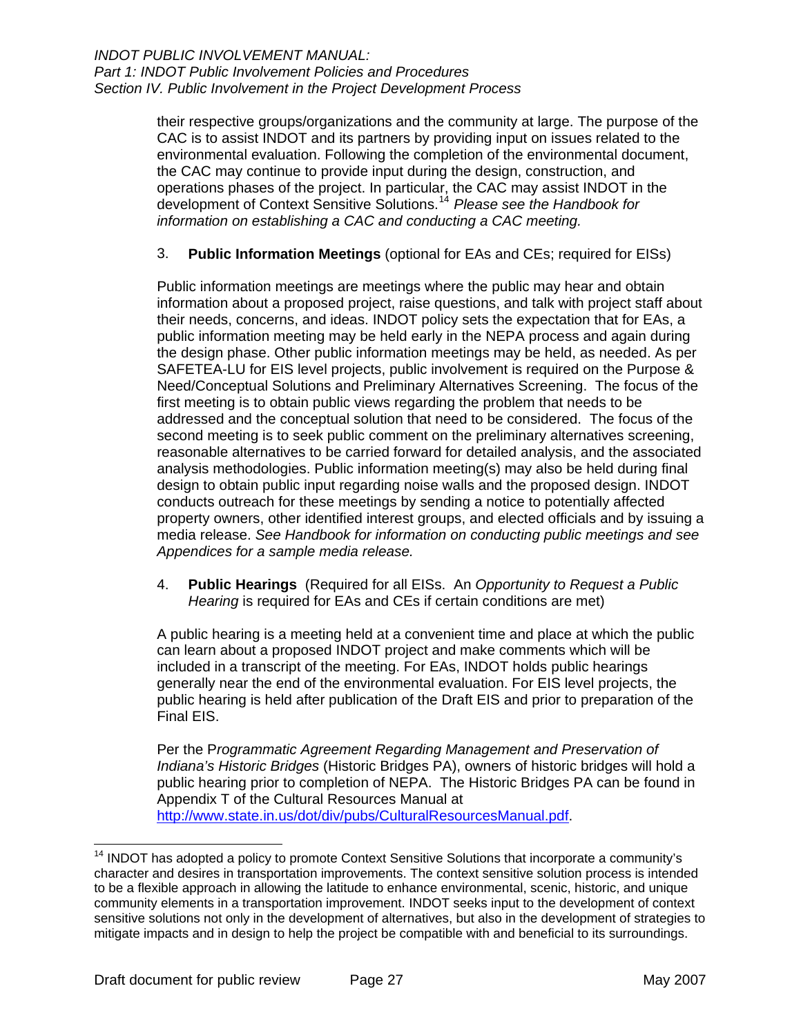their respective groups/organizations and the community at large. The purpose of the CAC is to assist INDOT and its partners by providing input on issues related to the environmental evaluation. Following the completion of the environmental document, the CAC may continue to provide input during the design, construction, and operations phases of the project. In particular, the CAC may assist INDOT in the development of Context Sensitive Solutions.[14] *Please see the Handbook for information on establishing a CAC and conducting a CAC meeting.*

3. **Public Information Meetings** (optional for EAs and CEs; required for EISs)

Public information meetings are meetings where the public may hear and obtain information about a proposed project, raise questions, and talk with project staff about their needs, concerns, and ideas. INDOT policy sets the expectation that for EAs, a public information meeting may be held early in the NEPA process and again during the design phase. Other public information meetings may be held, as needed. As per SAFETEA-LU for EIS level projects, public involvement is required on the Purpose & Need/Conceptual Solutions and Preliminary Alternatives Screening. The focus of the first meeting is to obtain public views regarding the problem that needs to be addressed and the conceptual solution that need to be considered. The focus of the second meeting is to seek public comment on the preliminary alternatives screening, reasonable alternatives to be carried forward for detailed analysis, and the associated analysis methodologies. Public information meeting(s) may also be held during final design to obtain public input regarding noise walls and the proposed design. INDOT conducts outreach for these meetings by sending a notice to potentially affected property owners, other identified interest groups, and elected officials and by issuing a media release. *See Handbook for information on conducting public meetings and see Appendices for a sample media release.*

4. **Public Hearings** (Required for all EISs. An *Opportunity to Request a Public Hearing* is required for EAs and CEs if certain conditions are met)

A public hearing is a meeting held at a convenient time and place at which the public can learn about a proposed INDOT project and make comments which will be included in a transcript of the meeting. For EAs, INDOT holds public hearings generally near the end of the environmental evaluation. For EIS level projects, the public hearing is held after publication of the Draft EIS and prior to preparation of the Final EIS.

Per the P*rogrammatic Agreement Regarding Management and Preservation of Indiana's Historic Bridges* (Historic Bridges PA), owners of historic bridges will hold a public hearing prior to completion of NEPA. The Historic Bridges PA can be found in Appendix T of the Cultural Resources Manual at http://www.state.in.us/dot/div/pubs/CulturalResourcesManual.pdf.

---

[14] INDOT has adopted a policy to promote Context Sensitive Solutions that incorporate a community's character and desires in transportation improvements. The context sensitive solution process is intended to be a flexible approach in allowing the latitude to enhance environmental, scenic, historic, and unique community elements in a transportation improvement. INDOT seeks input to the development of context sensitive solutions not only in the development of alternatives, but also in the development of strategies to mitigate impacts and in design to help the project be compatible with and beneficial to its surroundings.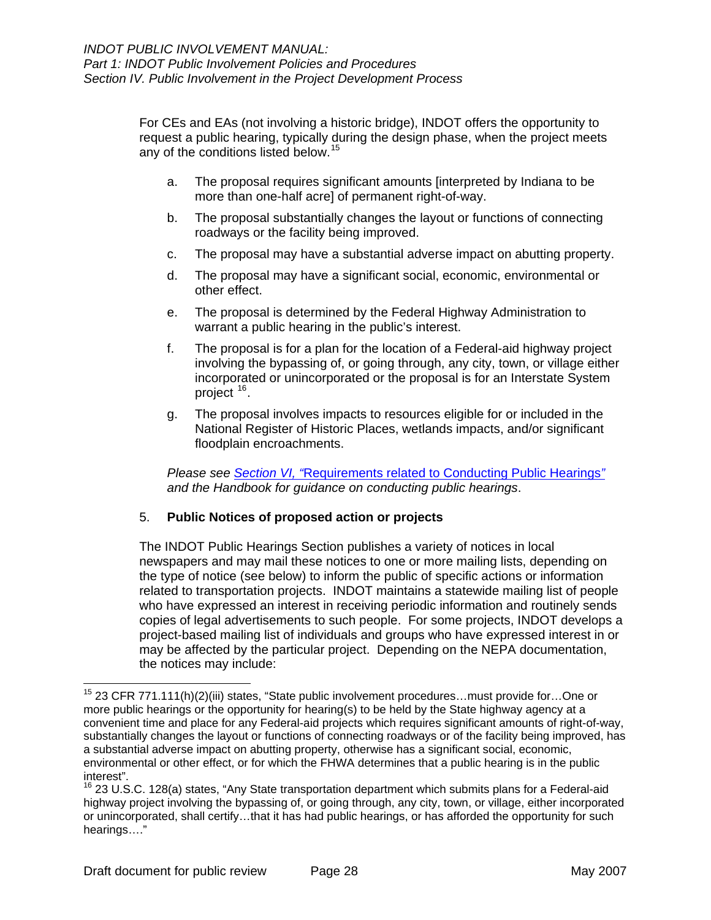For CEs and EAs (not involving a historic bridge), INDOT offers the opportunity to request a public hearing, typically during the design phase, when the project meets any of the conditions listed below.[15]

a. The proposal requires significant amounts [interpreted by Indiana to be more than one-half acre] of permanent right-of-way.

b. The proposal substantially changes the layout or functions of connecting roadways or the facility being improved.

c. The proposal may have a substantial adverse impact on abutting property.

d. The proposal may have a significant social, economic, environmental or other effect.

e. The proposal is determined by the Federal Highway Administration to warrant a public hearing in the public's interest.

f. The proposal is for a plan for the location of a Federal-aid highway project involving the bypassing of, or going through, any city, town, or village either incorporated or unincorporated or the proposal is for an Interstate System project [16].

g. The proposal involves impacts to resources eligible for or included in the National Register of Historic Places, wetlands impacts, and/or significant floodplain encroachments.

*Please see Section VI, "Requirements related to Conducting Public Hearings" and the Handbook for guidance on conducting public hearings*.

5. **Public Notices of proposed action or projects**

The INDOT Public Hearings Section publishes a variety of notices in local newspapers and may mail these notices to one or more mailing lists, depending on the type of notice (see below) to inform the public of specific actions or information related to transportation projects. INDOT maintains a statewide mailing list of people who have expressed an interest in receiving periodic information and routinely sends copies of legal advertisements to such people. For some projects, INDOT develops a project-based mailing list of individuals and groups who have expressed interest in or may be affected by the particular project. Depending on the NEPA documentation, the notices may include:

---

[15] 23 CFR 771.111(h)(2)(iii) states, "State public involvement procedures…must provide for…One or more public hearings or the opportunity for hearing(s) to be held by the State highway agency at a convenient time and place for any Federal-aid projects which requires significant amounts of right-of-way, substantially changes the layout or functions of connecting roadways or of the facility being improved, has a substantial adverse impact on abutting property, otherwise has a significant social, economic, environmental or other effect, or for which the FHWA determines that a public hearing is in the public interest".

[16] 23 U.S.C. 128(a) states, "Any State transportation department which submits plans for a Federal-aid highway project involving the bypassing of, or going through, any city, town, or village, either incorporated or unincorporated, shall certify…that it has had public hearings, or has afforded the opportunity for such hearings…."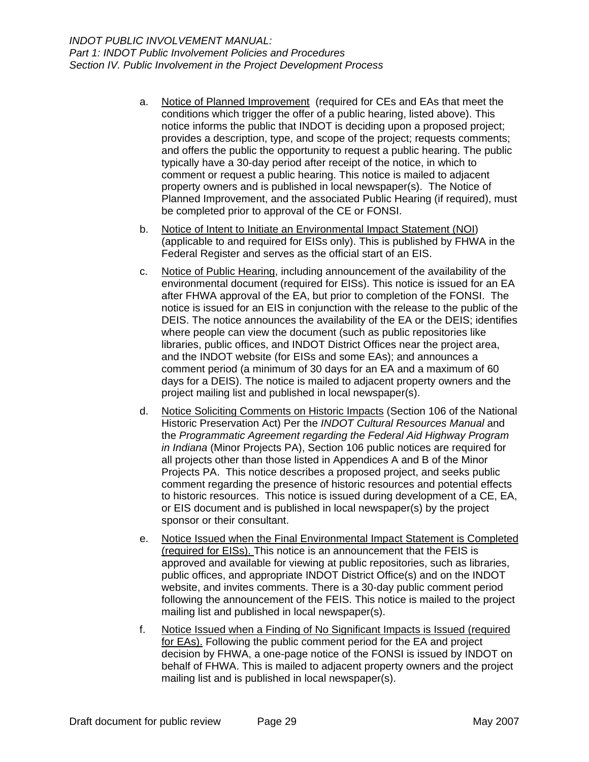a. <u>Notice of Planned Improvement</u> (required for CEs and EAs that meet the conditions which trigger the offer of a public hearing, listed above). This notice informs the public that INDOT is deciding upon a proposed project; provides a description, type, and scope of the project; requests comments; and offers the public the opportunity to request a public hearing. The public typically have a 30-day period after receipt of the notice, in which to comment or request a public hearing. This notice is mailed to adjacent property owners and is published in local newspaper(s). The Notice of Planned Improvement, and the associated Public Hearing (if required), must be completed prior to approval of the CE or FONSI.

b. <u>Notice of Intent to Initiate an Environmental Impact Statement (NOI</u>) (applicable to and required for EISs only). This is published by FHWA in the Federal Register and serves as the official start of an EIS.

c. <u>Notice of Public Hearing</u>, including announcement of the availability of the environmental document (required for EISs). This notice is issued for an EA after FHWA approval of the EA, but prior to completion of the FONSI. The notice is issued for an EIS in conjunction with the release to the public of the DEIS. The notice announces the availability of the EA or the DEIS; identifies where people can view the document (such as public repositories like libraries, public offices, and INDOT District Offices near the project area, and the INDOT website (for EISs and some EAs); and announces a comment period (a minimum of 30 days for an EA and a maximum of 60 days for a DEIS). The notice is mailed to adjacent property owners and the project mailing list and published in local newspaper(s).

d. <u>Notice Soliciting Comments on Historic Impacts</u> (Section 106 of the National Historic Preservation Act) Per the *INDOT Cultural Resources Manual* and the *Programmatic Agreement regarding the Federal Aid Highway Program in Indiana* (Minor Projects PA), Section 106 public notices are required for all projects other than those listed in Appendices A and B of the Minor Projects PA. This notice describes a proposed project, and seeks public comment regarding the presence of historic resources and potential effects to historic resources. This notice is issued during development of a CE, EA, or EIS document and is published in local newspaper(s) by the project sponsor or their consultant.

e. <u>Notice Issued when the Final Environmental Impact Statement is Completed (required for EISs).</u> This notice is an announcement that the FEIS is approved and available for viewing at public repositories, such as libraries, public offices, and appropriate INDOT District Office(s) and on the INDOT website, and invites comments. There is a 30-day public comment period following the announcement of the FEIS. This notice is mailed to the project mailing list and published in local newspaper(s).

f. <u>Notice Issued when a Finding of No Significant Impacts is Issued (required for EAs).</u> Following the public comment period for the EA and project decision by FHWA, a one-page notice of the FONSI is issued by INDOT on behalf of FHWA. This is mailed to adjacent property owners and the project mailing list and is published in local newspaper(s).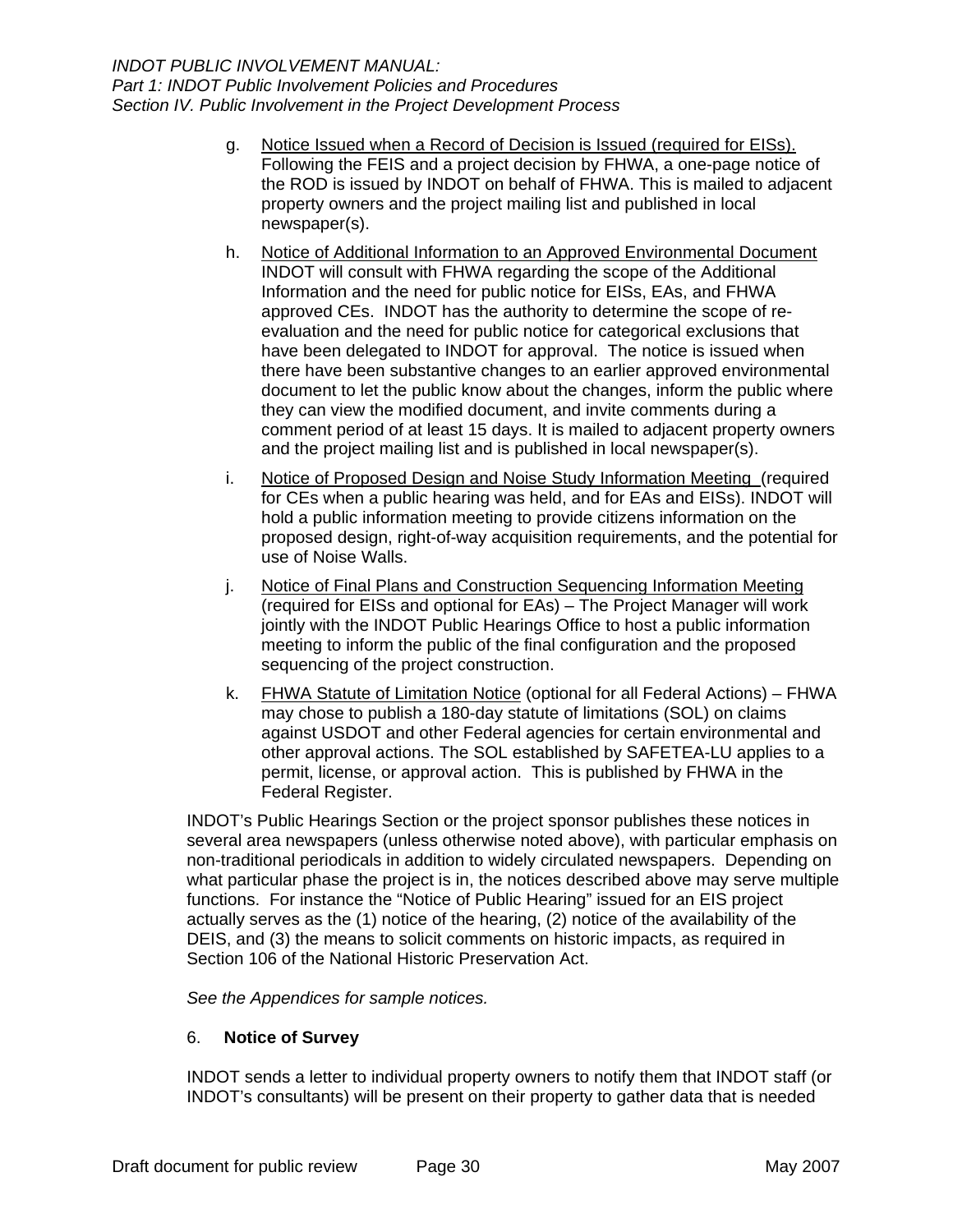g. Notice Issued when a Record of Decision is Issued (required for EISs). Following the FEIS and a project decision by FHWA, a one-page notice of the ROD is issued by INDOT on behalf of FHWA. This is mailed to adjacent property owners and the project mailing list and published in local newspaper(s).

h. Notice of Additional Information to an Approved Environmental Document INDOT will consult with FHWA regarding the scope of the Additional Information and the need for public notice for EISs, EAs, and FHWA approved CEs. INDOT has the authority to determine the scope of re-evaluation and the need for public notice for categorical exclusions that have been delegated to INDOT for approval. The notice is issued when there have been substantive changes to an earlier approved environmental document to let the public know about the changes, inform the public where they can view the modified document, and invite comments during a comment period of at least 15 days. It is mailed to adjacent property owners and the project mailing list and is published in local newspaper(s).

i. Notice of Proposed Design and Noise Study Information Meeting (required for CEs when a public hearing was held, and for EAs and EISs). INDOT will hold a public information meeting to provide citizens information on the proposed design, right-of-way acquisition requirements, and the potential for use of Noise Walls.

j. Notice of Final Plans and Construction Sequencing Information Meeting (required for EISs and optional for EAs) – The Project Manager will work jointly with the INDOT Public Hearings Office to host a public information meeting to inform the public of the final configuration and the proposed sequencing of the project construction.

k. FHWA Statute of Limitation Notice (optional for all Federal Actions) – FHWA may chose to publish a 180-day statute of limitations (SOL) on claims against USDOT and other Federal agencies for certain environmental and other approval actions. The SOL established by SAFETEA-LU applies to a permit, license, or approval action. This is published by FHWA in the Federal Register.

INDOT's Public Hearings Section or the project sponsor publishes these notices in several area newspapers (unless otherwise noted above), with particular emphasis on non-traditional periodicals in addition to widely circulated newspapers. Depending on what particular phase the project is in, the notices described above may serve multiple functions. For instance the "Notice of Public Hearing" issued for an EIS project actually serves as the (1) notice of the hearing, (2) notice of the availability of the DEIS, and (3) the means to solicit comments on historic impacts, as required in Section 106 of the National Historic Preservation Act.

*See the Appendices for sample notices.*

6. **Notice of Survey**

INDOT sends a letter to individual property owners to notify them that INDOT staff (or INDOT's consultants) will be present on their property to gather data that is needed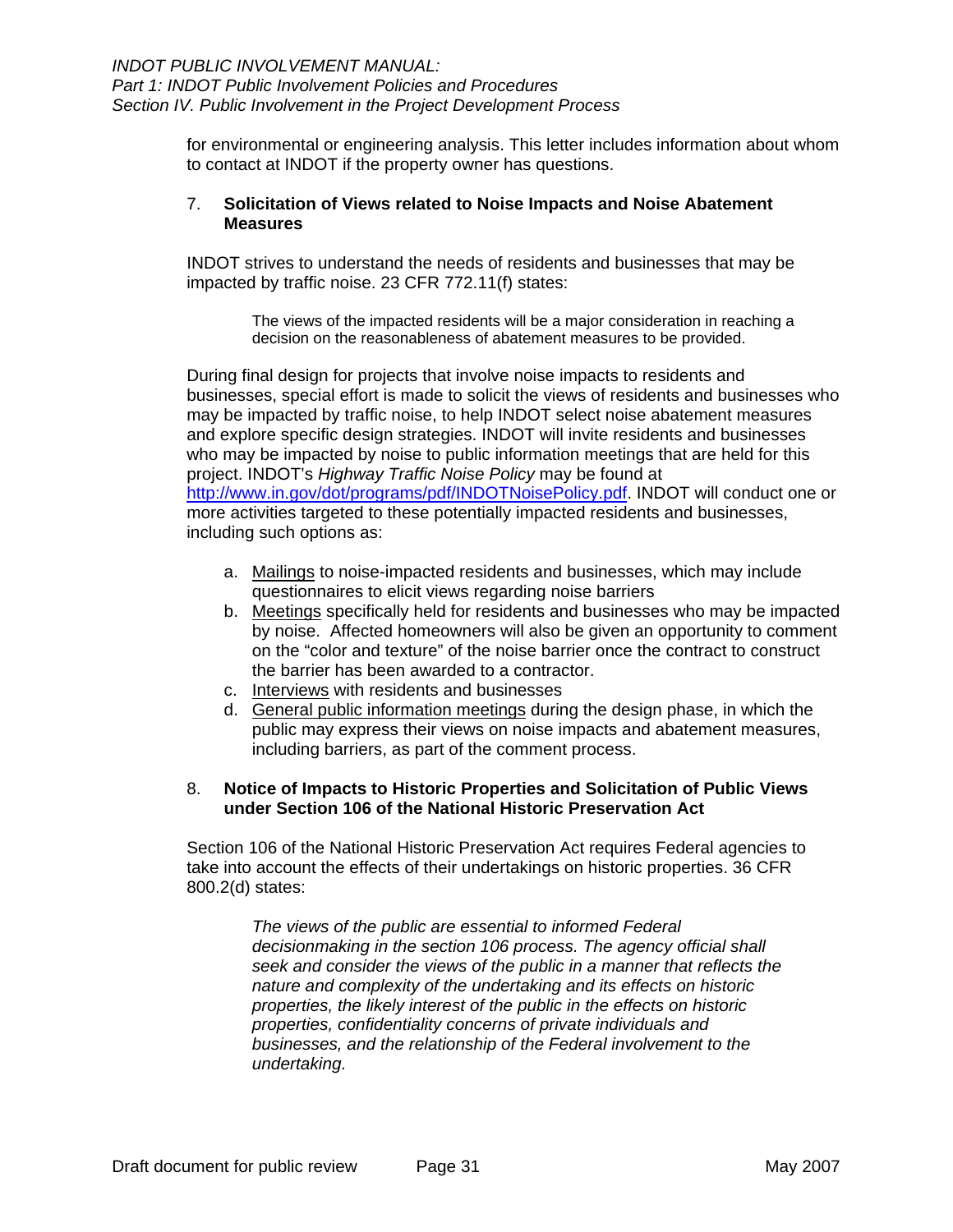for environmental or engineering analysis. This letter includes information about whom to contact at INDOT if the property owner has questions.

7. **Solicitation of Views related to Noise Impacts and Noise Abatement Measures**

INDOT strives to understand the needs of residents and businesses that may be impacted by traffic noise. 23 CFR 772.11(f) states:

> The views of the impacted residents will be a major consideration in reaching a decision on the reasonableness of abatement measures to be provided.

During final design for projects that involve noise impacts to residents and businesses, special effort is made to solicit the views of residents and businesses who may be impacted by traffic noise, to help INDOT select noise abatement measures and explore specific design strategies. INDOT will invite residents and businesses who may be impacted by noise to public information meetings that are held for this project. INDOT's *Highway Traffic Noise Policy* may be found at http://www.in.gov/dot/programs/pdf/INDOTNoisePolicy.pdf. INDOT will conduct one or more activities targeted to these potentially impacted residents and businesses, including such options as:

a. Mailings to noise-impacted residents and businesses, which may include questionnaires to elicit views regarding noise barriers
b. Meetings specifically held for residents and businesses who may be impacted by noise. Affected homeowners will also be given an opportunity to comment on the "color and texture" of the noise barrier once the contract to construct the barrier has been awarded to a contractor.
c. Interviews with residents and businesses
d. General public information meetings during the design phase, in which the public may express their views on noise impacts and abatement measures, including barriers, as part of the comment process.

8. **Notice of Impacts to Historic Properties and Solicitation of Public Views under Section 106 of the National Historic Preservation Act**

Section 106 of the National Historic Preservation Act requires Federal agencies to take into account the effects of their undertakings on historic properties. 36 CFR 800.2(d) states:

> *The views of the public are essential to informed Federal decisionmaking in the section 106 process. The agency official shall seek and consider the views of the public in a manner that reflects the nature and complexity of the undertaking and its effects on historic properties, the likely interest of the public in the effects on historic properties, confidentiality concerns of private individuals and businesses, and the relationship of the Federal involvement to the undertaking.*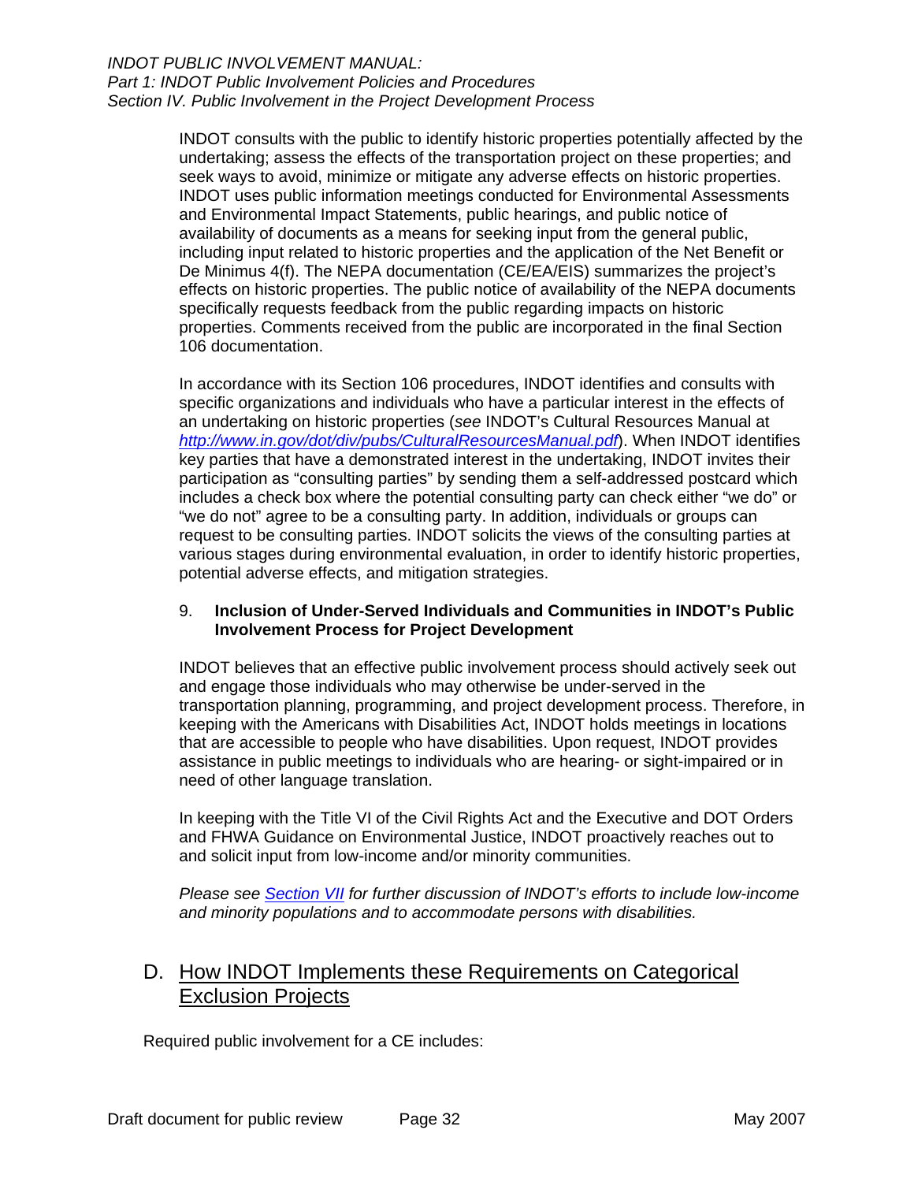INDOT consults with the public to identify historic properties potentially affected by the undertaking; assess the effects of the transportation project on these properties; and seek ways to avoid, minimize or mitigate any adverse effects on historic properties. INDOT uses public information meetings conducted for Environmental Assessments and Environmental Impact Statements, public hearings, and public notice of availability of documents as a means for seeking input from the general public, including input related to historic properties and the application of the Net Benefit or De Minimus 4(f). The NEPA documentation (CE/EA/EIS) summarizes the project's effects on historic properties. The public notice of availability of the NEPA documents specifically requests feedback from the public regarding impacts on historic properties. Comments received from the public are incorporated in the final Section 106 documentation.

In accordance with its Section 106 procedures, INDOT identifies and consults with specific organizations and individuals who have a particular interest in the effects of an undertaking on historic properties (*see* INDOT's Cultural Resources Manual at *[http://www.in.gov/dot/div/pubs/CulturalResourcesManual.pdf](http://www.in.gov/dot/div/pubs/CulturalResourcesManual.pdf)*). When INDOT identifies key parties that have a demonstrated interest in the undertaking, INDOT invites their participation as "consulting parties" by sending them a self-addressed postcard which includes a check box where the potential consulting party can check either "we do" or "we do not" agree to be a consulting party. In addition, individuals or groups can request to be consulting parties. INDOT solicits the views of the consulting parties at various stages during environmental evaluation, in order to identify historic properties, potential adverse effects, and mitigation strategies.

9. **Inclusion of Under-Served Individuals and Communities in INDOT's Public Involvement Process for Project Development**

INDOT believes that an effective public involvement process should actively seek out and engage those individuals who may otherwise be under-served in the transportation planning, programming, and project development process. Therefore, in keeping with the Americans with Disabilities Act, INDOT holds meetings in locations that are accessible to people who have disabilities. Upon request, INDOT provides assistance in public meetings to individuals who are hearing- or sight-impaired or in need of other language translation.

In keeping with the Title VI of the Civil Rights Act and the Executive and DOT Orders and FHWA Guidance on Environmental Justice, INDOT proactively reaches out to and solicit input from low-income and/or minority communities.

*Please see Section VII for further discussion of INDOT's efforts to include low-income and minority populations and to accommodate persons with disabilities.*

## D. How INDOT Implements these Requirements on Categorical Exclusion Projects

Required public involvement for a CE includes: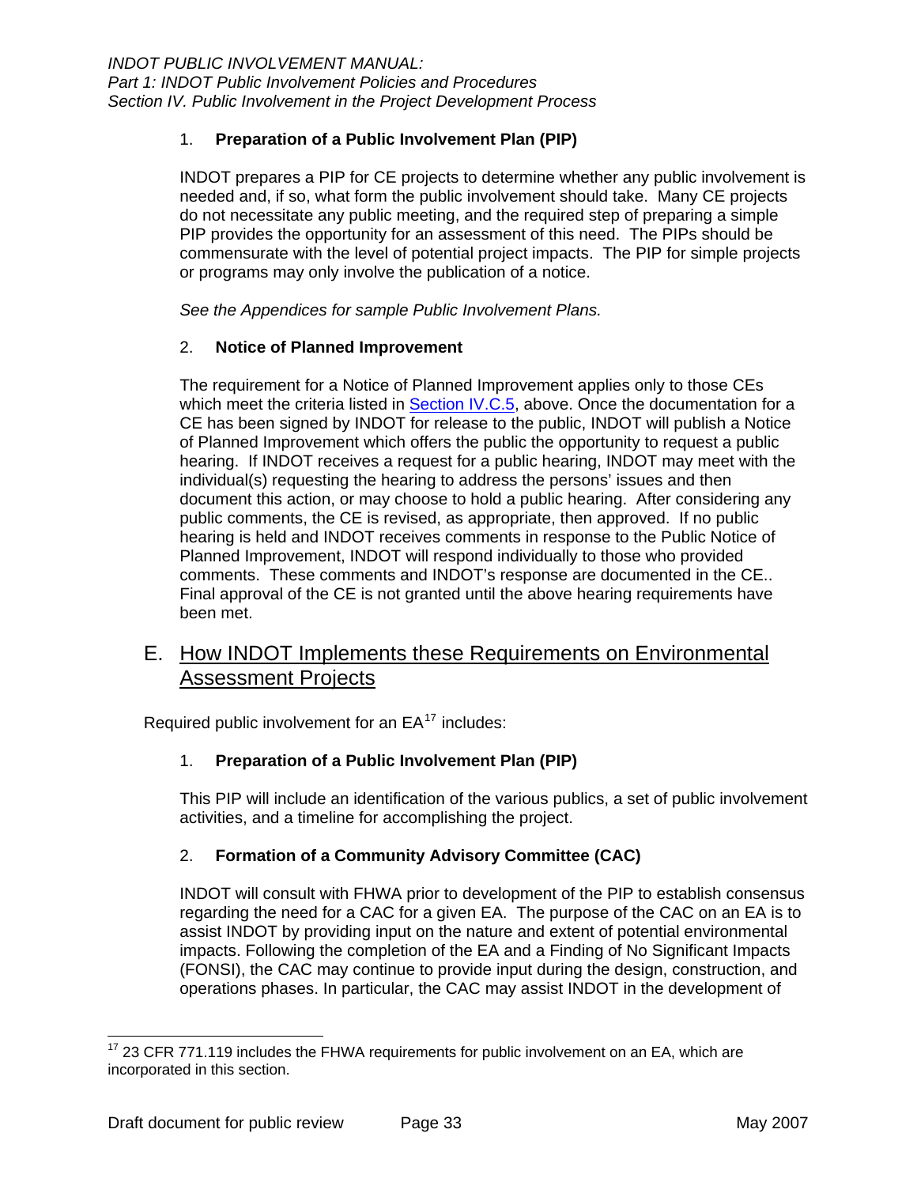1. **Preparation of a Public Involvement Plan (PIP)**

INDOT prepares a PIP for CE projects to determine whether any public involvement is needed and, if so, what form the public involvement should take. Many CE projects do not necessitate any public meeting, and the required step of preparing a simple PIP provides the opportunity for an assessment of this need. The PIPs should be commensurate with the level of potential project impacts. The PIP for simple projects or programs may only involve the publication of a notice.

*See the Appendices for sample Public Involvement Plans.*

2. **Notice of Planned Improvement**

The requirement for a Notice of Planned Improvement applies only to those CEs which meet the criteria listed in Section IV.C.5, above. Once the documentation for a CE has been signed by INDOT for release to the public, INDOT will publish a Notice of Planned Improvement which offers the public the opportunity to request a public hearing. If INDOT receives a request for a public hearing, INDOT may meet with the individual(s) requesting the hearing to address the persons' issues and then document this action, or may choose to hold a public hearing. After considering any public comments, the CE is revised, as appropriate, then approved. If no public hearing is held and INDOT receives comments in response to the Public Notice of Planned Improvement, INDOT will respond individually to those who provided comments. These comments and INDOT's response are documented in the CE.. Final approval of the CE is not granted until the above hearing requirements have been met.

## E. How INDOT Implements these Requirements on Environmental Assessment Projects

Required public involvement for an EA[17] includes:

1. **Preparation of a Public Involvement Plan (PIP)**

This PIP will include an identification of the various publics, a set of public involvement activities, and a timeline for accomplishing the project.

2. **Formation of a Community Advisory Committee (CAC)**

INDOT will consult with FHWA prior to development of the PIP to establish consensus regarding the need for a CAC for a given EA. The purpose of the CAC on an EA is to assist INDOT by providing input on the nature and extent of potential environmental impacts. Following the completion of the EA and a Finding of No Significant Impacts (FONSI), the CAC may continue to provide input during the design, construction, and operations phases. In particular, the CAC may assist INDOT in the development of

[17] 23 CFR 771.119 includes the FHWA requirements for public involvement on an EA, which are incorporated in this section.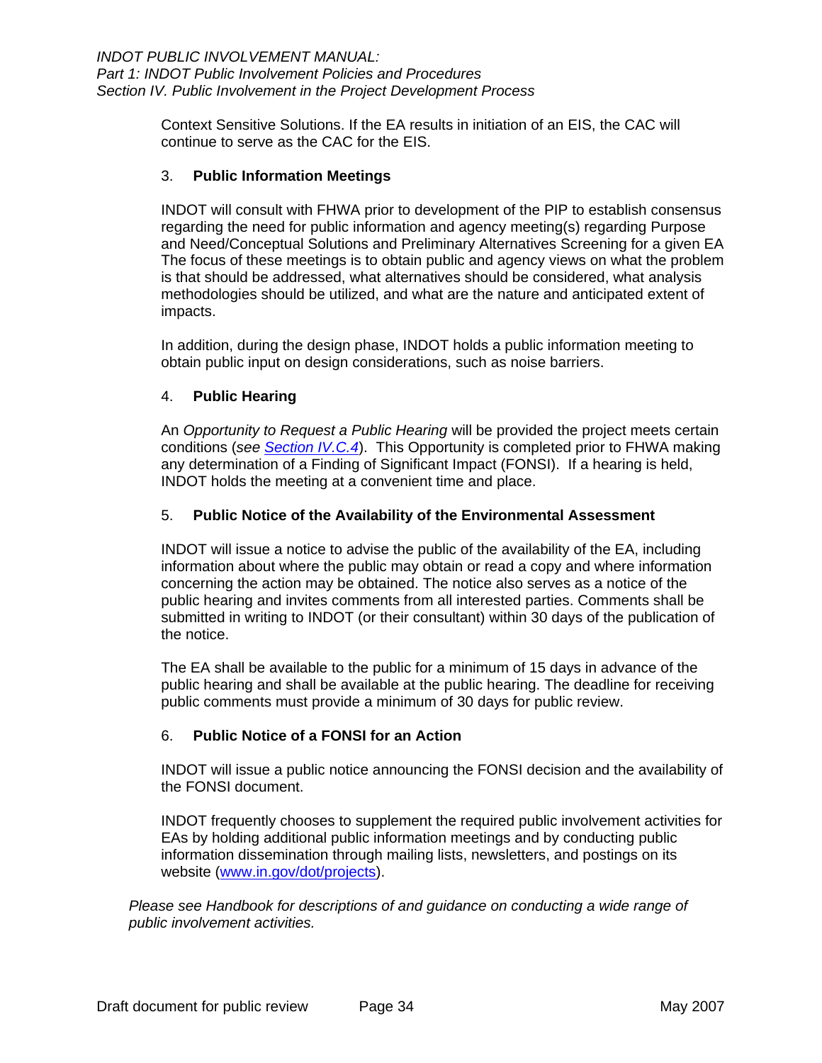Context Sensitive Solutions. If the EA results in initiation of an EIS, the CAC will continue to serve as the CAC for the EIS.

3. **Public Information Meetings**

INDOT will consult with FHWA prior to development of the PIP to establish consensus regarding the need for public information and agency meeting(s) regarding Purpose and Need/Conceptual Solutions and Preliminary Alternatives Screening for a given EA The focus of these meetings is to obtain public and agency views on what the problem is that should be addressed, what alternatives should be considered, what analysis methodologies should be utilized, and what are the nature and anticipated extent of impacts.

In addition, during the design phase, INDOT holds a public information meeting to obtain public input on design considerations, such as noise barriers.

4. **Public Hearing**

An *Opportunity to Request a Public Hearing* will be provided the project meets certain conditions (*see [Section IV.C.4](#)*). This Opportunity is completed prior to FHWA making any determination of a Finding of Significant Impact (FONSI). If a hearing is held, INDOT holds the meeting at a convenient time and place.

5. **Public Notice of the Availability of the Environmental Assessment**

INDOT will issue a notice to advise the public of the availability of the EA, including information about where the public may obtain or read a copy and where information concerning the action may be obtained. The notice also serves as a notice of the public hearing and invites comments from all interested parties. Comments shall be submitted in writing to INDOT (or their consultant) within 30 days of the publication of the notice.

The EA shall be available to the public for a minimum of 15 days in advance of the public hearing and shall be available at the public hearing. The deadline for receiving public comments must provide a minimum of 30 days for public review.

6. **Public Notice of a FONSI for an Action**

INDOT will issue a public notice announcing the FONSI decision and the availability of the FONSI document.

INDOT frequently chooses to supplement the required public involvement activities for EAs by holding additional public information meetings and by conducting public information dissemination through mailing lists, newsletters, and postings on its website ([www.in.gov/dot/projects](www.in.gov/dot/projects)).

*Please see Handbook for descriptions of and guidance on conducting a wide range of public involvement activities.*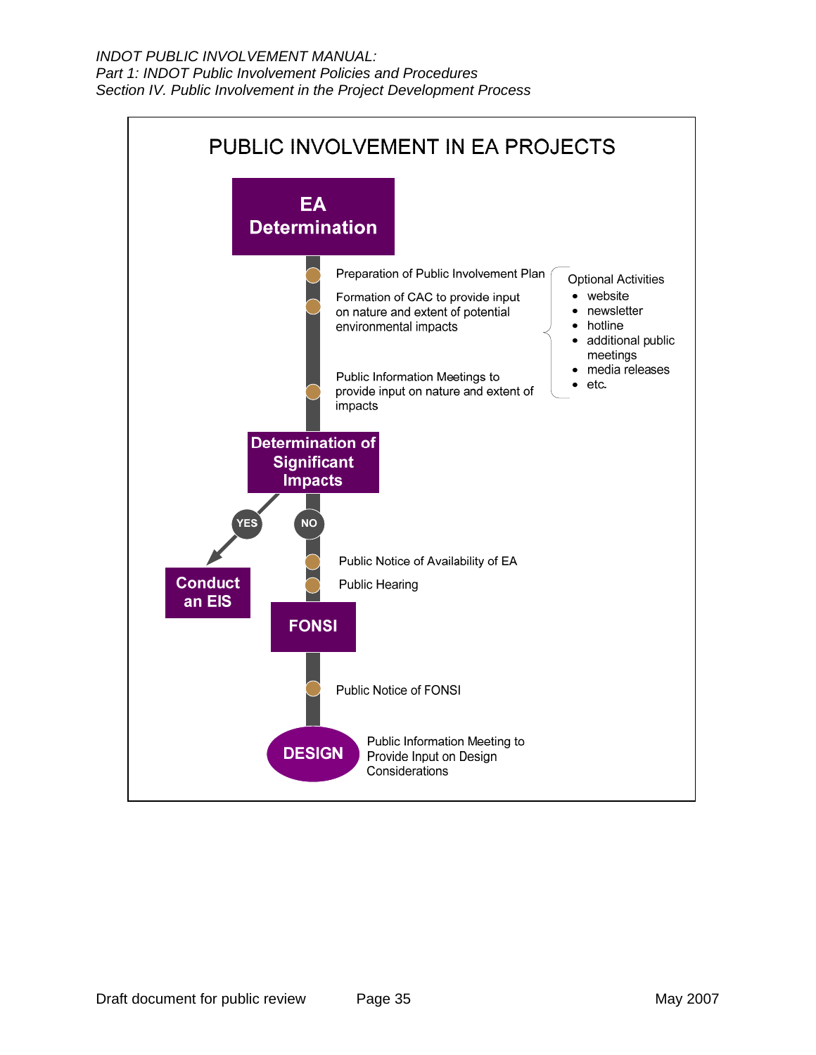# PUBLIC INVOLVEMENT IN EA PROJECTS

**EA Determination**

- Preparation of Public Involvement Plan
- Formation of CAC to provide input on nature and extent of potential environmental impacts
- Public Information Meetings to provide input on nature and extent of impacts

Optional Activities
- website
- newsletter
- hotline
- additional public meetings
- media releases
- etc.

**Determination of Significant Impacts**

YES → **Conduct an EIS**

NO →

- Public Notice of Availability of EA
- Public Hearing

**FONSI**

- Public Notice of FONSI

**DESIGN**

Public Information Meeting to Provide Input on Design Considerations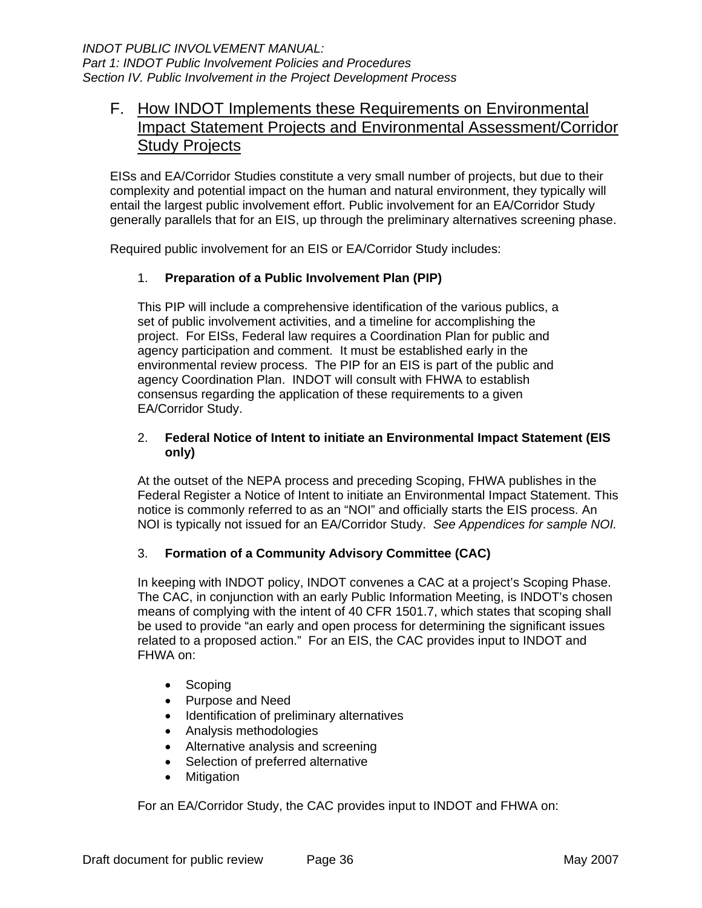## F. How INDOT Implements these Requirements on Environmental Impact Statement Projects and Environmental Assessment/Corridor Study Projects

EISs and EA/Corridor Studies constitute a very small number of projects, but due to their complexity and potential impact on the human and natural environment, they typically will entail the largest public involvement effort. Public involvement for an EA/Corridor Study generally parallels that for an EIS, up through the preliminary alternatives screening phase.

Required public involvement for an EIS or EA/Corridor Study includes:

1. **Preparation of a Public Involvement Plan (PIP)**

   This PIP will include a comprehensive identification of the various publics, a set of public involvement activities, and a timeline for accomplishing the project. For EISs, Federal law requires a Coordination Plan for public and agency participation and comment. It must be established early in the environmental review process. The PIP for an EIS is part of the public and agency Coordination Plan. INDOT will consult with FHWA to establish consensus regarding the application of these requirements to a given EA/Corridor Study.

2. **Federal Notice of Intent to initiate an Environmental Impact Statement (EIS only)**

   At the outset of the NEPA process and preceding Scoping, FHWA publishes in the Federal Register a Notice of Intent to initiate an Environmental Impact Statement. This notice is commonly referred to as an "NOI" and officially starts the EIS process. An NOI is typically not issued for an EA/Corridor Study. *See Appendices for sample NOI.*

3. **Formation of a Community Advisory Committee (CAC)**

   In keeping with INDOT policy, INDOT convenes a CAC at a project's Scoping Phase. The CAC, in conjunction with an early Public Information Meeting, is INDOT's chosen means of complying with the intent of 40 CFR 1501.7, which states that scoping shall be used to provide "an early and open process for determining the significant issues related to a proposed action." For an EIS, the CAC provides input to INDOT and FHWA on:

   - Scoping
   - Purpose and Need
   - Identification of preliminary alternatives
   - Analysis methodologies
   - Alternative analysis and screening
   - Selection of preferred alternative
   - Mitigation

   For an EA/Corridor Study, the CAC provides input to INDOT and FHWA on: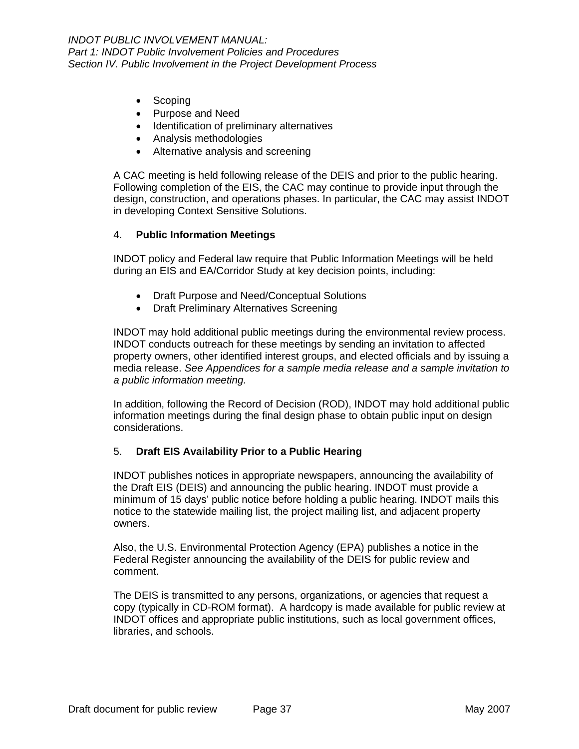- Scoping
- Purpose and Need
- Identification of preliminary alternatives
- Analysis methodologies
- Alternative analysis and screening

A CAC meeting is held following release of the DEIS and prior to the public hearing. Following completion of the EIS, the CAC may continue to provide input through the design, construction, and operations phases. In particular, the CAC may assist INDOT in developing Context Sensitive Solutions.

4. **Public Information Meetings**

INDOT policy and Federal law require that Public Information Meetings will be held during an EIS and EA/Corridor Study at key decision points, including:

- Draft Purpose and Need/Conceptual Solutions
- Draft Preliminary Alternatives Screening

INDOT may hold additional public meetings during the environmental review process. INDOT conducts outreach for these meetings by sending an invitation to affected property owners, other identified interest groups, and elected officials and by issuing a media release. *See Appendices for a sample media release and a sample invitation to a public information meeting.*

In addition, following the Record of Decision (ROD), INDOT may hold additional public information meetings during the final design phase to obtain public input on design considerations.

5. **Draft EIS Availability Prior to a Public Hearing**

INDOT publishes notices in appropriate newspapers, announcing the availability of the Draft EIS (DEIS) and announcing the public hearing. INDOT must provide a minimum of 15 days' public notice before holding a public hearing. INDOT mails this notice to the statewide mailing list, the project mailing list, and adjacent property owners.

Also, the U.S. Environmental Protection Agency (EPA) publishes a notice in the Federal Register announcing the availability of the DEIS for public review and comment.

The DEIS is transmitted to any persons, organizations, or agencies that request a copy (typically in CD-ROM format). A hardcopy is made available for public review at INDOT offices and appropriate public institutions, such as local government offices, libraries, and schools.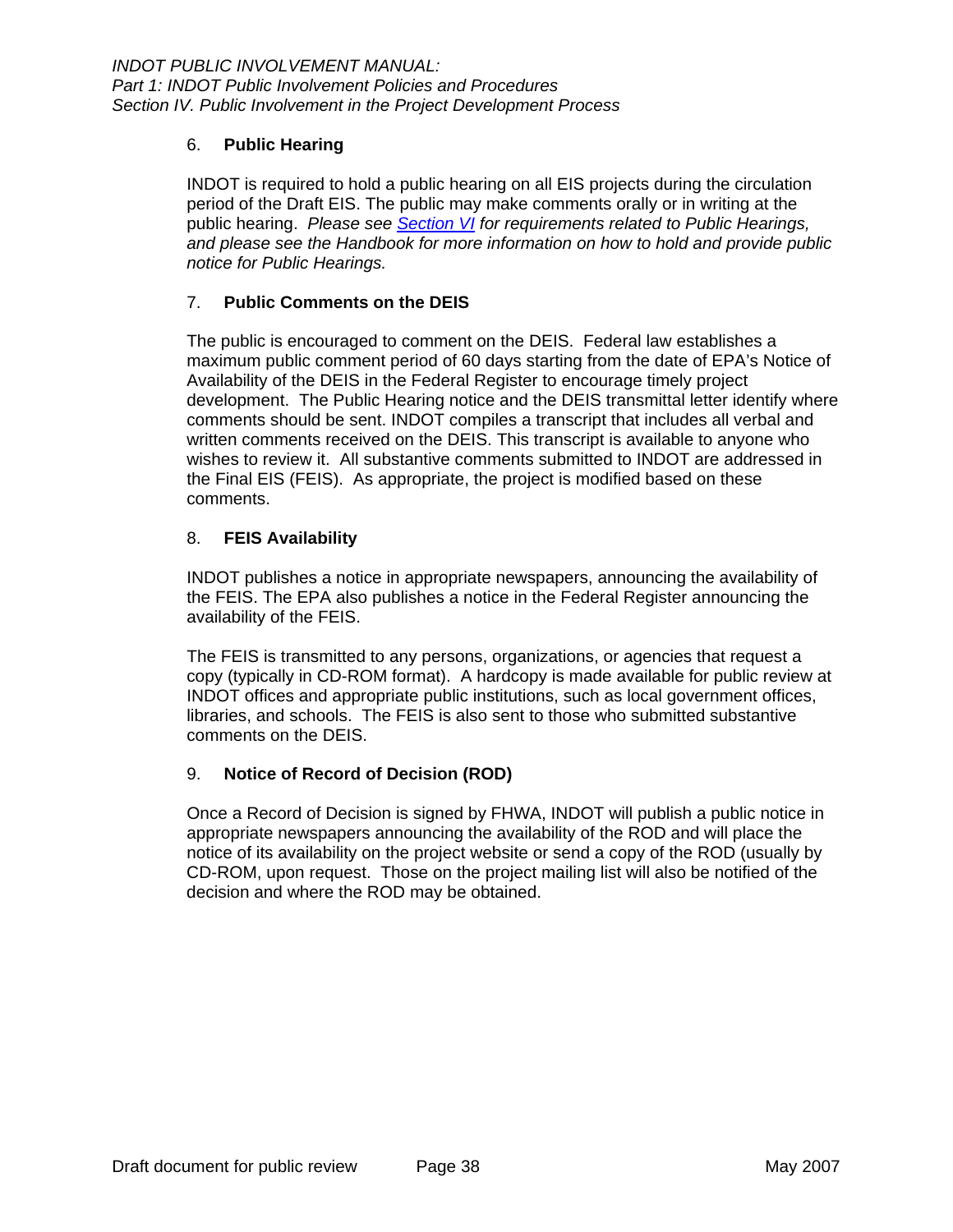### 6. **Public Hearing**

INDOT is required to hold a public hearing on all EIS projects during the circulation period of the Draft EIS. The public may make comments orally or in writing at the public hearing. *Please see Section VI for requirements related to Public Hearings, and please see the Handbook for more information on how to hold and provide public notice for Public Hearings.*

### 7. **Public Comments on the DEIS**

The public is encouraged to comment on the DEIS. Federal law establishes a maximum public comment period of 60 days starting from the date of EPA's Notice of Availability of the DEIS in the Federal Register to encourage timely project development. The Public Hearing notice and the DEIS transmittal letter identify where comments should be sent. INDOT compiles a transcript that includes all verbal and written comments received on the DEIS. This transcript is available to anyone who wishes to review it. All substantive comments submitted to INDOT are addressed in the Final EIS (FEIS). As appropriate, the project is modified based on these comments.

### 8. **FEIS Availability**

INDOT publishes a notice in appropriate newspapers, announcing the availability of the FEIS. The EPA also publishes a notice in the Federal Register announcing the availability of the FEIS.

The FEIS is transmitted to any persons, organizations, or agencies that request a copy (typically in CD-ROM format). A hardcopy is made available for public review at INDOT offices and appropriate public institutions, such as local government offices, libraries, and schools. The FEIS is also sent to those who submitted substantive comments on the DEIS.

### 9. **Notice of Record of Decision (ROD)**

Once a Record of Decision is signed by FHWA, INDOT will publish a public notice in appropriate newspapers announcing the availability of the ROD and will place the notice of its availability on the project website or send a copy of the ROD (usually by CD-ROM, upon request. Those on the project mailing list will also be notified of the decision and where the ROD may be obtained.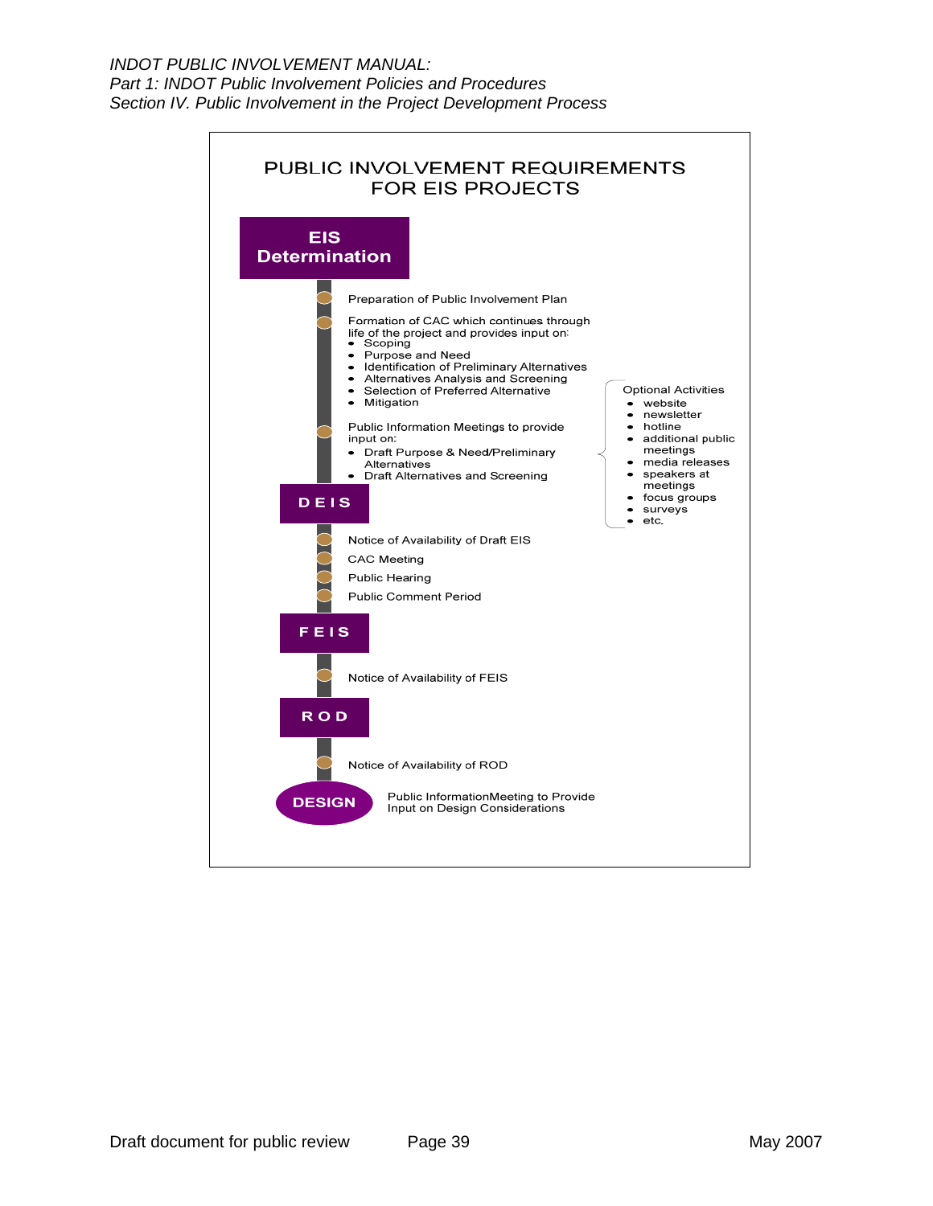## PUBLIC INVOLVEMENT REQUIREMENTS FOR EIS PROJECTS

**EIS Determination**

- Preparation of Public Involvement Plan
- Formation of CAC which continues through life of the project and provides input on:
  - Scoping
  - Purpose and Need
  - Identification of Preliminary Alternatives
  - Alternatives Analysis and Screening
  - Selection of Preferred Alternative
  - Mitigation
- Public Information Meetings to provide input on:
  - Draft Purpose & Need/Preliminary Alternatives
  - Draft Alternatives and Screening

Optional Activities
- website
- newsletter
- hotline
- additional public meetings
- media releases
- speakers at meetings
- focus groups
- surveys
- etc.

**DEIS**

- Notice of Availability of Draft EIS
- CAC Meeting
- Public Hearing
- Public Comment Period

**FEIS**

- Notice of Availability of FEIS

**ROD**

- Notice of Availability of ROD

**DESIGN**

Public InformationMeeting to Provide Input on Design Considerations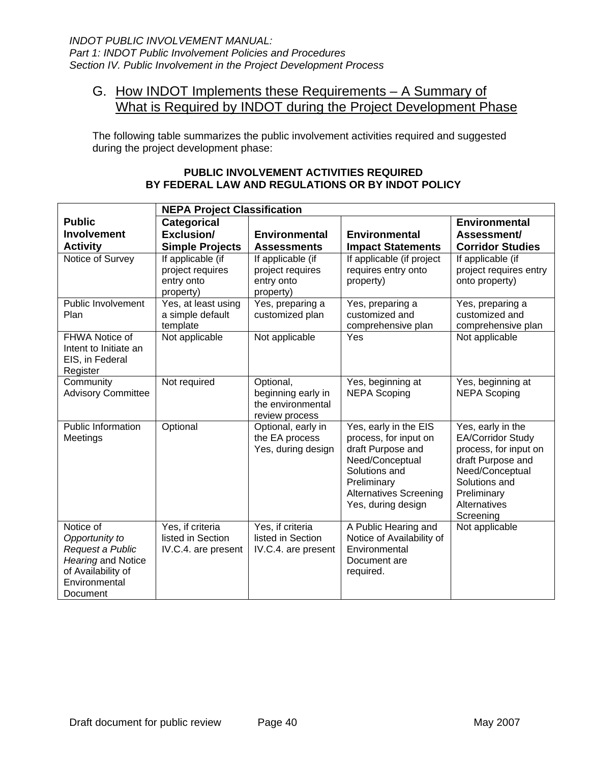## G. How INDOT Implements these Requirements – A Summary of What is Required by INDOT during the Project Development Phase

The following table summarizes the public involvement activities required and suggested during the project development phase:

**PUBLIC INVOLVEMENT ACTIVITIES REQUIRED BY FEDERAL LAW AND REGULATIONS OR BY INDOT POLICY**

| | **NEPA Project Classification** | | | |
|---|---|---|---|---|
| **Public Involvement Activity** | **Categorical Exclusion/ Simple Projects** | **Environmental Assessments** | **Environmental Impact Statements** | **Environmental Assessment/ Corridor Studies** |
| Notice of Survey | If applicable (if project requires entry onto property) | If applicable (if project requires entry onto property) | If applicable (if project requires entry onto property) | If applicable (if project requires entry onto property) |
| Public Involvement Plan | Yes, at least using a simple default template | Yes, preparing a customized plan | Yes, preparing a customized and comprehensive plan | Yes, preparing a customized and comprehensive plan |
| FHWA Notice of Intent to Initiate an EIS, in Federal Register | Not applicable | Not applicable | Yes | Not applicable |
| Community Advisory Committee | Not required | Optional, beginning early in the environmental review process | Yes, beginning at NEPA Scoping | Yes, beginning at NEPA Scoping |
| Public Information Meetings | Optional | Optional, early in the EA process<br>Yes, during design | Yes, early in the EIS process, for input on draft Purpose and Need/Conceptual Solutions and Preliminary Alternatives Screening<br>Yes, during design | Yes, early in the EA/Corridor Study process, for input on draft Purpose and Need/Conceptual Solutions and Preliminary Alternatives Screening |
| Notice of *Opportunity to Request a Public Hearing* and Notice of Availability of Environmental Document | Yes, if criteria listed in Section IV.C.4. are present | Yes, if criteria listed in Section IV.C.4. are present | A Public Hearing and Notice of Availability of Environmental Document are required. | Not applicable |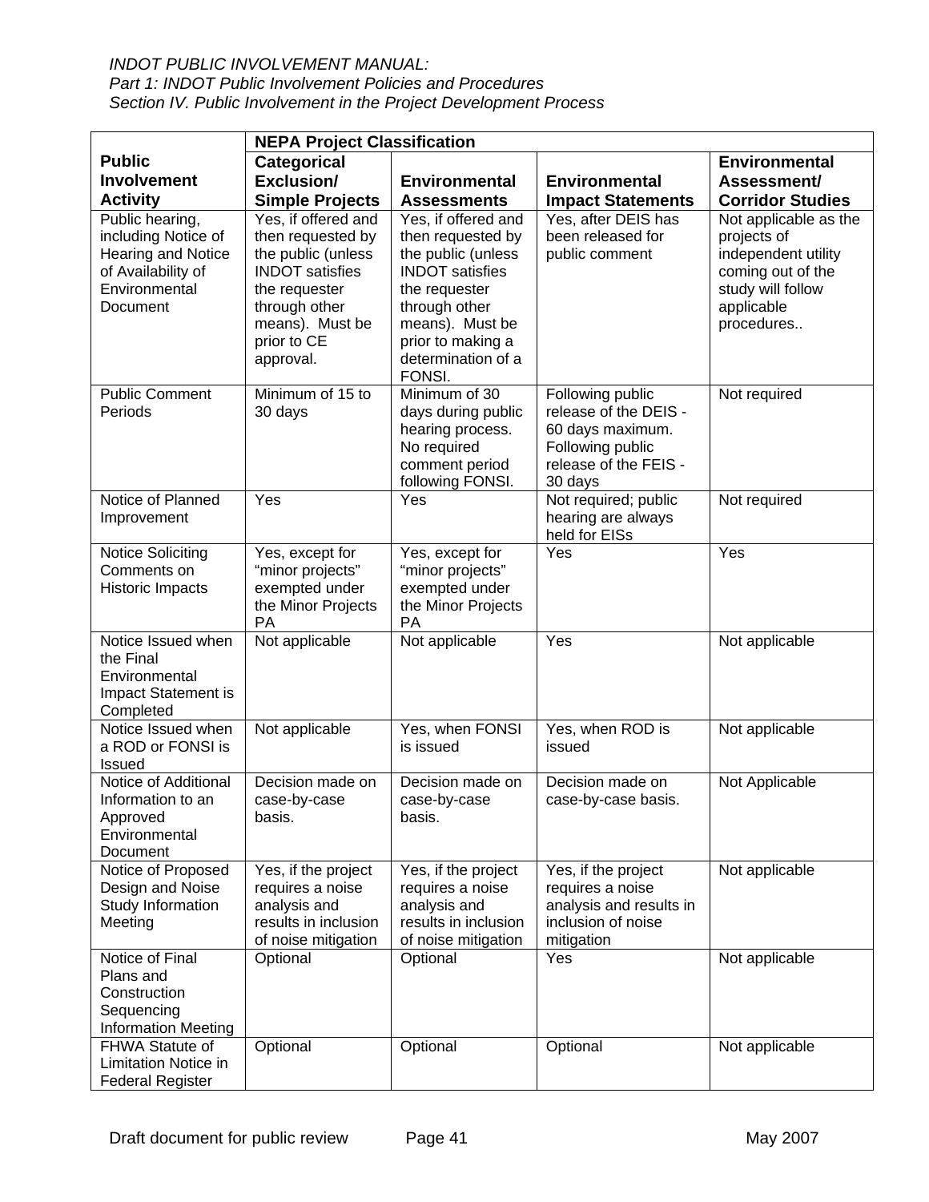| Public Involvement Activity | NEPA Project Classification | | | |
|---|---|---|---|---|
| | Categorical Exclusion/ Simple Projects | Environmental Assessments | Environmental Impact Statements | Environmental Assessment/ Corridor Studies |
| Public hearing, including Notice of Hearing and Notice of Availability of Environmental Document | Yes, if offered and then requested by the public (unless INDOT satisfies the requester through other means). Must be prior to CE approval. | Yes, if offered and then requested by the public (unless INDOT satisfies the requester through other means). Must be prior to making a determination of a FONSI. | Yes, after DEIS has been released for public comment | Not applicable as the projects of independent utility coming out of the study will follow applicable procedures.. |
| Public Comment Periods | Minimum of 15 to 30 days | Minimum of 30 days during public hearing process. No required comment period following FONSI. | Following public release of the DEIS - 60 days maximum. Following public release of the FEIS - 30 days | Not required |
| Notice of Planned Improvement | Yes | Yes | Not required; public hearing are always held for EISs | Not required |
| Notice Soliciting Comments on Historic Impacts | Yes, except for "minor projects" exempted under the Minor Projects PA | Yes, except for "minor projects" exempted under the Minor Projects PA | Yes | Yes |
| Notice Issued when the Final Environmental Impact Statement is Completed | Not applicable | Not applicable | Yes | Not applicable |
| Notice Issued when a ROD or FONSI is Issued | Not applicable | Yes, when FONSI is issued | Yes, when ROD is issued | Not applicable |
| Notice of Additional Information to an Approved Environmental Document | Decision made on case-by-case basis. | Decision made on case-by-case basis. | Decision made on case-by-case basis. | Not Applicable |
| Notice of Proposed Design and Noise Study Information Meeting | Yes, if the project requires a noise analysis and results in inclusion of noise mitigation | Yes, if the project requires a noise analysis and results in inclusion of noise mitigation | Yes, if the project requires a noise analysis and results in inclusion of noise mitigation | Not applicable |
| Notice of Final Plans and Construction Sequencing Information Meeting | Optional | Optional | Yes | Not applicable |
| FHWA Statute of Limitation Notice in Federal Register | Optional | Optional | Optional | Not applicable |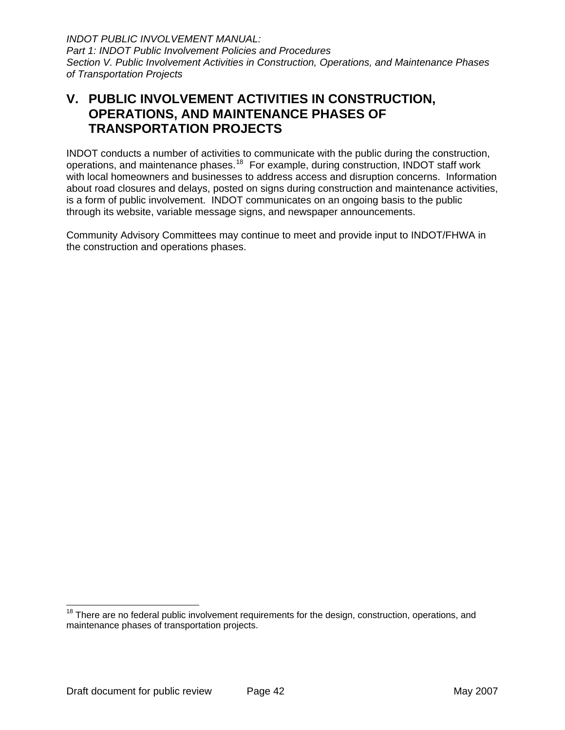# V. PUBLIC INVOLVEMENT ACTIVITIES IN CONSTRUCTION, OPERATIONS, AND MAINTENANCE PHASES OF TRANSPORTATION PROJECTS

INDOT conducts a number of activities to communicate with the public during the construction, operations, and maintenance phases.[18] For example, during construction, INDOT staff work with local homeowners and businesses to address access and disruption concerns. Information about road closures and delays, posted on signs during construction and maintenance activities, is a form of public involvement. INDOT communicates on an ongoing basis to the public through its website, variable message signs, and newspaper announcements.

Community Advisory Committees may continue to meet and provide input to INDOT/FHWA in the construction and operations phases.

---

[18] There are no federal public involvement requirements for the design, construction, operations, and maintenance phases of transportation projects.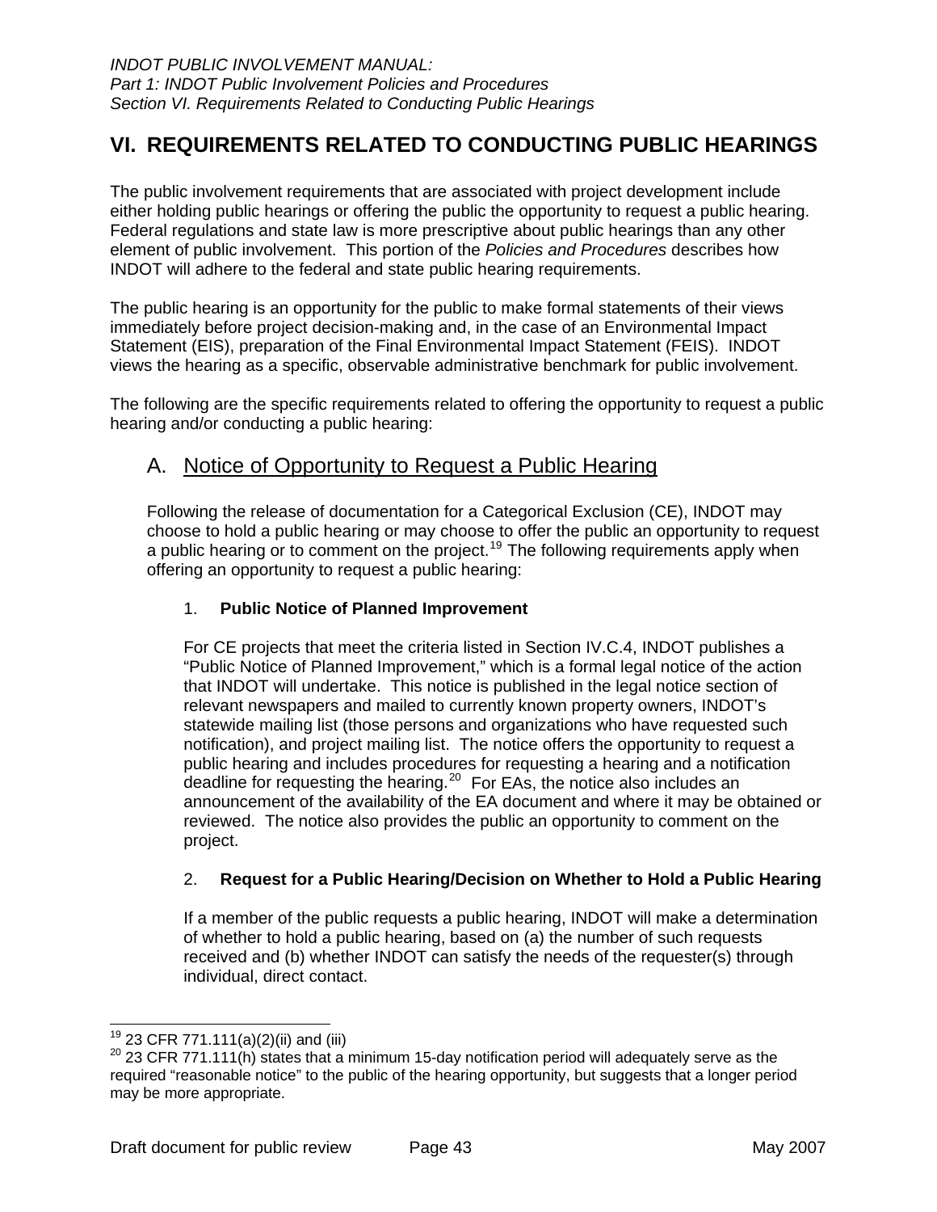## VI. REQUIREMENTS RELATED TO CONDUCTING PUBLIC HEARINGS

The public involvement requirements that are associated with project development include either holding public hearings or offering the public the opportunity to request a public hearing. Federal regulations and state law is more prescriptive about public hearings than any other element of public involvement. This portion of the *Policies and Procedures* describes how INDOT will adhere to the federal and state public hearing requirements.

The public hearing is an opportunity for the public to make formal statements of their views immediately before project decision-making and, in the case of an Environmental Impact Statement (EIS), preparation of the Final Environmental Impact Statement (FEIS). INDOT views the hearing as a specific, observable administrative benchmark for public involvement.

The following are the specific requirements related to offering the opportunity to request a public hearing and/or conducting a public hearing:

### A. Notice of Opportunity to Request a Public Hearing

Following the release of documentation for a Categorical Exclusion (CE), INDOT may choose to hold a public hearing or may choose to offer the public an opportunity to request a public hearing or to comment on the project.[19] The following requirements apply when offering an opportunity to request a public hearing:

#### 1. Public Notice of Planned Improvement

For CE projects that meet the criteria listed in Section IV.C.4, INDOT publishes a "Public Notice of Planned Improvement," which is a formal legal notice of the action that INDOT will undertake. This notice is published in the legal notice section of relevant newspapers and mailed to currently known property owners, INDOT's statewide mailing list (those persons and organizations who have requested such notification), and project mailing list. The notice offers the opportunity to request a public hearing and includes procedures for requesting a hearing and a notification deadline for requesting the hearing.[20] For EAs, the notice also includes an announcement of the availability of the EA document and where it may be obtained or reviewed. The notice also provides the public an opportunity to comment on the project.

#### 2. Request for a Public Hearing/Decision on Whether to Hold a Public Hearing

If a member of the public requests a public hearing, INDOT will make a determination of whether to hold a public hearing, based on (a) the number of such requests received and (b) whether INDOT can satisfy the needs of the requester(s) through individual, direct contact.

---

[19] 23 CFR 771.111(a)(2)(ii) and (iii)

[20] 23 CFR 771.111(h) states that a minimum 15-day notification period will adequately serve as the required "reasonable notice" to the public of the hearing opportunity, but suggests that a longer period may be more appropriate.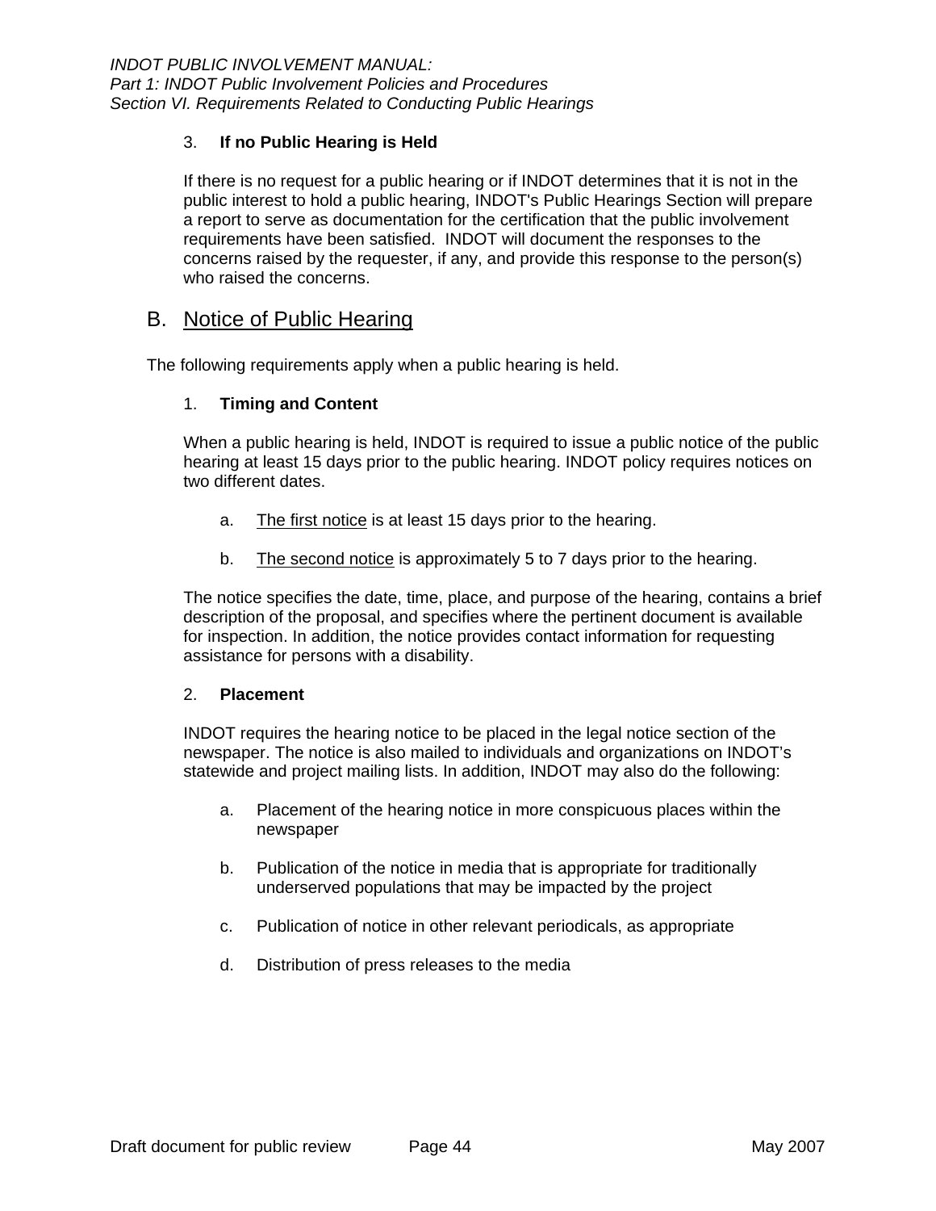### 3. If no Public Hearing is Held

If there is no request for a public hearing or if INDOT determines that it is not in the public interest to hold a public hearing, INDOT's Public Hearings Section will prepare a report to serve as documentation for the certification that the public involvement requirements have been satisfied. INDOT will document the responses to the concerns raised by the requester, if any, and provide this response to the person(s) who raised the concerns.

## B. Notice of Public Hearing

The following requirements apply when a public hearing is held.

### 1. Timing and Content

When a public hearing is held, INDOT is required to issue a public notice of the public hearing at least 15 days prior to the public hearing. INDOT policy requires notices on two different dates.

a. The first notice is at least 15 days prior to the hearing.

b. The second notice is approximately 5 to 7 days prior to the hearing.

The notice specifies the date, time, place, and purpose of the hearing, contains a brief description of the proposal, and specifies where the pertinent document is available for inspection. In addition, the notice provides contact information for requesting assistance for persons with a disability.

### 2. Placement

INDOT requires the hearing notice to be placed in the legal notice section of the newspaper. The notice is also mailed to individuals and organizations on INDOT's statewide and project mailing lists. In addition, INDOT may also do the following:

a. Placement of the hearing notice in more conspicuous places within the newspaper

b. Publication of the notice in media that is appropriate for traditionally underserved populations that may be impacted by the project

c. Publication of notice in other relevant periodicals, as appropriate

d. Distribution of press releases to the media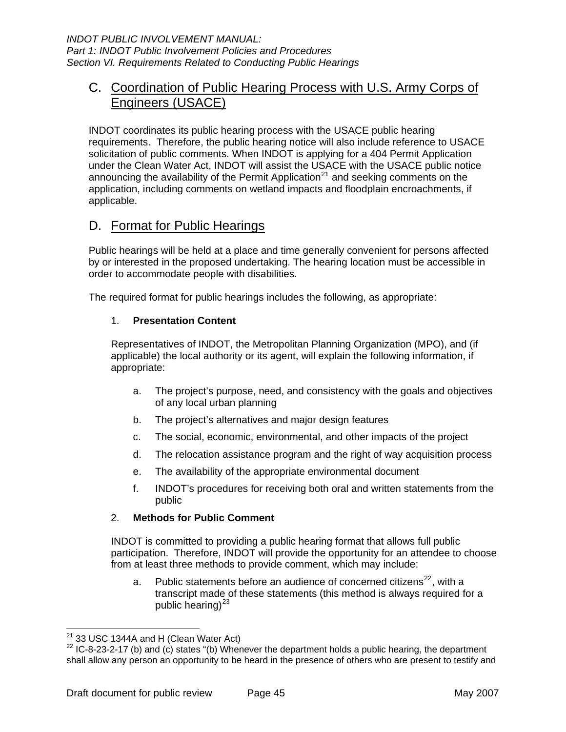## C. Coordination of Public Hearing Process with U.S. Army Corps of Engineers (USACE)

INDOT coordinates its public hearing process with the USACE public hearing requirements. Therefore, the public hearing notice will also include reference to USACE solicitation of public comments. When INDOT is applying for a 404 Permit Application under the Clean Water Act, INDOT will assist the USACE with the USACE public notice announcing the availability of the Permit Application[21] and seeking comments on the application, including comments on wetland impacts and floodplain encroachments, if applicable.

## D. Format for Public Hearings

Public hearings will be held at a place and time generally convenient for persons affected by or interested in the proposed undertaking. The hearing location must be accessible in order to accommodate people with disabilities.

The required format for public hearings includes the following, as appropriate:

1. **Presentation Content**

   Representatives of INDOT, the Metropolitan Planning Organization (MPO), and (if applicable) the local authority or its agent, will explain the following information, if appropriate:

   a. The project's purpose, need, and consistency with the goals and objectives of any local urban planning

   b. The project's alternatives and major design features

   c. The social, economic, environmental, and other impacts of the project

   d. The relocation assistance program and the right of way acquisition process

   e. The availability of the appropriate environmental document

   f. INDOT's procedures for receiving both oral and written statements from the public

2. **Methods for Public Comment**

   INDOT is committed to providing a public hearing format that allows full public participation. Therefore, INDOT will provide the opportunity for an attendee to choose from at least three methods to provide comment, which may include:

   a. Public statements before an audience of concerned citizens[22], with a transcript made of these statements (this method is always required for a public hearing)[23]

---

[21] 33 USC 1344A and H (Clean Water Act)

[22] IC-8-23-2-17 (b) and (c) states "(b) Whenever the department holds a public hearing, the department shall allow any person an opportunity to be heard in the presence of others who are present to testify and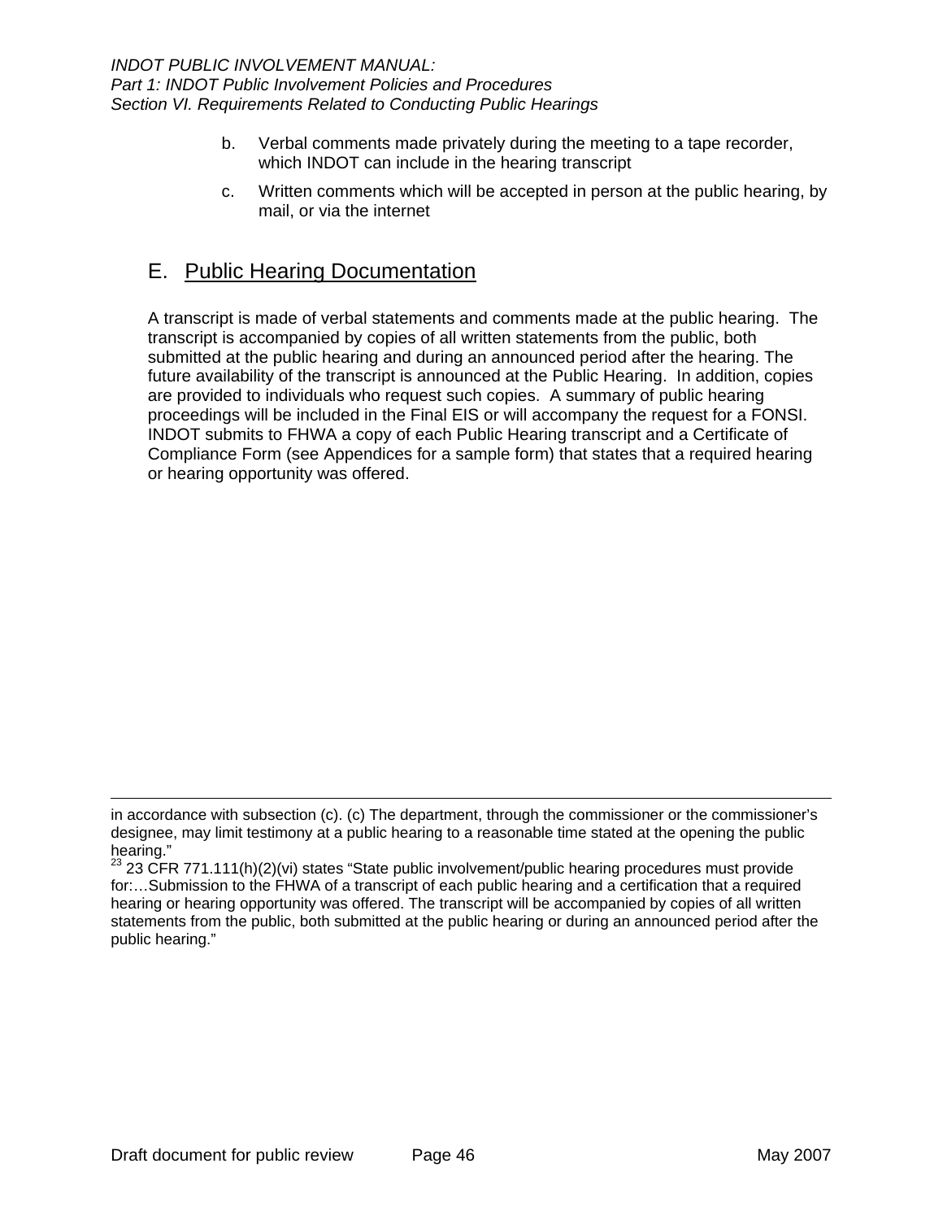b. Verbal comments made privately during the meeting to a tape recorder, which INDOT can include in the hearing transcript

c. Written comments which will be accepted in person at the public hearing, by mail, or via the internet

## E. Public Hearing Documentation

A transcript is made of verbal statements and comments made at the public hearing. The transcript is accompanied by copies of all written statements from the public, both submitted at the public hearing and during an announced period after the hearing. The future availability of the transcript is announced at the Public Hearing. In addition, copies are provided to individuals who request such copies. A summary of public hearing proceedings will be included in the Final EIS or will accompany the request for a FONSI. INDOT submits to FHWA a copy of each Public Hearing transcript and a Certificate of Compliance Form (see Appendices for a sample form) that states that a required hearing or hearing opportunity was offered.

---

in accordance with subsection (c). (c) The department, through the commissioner or the commissioner's designee, may limit testimony at a public hearing to a reasonable time stated at the opening the public hearing."

[23] 23 CFR 771.111(h)(2)(vi) states "State public involvement/public hearing procedures must provide for:…Submission to the FHWA of a transcript of each public hearing and a certification that a required hearing or hearing opportunity was offered. The transcript will be accompanied by copies of all written statements from the public, both submitted at the public hearing or during an announced period after the public hearing."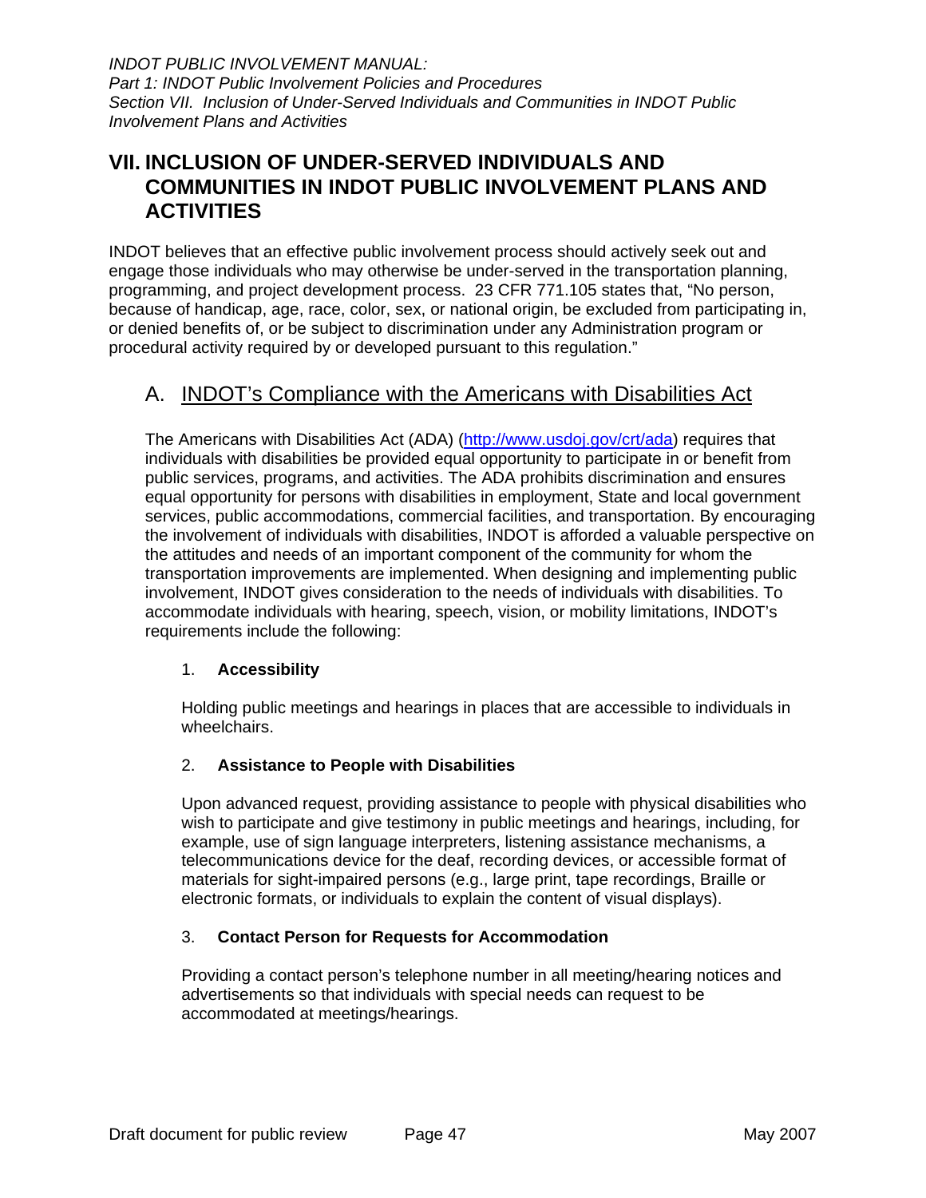# VII. INCLUSION OF UNDER-SERVED INDIVIDUALS AND COMMUNITIES IN INDOT PUBLIC INVOLVEMENT PLANS AND ACTIVITIES

INDOT believes that an effective public involvement process should actively seek out and engage those individuals who may otherwise be under-served in the transportation planning, programming, and project development process. 23 CFR 771.105 states that, "No person, because of handicap, age, race, color, sex, or national origin, be excluded from participating in, or denied benefits of, or be subject to discrimination under any Administration program or procedural activity required by or developed pursuant to this regulation."

## A. INDOT's Compliance with the Americans with Disabilities Act

The Americans with Disabilities Act (ADA) (http://www.usdoj.gov/crt/ada) requires that individuals with disabilities be provided equal opportunity to participate in or benefit from public services, programs, and activities. The ADA prohibits discrimination and ensures equal opportunity for persons with disabilities in employment, State and local government services, public accommodations, commercial facilities, and transportation. By encouraging the involvement of individuals with disabilities, INDOT is afforded a valuable perspective on the attitudes and needs of an important component of the community for whom the transportation improvements are implemented. When designing and implementing public involvement, INDOT gives consideration to the needs of individuals with disabilities. To accommodate individuals with hearing, speech, vision, or mobility limitations, INDOT's requirements include the following:

### 1. Accessibility

Holding public meetings and hearings in places that are accessible to individuals in wheelchairs.

### 2. Assistance to People with Disabilities

Upon advanced request, providing assistance to people with physical disabilities who wish to participate and give testimony in public meetings and hearings, including, for example, use of sign language interpreters, listening assistance mechanisms, a telecommunications device for the deaf, recording devices, or accessible format of materials for sight-impaired persons (e.g., large print, tape recordings, Braille or electronic formats, or individuals to explain the content of visual displays).

### 3. Contact Person for Requests for Accommodation

Providing a contact person's telephone number in all meeting/hearing notices and advertisements so that individuals with special needs can request to be accommodated at meetings/hearings.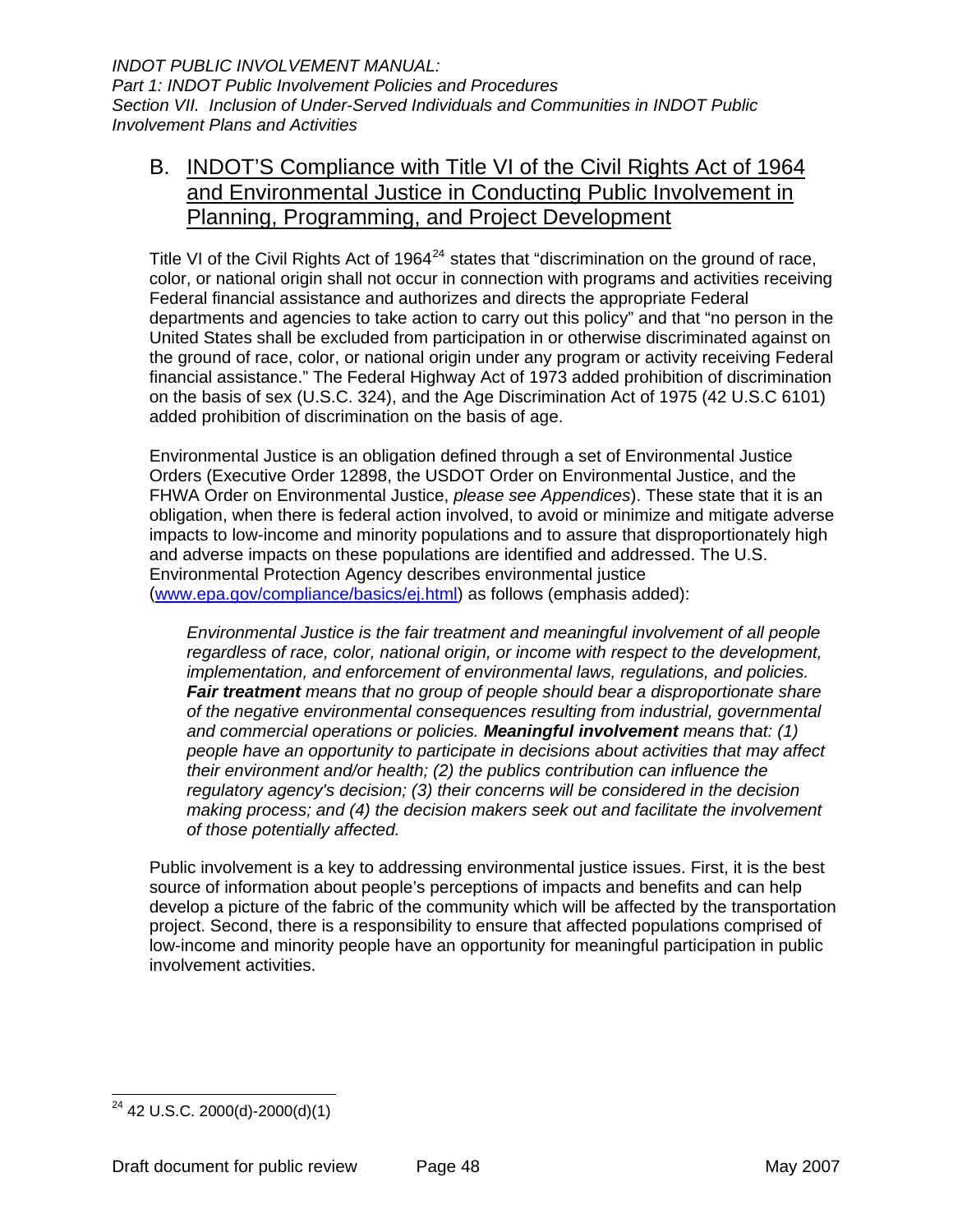## B. INDOT'S Compliance with Title VI of the Civil Rights Act of 1964 and Environmental Justice in Conducting Public Involvement in Planning, Programming, and Project Development

Title VI of the Civil Rights Act of 1964[24] states that "discrimination on the ground of race, color, or national origin shall not occur in connection with programs and activities receiving Federal financial assistance and authorizes and directs the appropriate Federal departments and agencies to take action to carry out this policy" and that "no person in the United States shall be excluded from participation in or otherwise discriminated against on the ground of race, color, or national origin under any program or activity receiving Federal financial assistance." The Federal Highway Act of 1973 added prohibition of discrimination on the basis of sex (U.S.C. 324), and the Age Discrimination Act of 1975 (42 U.S.C 6101) added prohibition of discrimination on the basis of age.

Environmental Justice is an obligation defined through a set of Environmental Justice Orders (Executive Order 12898, the USDOT Order on Environmental Justice, and the FHWA Order on Environmental Justice, *please see Appendices*). These state that it is an obligation, when there is federal action involved, to avoid or minimize and mitigate adverse impacts to low-income and minority populations and to assure that disproportionately high and adverse impacts on these populations are identified and addressed. The U.S. Environmental Protection Agency describes environmental justice (www.epa.gov/compliance/basics/ej.html) as follows (emphasis added):

> *Environmental Justice is the fair treatment and meaningful involvement of all people regardless of race, color, national origin, or income with respect to the development, implementation, and enforcement of environmental laws, regulations, and policies.* ***Fair treatment*** *means that no group of people should bear a disproportionate share of the negative environmental consequences resulting from industrial, governmental and commercial operations or policies.* ***Meaningful involvement*** *means that: (1) people have an opportunity to participate in decisions about activities that may affect their environment and/or health; (2) the publics contribution can influence the regulatory agency's decision; (3) their concerns will be considered in the decision making process; and (4) the decision makers seek out and facilitate the involvement of those potentially affected.*

Public involvement is a key to addressing environmental justice issues. First, it is the best source of information about people's perceptions of impacts and benefits and can help develop a picture of the fabric of the community which will be affected by the transportation project. Second, there is a responsibility to ensure that affected populations comprised of low-income and minority people have an opportunity for meaningful participation in public involvement activities.

---

[24] 42 U.S.C. 2000(d)-2000(d)(1)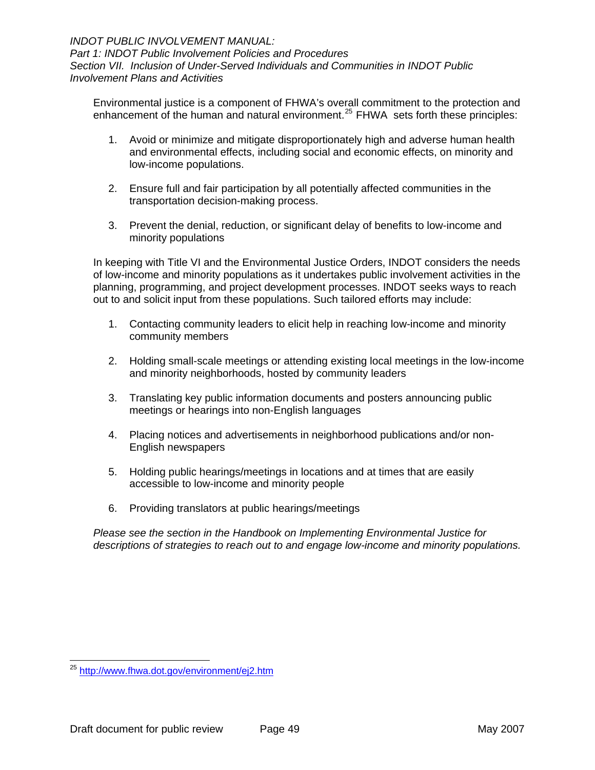Environmental justice is a component of FHWA's overall commitment to the protection and enhancement of the human and natural environment.[25] FHWA sets forth these principles:

1. Avoid or minimize and mitigate disproportionately high and adverse human health and environmental effects, including social and economic effects, on minority and low-income populations.

2. Ensure full and fair participation by all potentially affected communities in the transportation decision-making process.

3. Prevent the denial, reduction, or significant delay of benefits to low-income and minority populations

In keeping with Title VI and the Environmental Justice Orders, INDOT considers the needs of low-income and minority populations as it undertakes public involvement activities in the planning, programming, and project development processes. INDOT seeks ways to reach out to and solicit input from these populations. Such tailored efforts may include:

1. Contacting community leaders to elicit help in reaching low-income and minority community members

2. Holding small-scale meetings or attending existing local meetings in the low-income and minority neighborhoods, hosted by community leaders

3. Translating key public information documents and posters announcing public meetings or hearings into non-English languages

4. Placing notices and advertisements in neighborhood publications and/or non-English newspapers

5. Holding public hearings/meetings in locations and at times that are easily accessible to low-income and minority people

6. Providing translators at public hearings/meetings

*Please see the section in the Handbook on Implementing Environmental Justice for descriptions of strategies to reach out to and engage low-income and minority populations.*

[25] http://www.fhwa.dot.gov/environment/ej2.htm